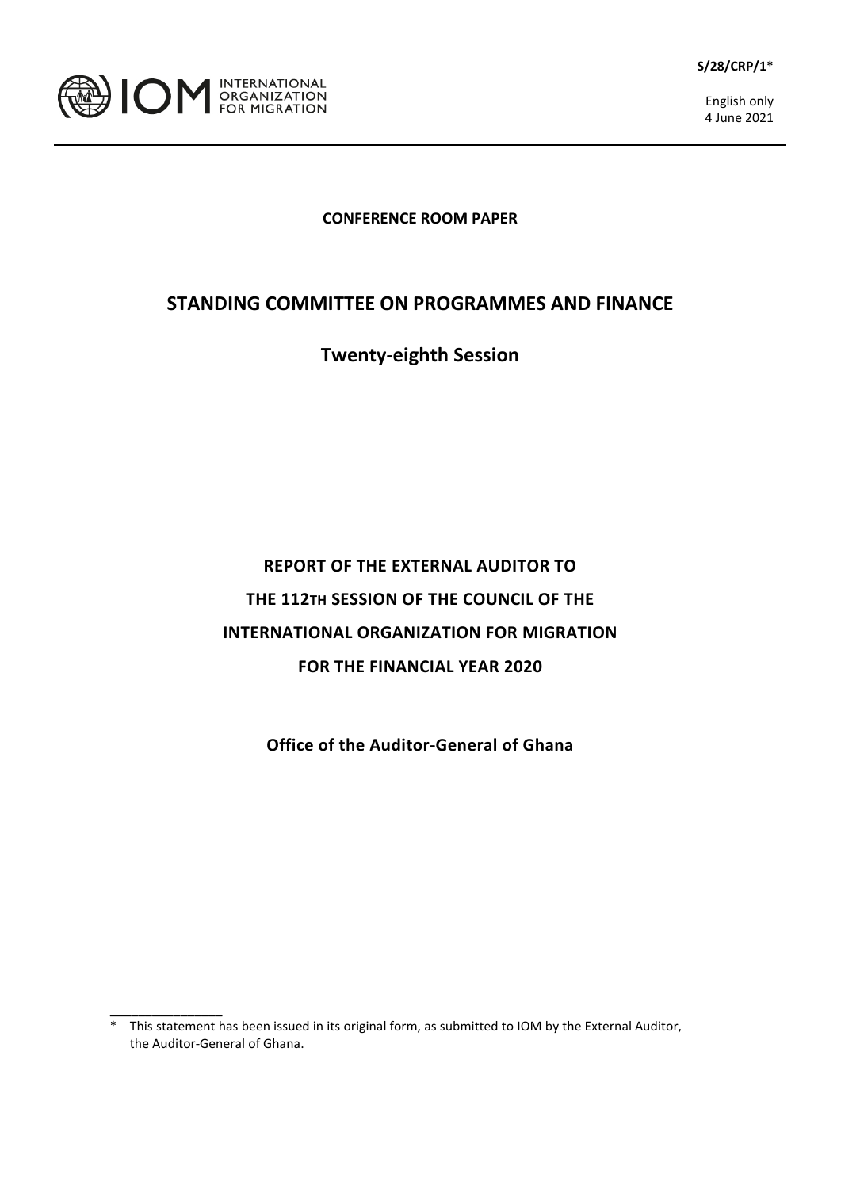S/28/CRP/1*

English only
4 June 2021

**CONFERENCE ROOM PAPER**

# STANDING COMMITTEE ON PROGRAMMES AND FINANCE

## Twenty-eighth Session

# REPORT OF THE EXTERNAL AUDITOR TO THE 112TH SESSION OF THE COUNCIL OF THE INTERNATIONAL ORGANIZATION FOR MIGRATION FOR THE FINANCIAL YEAR 2020

**Office of the Auditor-General of Ghana**

\* This statement has been issued in its original form, as submitted to IOM by the External Auditor, the Auditor-General of Ghana.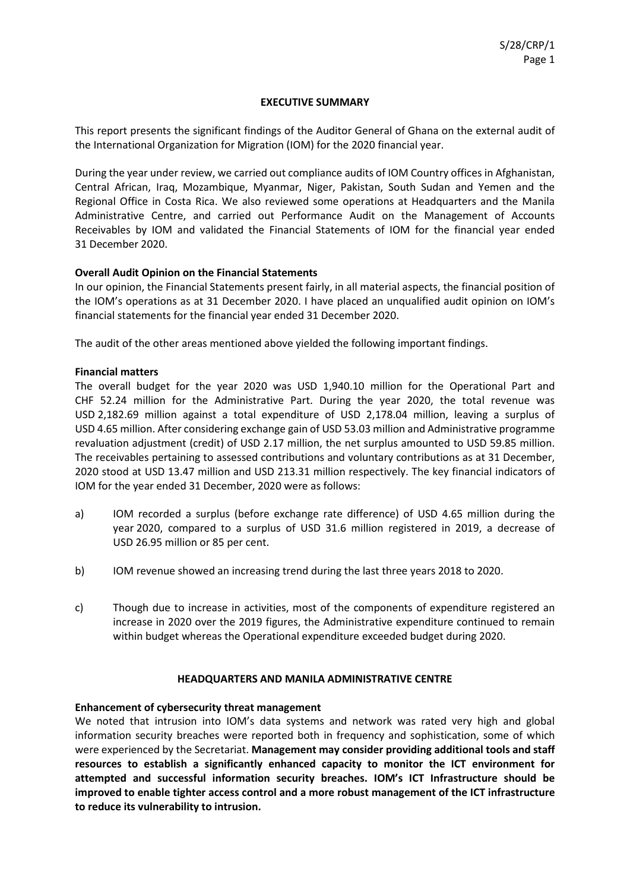## EXECUTIVE SUMMARY

This report presents the significant findings of the Auditor General of Ghana on the external audit of the International Organization for Migration (IOM) for the 2020 financial year.

During the year under review, we carried out compliance audits of IOM Country offices in Afghanistan, Central African, Iraq, Mozambique, Myanmar, Niger, Pakistan, South Sudan and Yemen and the Regional Office in Costa Rica. We also reviewed some operations at Headquarters and the Manila Administrative Centre, and carried out Performance Audit on the Management of Accounts Receivables by IOM and validated the Financial Statements of IOM for the financial year ended 31 December 2020.

**Overall Audit Opinion on the Financial Statements**

In our opinion, the Financial Statements present fairly, in all material aspects, the financial position of the IOM's operations as at 31 December 2020. I have placed an unqualified audit opinion on IOM's financial statements for the financial year ended 31 December 2020.

The audit of the other areas mentioned above yielded the following important findings.

**Financial matters**

The overall budget for the year 2020 was USD 1,940.10 million for the Operational Part and CHF 52.24 million for the Administrative Part. During the year 2020, the total revenue was USD 2,182.69 million against a total expenditure of USD 2,178.04 million, leaving a surplus of USD 4.65 million. After considering exchange gain of USD 53.03 million and Administrative programme revaluation adjustment (credit) of USD 2.17 million, the net surplus amounted to USD 59.85 million. The receivables pertaining to assessed contributions and voluntary contributions as at 31 December, 2020 stood at USD 13.47 million and USD 213.31 million respectively. The key financial indicators of IOM for the year ended 31 December, 2020 were as follows:

a) IOM recorded a surplus (before exchange rate difference) of USD 4.65 million during the year 2020, compared to a surplus of USD 31.6 million registered in 2019, a decrease of USD 26.95 million or 85 per cent.

b) IOM revenue showed an increasing trend during the last three years 2018 to 2020.

c) Though due to increase in activities, most of the components of expenditure registered an increase in 2020 over the 2019 figures, the Administrative expenditure continued to remain within budget whereas the Operational expenditure exceeded budget during 2020.

## HEADQUARTERS AND MANILA ADMINISTRATIVE CENTRE

**Enhancement of cybersecurity threat management**

We noted that intrusion into IOM's data systems and network was rated very high and global information security breaches were reported both in frequency and sophistication, some of which were experienced by the Secretariat. **Management may consider providing additional tools and staff resources to establish a significantly enhanced capacity to monitor the ICT environment for attempted and successful information security breaches. IOM's ICT Infrastructure should be improved to enable tighter access control and a more robust management of the ICT infrastructure to reduce its vulnerability to intrusion.**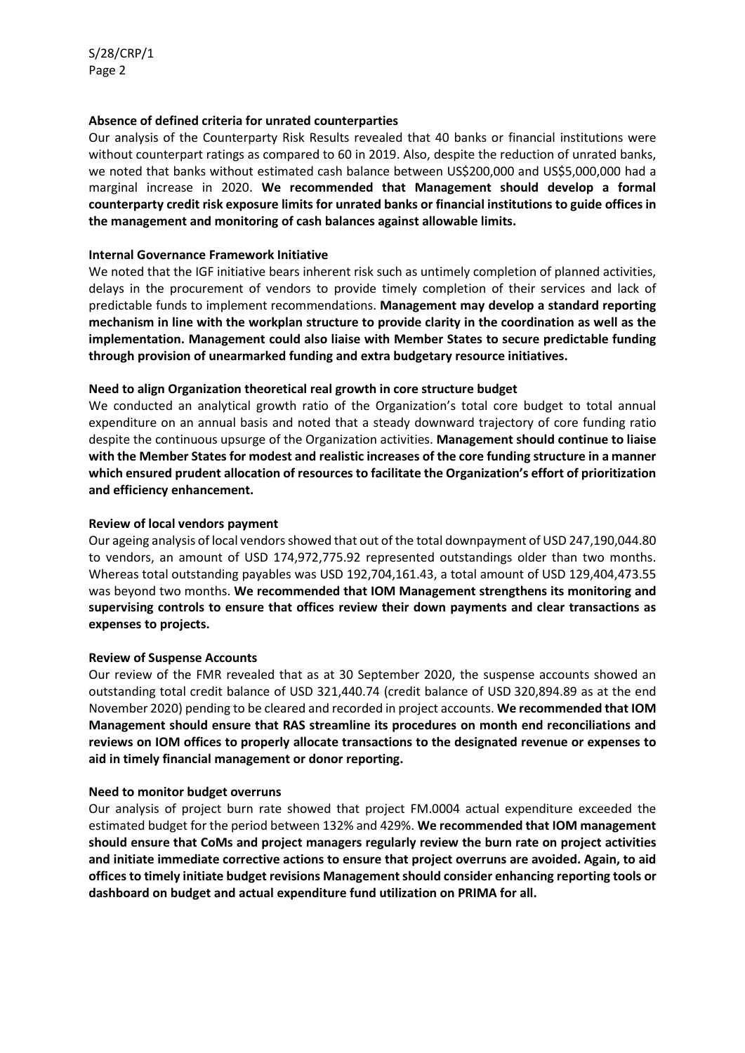**Absence of defined criteria for unrated counterparties**

Our analysis of the Counterparty Risk Results revealed that 40 banks or financial institutions were without counterpart ratings as compared to 60 in 2019. Also, despite the reduction of unrated banks, we noted that banks without estimated cash balance between US$200,000 and US$5,000,000 had a marginal increase in 2020. **We recommended that Management should develop a formal counterparty credit risk exposure limits for unrated banks or financial institutions to guide offices in the management and monitoring of cash balances against allowable limits.**

**Internal Governance Framework Initiative**

We noted that the IGF initiative bears inherent risk such as untimely completion of planned activities, delays in the procurement of vendors to provide timely completion of their services and lack of predictable funds to implement recommendations. **Management may develop a standard reporting mechanism in line with the workplan structure to provide clarity in the coordination as well as the implementation. Management could also liaise with Member States to secure predictable funding through provision of unearmarked funding and extra budgetary resource initiatives.**

**Need to align Organization theoretical real growth in core structure budget**

We conducted an analytical growth ratio of the Organization's total core budget to total annual expenditure on an annual basis and noted that a steady downward trajectory of core funding ratio despite the continuous upsurge of the Organization activities. **Management should continue to liaise with the Member States for modest and realistic increases of the core funding structure in a manner which ensured prudent allocation of resources to facilitate the Organization's effort of prioritization and efficiency enhancement.**

**Review of local vendors payment**

Our ageing analysis of local vendors showed that out of the total downpayment of USD 247,190,044.80 to vendors, an amount of USD 174,972,775.92 represented outstandings older than two months. Whereas total outstanding payables was USD 192,704,161.43, a total amount of USD 129,404,473.55 was beyond two months. **We recommended that IOM Management strengthens its monitoring and supervising controls to ensure that offices review their down payments and clear transactions as expenses to projects.**

**Review of Suspense Accounts**

Our review of the FMR revealed that as at 30 September 2020, the suspense accounts showed an outstanding total credit balance of USD 321,440.74 (credit balance of USD 320,894.89 as at the end November 2020) pending to be cleared and recorded in project accounts. **We recommended that IOM Management should ensure that RAS streamline its procedures on month end reconciliations and reviews on IOM offices to properly allocate transactions to the designated revenue or expenses to aid in timely financial management or donor reporting.**

**Need to monitor budget overruns**

Our analysis of project burn rate showed that project FM.0004 actual expenditure exceeded the estimated budget for the period between 132% and 429%. **We recommended that IOM management should ensure that CoMs and project managers regularly review the burn rate on project activities and initiate immediate corrective actions to ensure that project overruns are avoided. Again, to aid offices to timely initiate budget revisions Management should consider enhancing reporting tools or dashboard on budget and actual expenditure fund utilization on PRIMA for all.**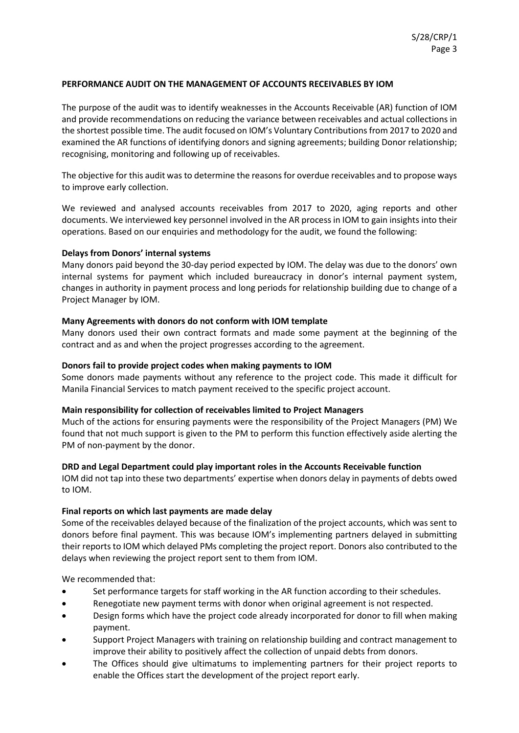**PERFORMANCE AUDIT ON THE MANAGEMENT OF ACCOUNTS RECEIVABLES BY IOM**

The purpose of the audit was to identify weaknesses in the Accounts Receivable (AR) function of IOM and provide recommendations on reducing the variance between receivables and actual collections in the shortest possible time. The audit focused on IOM's Voluntary Contributions from 2017 to 2020 and examined the AR functions of identifying donors and signing agreements; building Donor relationship; recognising, monitoring and following up of receivables.

The objective for this audit was to determine the reasons for overdue receivables and to propose ways to improve early collection.

We reviewed and analysed accounts receivables from 2017 to 2020, aging reports and other documents. We interviewed key personnel involved in the AR process in IOM to gain insights into their operations. Based on our enquiries and methodology for the audit, we found the following:

**Delays from Donors' internal systems**

Many donors paid beyond the 30-day period expected by IOM. The delay was due to the donors' own internal systems for payment which included bureaucracy in donor's internal payment system, changes in authority in payment process and long periods for relationship building due to change of a Project Manager by IOM.

**Many Agreements with donors do not conform with IOM template**

Many donors used their own contract formats and made some payment at the beginning of the contract and as and when the project progresses according to the agreement.

**Donors fail to provide project codes when making payments to IOM**

Some donors made payments without any reference to the project code. This made it difficult for Manila Financial Services to match payment received to the specific project account.

**Main responsibility for collection of receivables limited to Project Managers**

Much of the actions for ensuring payments were the responsibility of the Project Managers (PM) We found that not much support is given to the PM to perform this function effectively aside alerting the PM of non-payment by the donor.

**DRD and Legal Department could play important roles in the Accounts Receivable function**

IOM did not tap into these two departments' expertise when donors delay in payments of debts owed to IOM.

**Final reports on which last payments are made delay**

Some of the receivables delayed because of the finalization of the project accounts, which was sent to donors before final payment. This was because IOM's implementing partners delayed in submitting their reports to IOM which delayed PMs completing the project report. Donors also contributed to the delays when reviewing the project report sent to them from IOM.

We recommended that:

- Set performance targets for staff working in the AR function according to their schedules.
- Renegotiate new payment terms with donor when original agreement is not respected.
- Design forms which have the project code already incorporated for donor to fill when making payment.
- Support Project Managers with training on relationship building and contract management to improve their ability to positively affect the collection of unpaid debts from donors.
- The Offices should give ultimatums to implementing partners for their project reports to enable the Offices start the development of the project report early.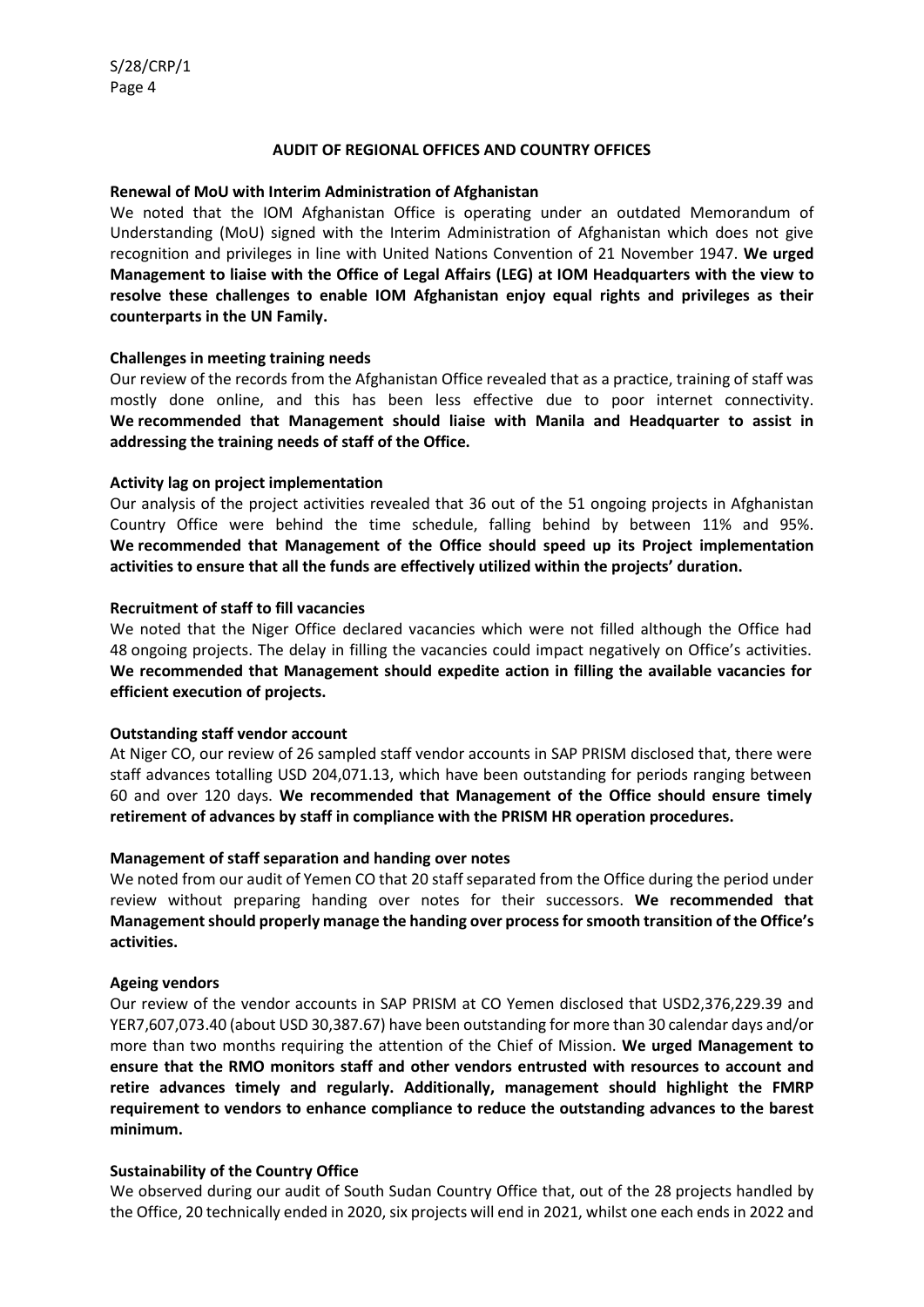## AUDIT OF REGIONAL OFFICES AND COUNTRY OFFICES

**Renewal of MoU with Interim Administration of Afghanistan**

We noted that the IOM Afghanistan Office is operating under an outdated Memorandum of Understanding (MoU) signed with the Interim Administration of Afghanistan which does not give recognition and privileges in line with United Nations Convention of 21 November 1947. **We urged Management to liaise with the Office of Legal Affairs (LEG) at IOM Headquarters with the view to resolve these challenges to enable IOM Afghanistan enjoy equal rights and privileges as their counterparts in the UN Family.**

**Challenges in meeting training needs**

Our review of the records from the Afghanistan Office revealed that as a practice, training of staff was mostly done online, and this has been less effective due to poor internet connectivity. **We recommended that Management should liaise with Manila and Headquarter to assist in addressing the training needs of staff of the Office.**

**Activity lag on project implementation**

Our analysis of the project activities revealed that 36 out of the 51 ongoing projects in Afghanistan Country Office were behind the time schedule, falling behind by between 11% and 95%. **We recommended that Management of the Office should speed up its Project implementation activities to ensure that all the funds are effectively utilized within the projects' duration.**

**Recruitment of staff to fill vacancies**

We noted that the Niger Office declared vacancies which were not filled although the Office had 48 ongoing projects. The delay in filling the vacancies could impact negatively on Office's activities. **We recommended that Management should expedite action in filling the available vacancies for efficient execution of projects.**

**Outstanding staff vendor account**

At Niger CO, our review of 26 sampled staff vendor accounts in SAP PRISM disclosed that, there were staff advances totalling USD 204,071.13, which have been outstanding for periods ranging between 60 and over 120 days. **We recommended that Management of the Office should ensure timely retirement of advances by staff in compliance with the PRISM HR operation procedures.**

**Management of staff separation and handing over notes**

We noted from our audit of Yemen CO that 20 staff separated from the Office during the period under review without preparing handing over notes for their successors. **We recommended that Management should properly manage the handing over process for smooth transition of the Office's activities.**

**Ageing vendors**

Our review of the vendor accounts in SAP PRISM at CO Yemen disclosed that USD2,376,229.39 and YER7,607,073.40 (about USD 30,387.67) have been outstanding for more than 30 calendar days and/or more than two months requiring the attention of the Chief of Mission. **We urged Management to ensure that the RMO monitors staff and other vendors entrusted with resources to account and retire advances timely and regularly. Additionally, management should highlight the FMRP requirement to vendors to enhance compliance to reduce the outstanding advances to the barest minimum.**

**Sustainability of the Country Office**

We observed during our audit of South Sudan Country Office that, out of the 28 projects handled by the Office, 20 technically ended in 2020, six projects will end in 2021, whilst one each ends in 2022 and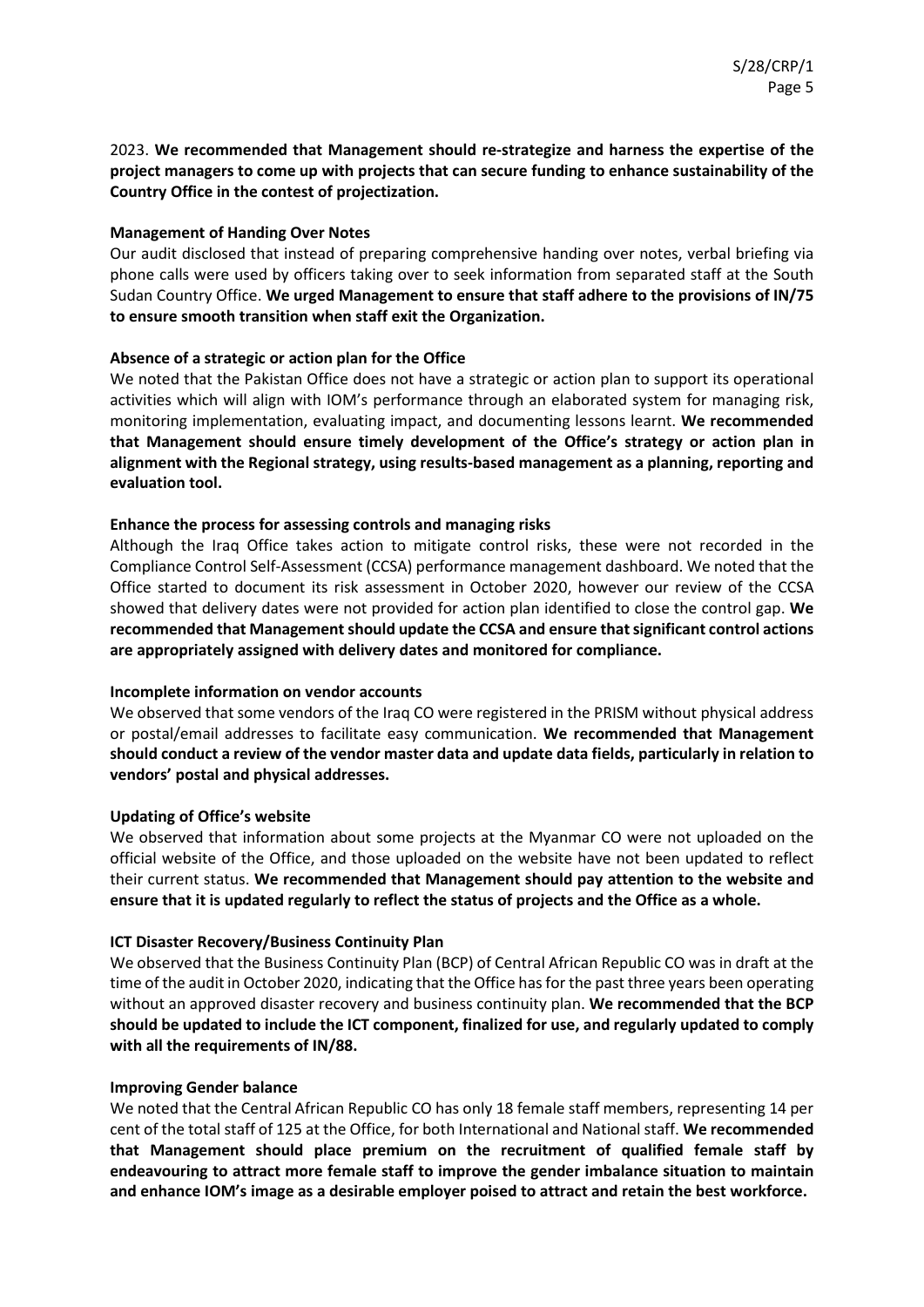2023. **We recommended that Management should re-strategize and harness the expertise of the project managers to come up with projects that can secure funding to enhance sustainability of the Country Office in the contest of projectization.**

**Management of Handing Over Notes**

Our audit disclosed that instead of preparing comprehensive handing over notes, verbal briefing via phone calls were used by officers taking over to seek information from separated staff at the South Sudan Country Office. **We urged Management to ensure that staff adhere to the provisions of IN/75 to ensure smooth transition when staff exit the Organization.**

**Absence of a strategic or action plan for the Office**

We noted that the Pakistan Office does not have a strategic or action plan to support its operational activities which will align with IOM's performance through an elaborated system for managing risk, monitoring implementation, evaluating impact, and documenting lessons learnt. **We recommended that Management should ensure timely development of the Office's strategy or action plan in alignment with the Regional strategy, using results-based management as a planning, reporting and evaluation tool.**

**Enhance the process for assessing controls and managing risks**

Although the Iraq Office takes action to mitigate control risks, these were not recorded in the Compliance Control Self-Assessment (CCSA) performance management dashboard. We noted that the Office started to document its risk assessment in October 2020, however our review of the CCSA showed that delivery dates were not provided for action plan identified to close the control gap. **We recommended that Management should update the CCSA and ensure that significant control actions are appropriately assigned with delivery dates and monitored for compliance.**

**Incomplete information on vendor accounts**

We observed that some vendors of the Iraq CO were registered in the PRISM without physical address or postal/email addresses to facilitate easy communication. **We recommended that Management should conduct a review of the vendor master data and update data fields, particularly in relation to vendors' postal and physical addresses.**

**Updating of Office's website**

We observed that information about some projects at the Myanmar CO were not uploaded on the official website of the Office, and those uploaded on the website have not been updated to reflect their current status. **We recommended that Management should pay attention to the website and ensure that it is updated regularly to reflect the status of projects and the Office as a whole.**

**ICT Disaster Recovery/Business Continuity Plan**

We observed that the Business Continuity Plan (BCP) of Central African Republic CO was in draft at the time of the audit in October 2020, indicating that the Office has for the past three years been operating without an approved disaster recovery and business continuity plan. **We recommended that the BCP should be updated to include the ICT component, finalized for use, and regularly updated to comply with all the requirements of IN/88.**

**Improving Gender balance**

We noted that the Central African Republic CO has only 18 female staff members, representing 14 per cent of the total staff of 125 at the Office, for both International and National staff. **We recommended that Management should place premium on the recruitment of qualified female staff by endeavouring to attract more female staff to improve the gender imbalance situation to maintain and enhance IOM's image as a desirable employer poised to attract and retain the best workforce.**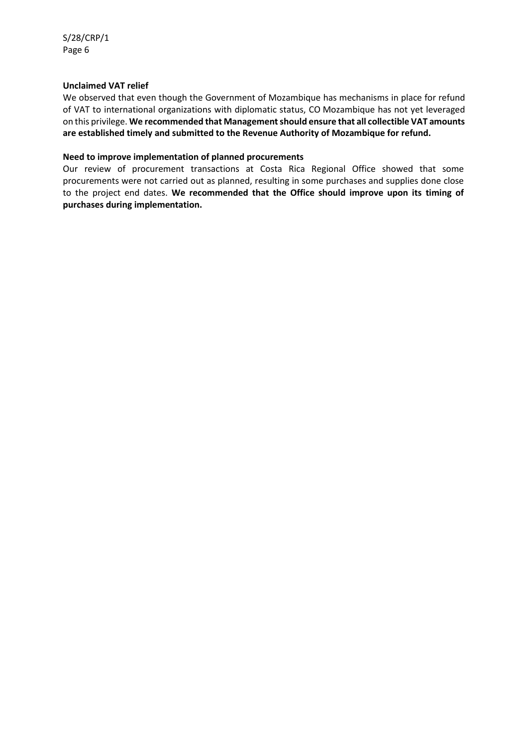**Unclaimed VAT relief**

We observed that even though the Government of Mozambique has mechanisms in place for refund of VAT to international organizations with diplomatic status, CO Mozambique has not yet leveraged on this privilege. **We recommended that Management should ensure that all collectible VAT amounts are established timely and submitted to the Revenue Authority of Mozambique for refund.**

**Need to improve implementation of planned procurements**

Our review of procurement transactions at Costa Rica Regional Office showed that some procurements were not carried out as planned, resulting in some purchases and supplies done close to the project end dates. **We recommended that the Office should improve upon its timing of purchases during implementation.**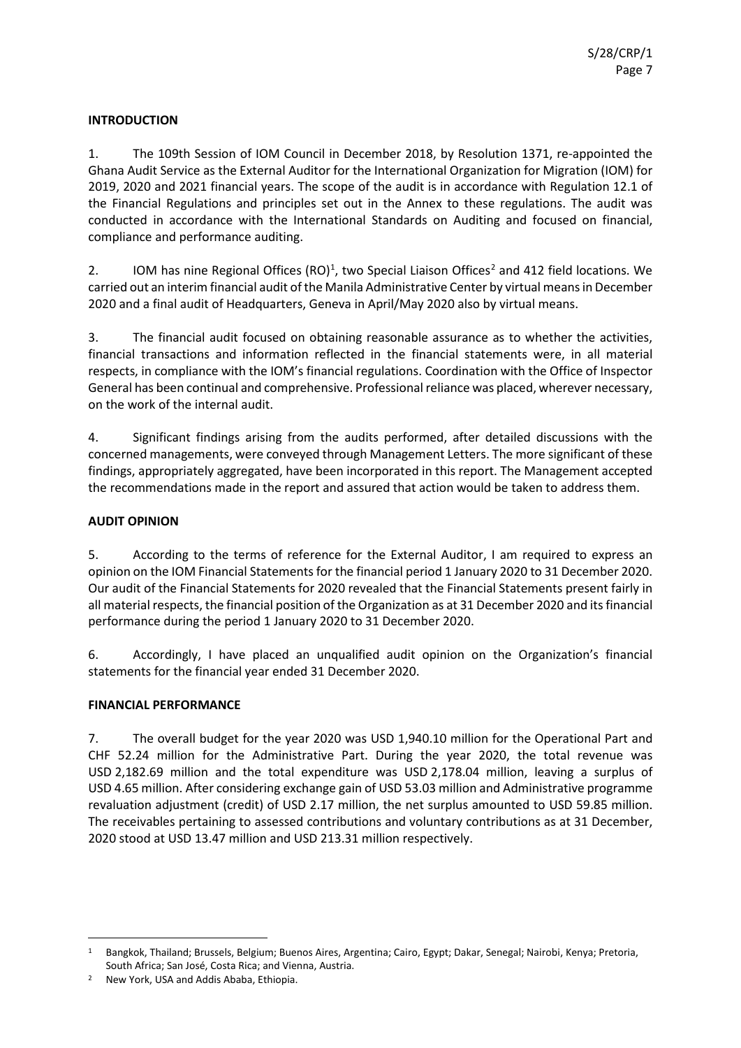## INTRODUCTION

1. The 109th Session of IOM Council in December 2018, by Resolution 1371, re-appointed the Ghana Audit Service as the External Auditor for the International Organization for Migration (IOM) for 2019, 2020 and 2021 financial years. The scope of the audit is in accordance with Regulation 12.1 of the Financial Regulations and principles set out in the Annex to these regulations. The audit was conducted in accordance with the International Standards on Auditing and focused on financial, compliance and performance auditing.

2. IOM has nine Regional Offices (RO)[1], two Special Liaison Offices[2] and 412 field locations. We carried out an interim financial audit of the Manila Administrative Center by virtual means in December 2020 and a final audit of Headquarters, Geneva in April/May 2020 also by virtual means.

3. The financial audit focused on obtaining reasonable assurance as to whether the activities, financial transactions and information reflected in the financial statements were, in all material respects, in compliance with the IOM's financial regulations. Coordination with the Office of Inspector General has been continual and comprehensive. Professional reliance was placed, wherever necessary, on the work of the internal audit.

4. Significant findings arising from the audits performed, after detailed discussions with the concerned managements, were conveyed through Management Letters. The more significant of these findings, appropriately aggregated, have been incorporated in this report. The Management accepted the recommendations made in the report and assured that action would be taken to address them.

## AUDIT OPINION

5. According to the terms of reference for the External Auditor, I am required to express an opinion on the IOM Financial Statements for the financial period 1 January 2020 to 31 December 2020. Our audit of the Financial Statements for 2020 revealed that the Financial Statements present fairly in all material respects, the financial position of the Organization as at 31 December 2020 and its financial performance during the period 1 January 2020 to 31 December 2020.

6. Accordingly, I have placed an unqualified audit opinion on the Organization's financial statements for the financial year ended 31 December 2020.

## FINANCIAL PERFORMANCE

7. The overall budget for the year 2020 was USD 1,940.10 million for the Operational Part and CHF 52.24 million for the Administrative Part. During the year 2020, the total revenue was USD 2,182.69 million and the total expenditure was USD 2,178.04 million, leaving a surplus of USD 4.65 million. After considering exchange gain of USD 53.03 million and Administrative programme revaluation adjustment (credit) of USD 2.17 million, the net surplus amounted to USD 59.85 million. The receivables pertaining to assessed contributions and voluntary contributions as at 31 December, 2020 stood at USD 13.47 million and USD 213.31 million respectively.

---

[1] Bangkok, Thailand; Brussels, Belgium; Buenos Aires, Argentina; Cairo, Egypt; Dakar, Senegal; Nairobi, Kenya; Pretoria, South Africa; San José, Costa Rica; and Vienna, Austria.

[2] New York, USA and Addis Ababa, Ethiopia.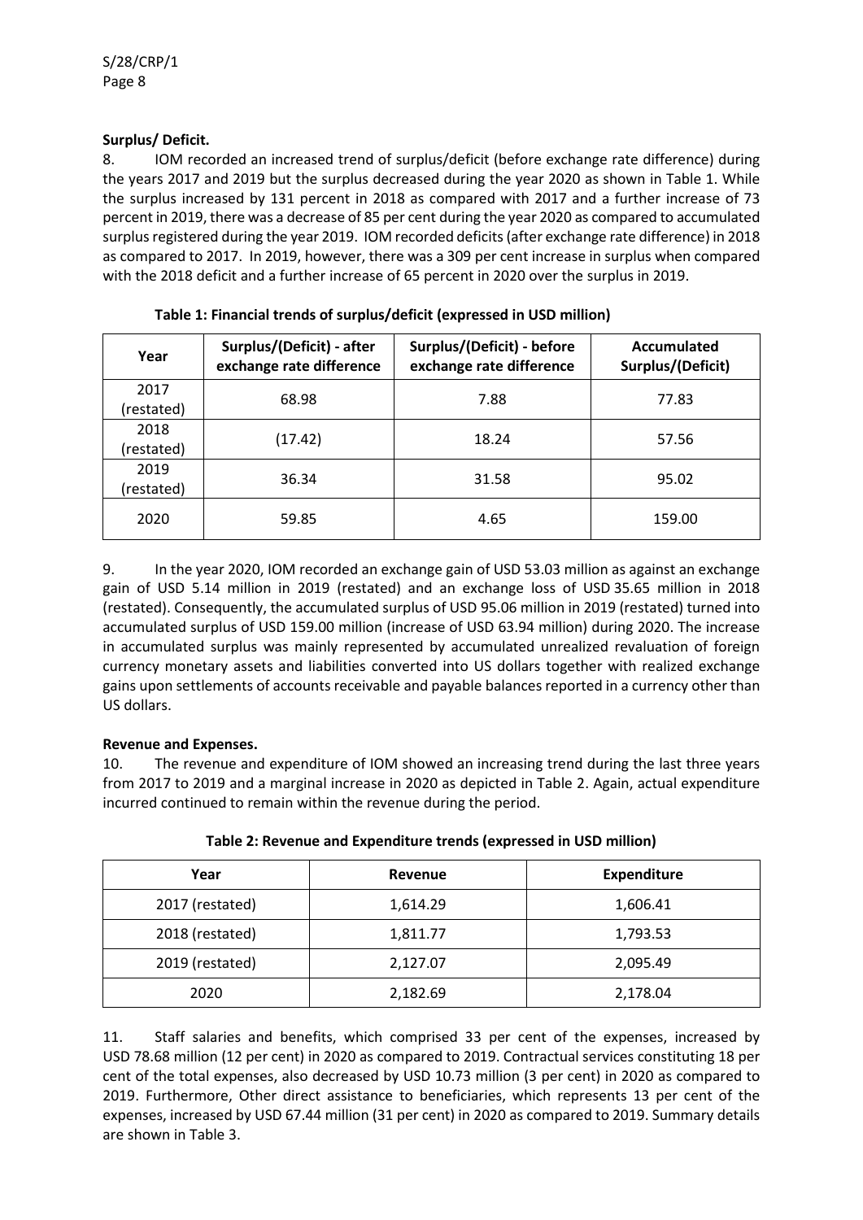**Surplus/ Deficit.**

8. IOM recorded an increased trend of surplus/deficit (before exchange rate difference) during the years 2017 and 2019 but the surplus decreased during the year 2020 as shown in Table 1. While the surplus increased by 131 percent in 2018 as compared with 2017 and a further increase of 73 percent in 2019, there was a decrease of 85 per cent during the year 2020 as compared to accumulated surplus registered during the year 2019. IOM recorded deficits (after exchange rate difference) in 2018 as compared to 2017. In 2019, however, there was a 309 per cent increase in surplus when compared with the 2018 deficit and a further increase of 65 percent in 2020 over the surplus in 2019.

**Table 1: Financial trends of surplus/deficit (expressed in USD million)**

| Year | Surplus/(Deficit) - after exchange rate difference | Surplus/(Deficit) - before exchange rate difference | Accumulated Surplus/(Deficit) |
|---|---|---|---|
| 2017 (restated) | 68.98 | 7.88 | 77.83 |
| 2018 (restated) | (17.42) | 18.24 | 57.56 |
| 2019 (restated) | 36.34 | 31.58 | 95.02 |
| 2020 | 59.85 | 4.65 | 159.00 |

9. In the year 2020, IOM recorded an exchange gain of USD 53.03 million as against an exchange gain of USD 5.14 million in 2019 (restated) and an exchange loss of USD 35.65 million in 2018 (restated). Consequently, the accumulated surplus of USD 95.06 million in 2019 (restated) turned into accumulated surplus of USD 159.00 million (increase of USD 63.94 million) during 2020. The increase in accumulated surplus was mainly represented by accumulated unrealized revaluation of foreign currency monetary assets and liabilities converted into US dollars together with realized exchange gains upon settlements of accounts receivable and payable balances reported in a currency other than US dollars.

**Revenue and Expenses.**

10. The revenue and expenditure of IOM showed an increasing trend during the last three years from 2017 to 2019 and a marginal increase in 2020 as depicted in Table 2. Again, actual expenditure incurred continued to remain within the revenue during the period.

**Table 2: Revenue and Expenditure trends (expressed in USD million)**

| Year | Revenue | Expenditure |
|---|---|---|
| 2017 (restated) | 1,614.29 | 1,606.41 |
| 2018 (restated) | 1,811.77 | 1,793.53 |
| 2019 (restated) | 2,127.07 | 2,095.49 |
| 2020 | 2,182.69 | 2,178.04 |

11. Staff salaries and benefits, which comprised 33 per cent of the expenses, increased by USD 78.68 million (12 per cent) in 2020 as compared to 2019. Contractual services constituting 18 per cent of the total expenses, also decreased by USD 10.73 million (3 per cent) in 2020 as compared to 2019. Furthermore, Other direct assistance to beneficiaries, which represents 13 per cent of the expenses, increased by USD 67.44 million (31 per cent) in 2020 as compared to 2019. Summary details are shown in Table 3.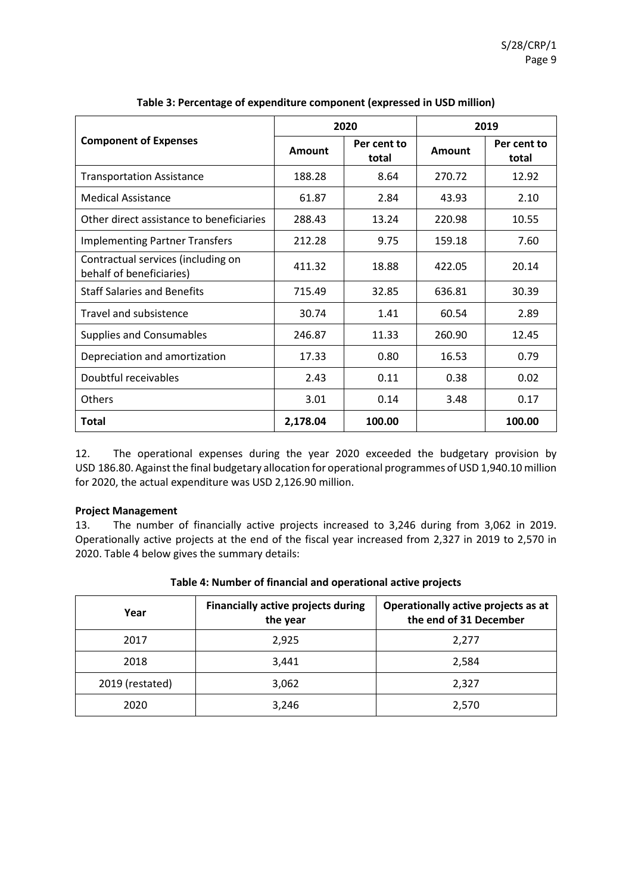**Table 3: Percentage of expenditure component (expressed in USD million)**

| Component of Expenses | 2020 | | 2019 | |
|---|---|---|---|---|
| | Amount | Per cent to total | Amount | Per cent to total |
| Transportation Assistance | 188.28 | 8.64 | 270.72 | 12.92 |
| Medical Assistance | 61.87 | 2.84 | 43.93 | 2.10 |
| Other direct assistance to beneficiaries | 288.43 | 13.24 | 220.98 | 10.55 |
| Implementing Partner Transfers | 212.28 | 9.75 | 159.18 | 7.60 |
| Contractual services (including on behalf of beneficiaries) | 411.32 | 18.88 | 422.05 | 20.14 |
| Staff Salaries and Benefits | 715.49 | 32.85 | 636.81 | 30.39 |
| Travel and subsistence | 30.74 | 1.41 | 60.54 | 2.89 |
| Supplies and Consumables | 246.87 | 11.33 | 260.90 | 12.45 |
| Depreciation and amortization | 17.33 | 0.80 | 16.53 | 0.79 |
| Doubtful receivables | 2.43 | 0.11 | 0.38 | 0.02 |
| Others | 3.01 | 0.14 | 3.48 | 0.17 |
| **Total** | **2,178.04** | **100.00** | | **100.00** |

12. The operational expenses during the year 2020 exceeded the budgetary provision by USD 186.80. Against the final budgetary allocation for operational programmes of USD 1,940.10 million for 2020, the actual expenditure was USD 2,126.90 million.

**Project Management**

13. The number of financially active projects increased to 3,246 during from 3,062 in 2019. Operationally active projects at the end of the fiscal year increased from 2,327 in 2019 to 2,570 in 2020. Table 4 below gives the summary details:

**Table 4: Number of financial and operational active projects**

| Year | Financially active projects during the year | Operationally active projects as at the end of 31 December |
|---|---|---|
| 2017 | 2,925 | 2,277 |
| 2018 | 3,441 | 2,584 |
| 2019 (restated) | 3,062 | 2,327 |
| 2020 | 3,246 | 2,570 |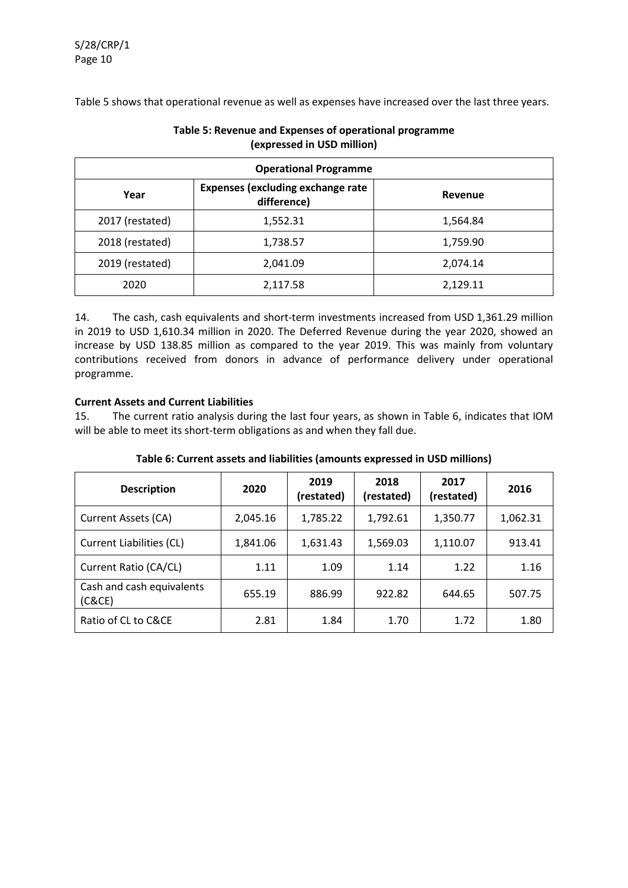Table 5 shows that operational revenue as well as expenses have increased over the last three years.

**Table 5: Revenue and Expenses of operational programme (expressed in USD million)**

| Operational Programme | | |
|---|---|---|
| **Year** | **Expenses (excluding exchange rate difference)** | **Revenue** |
| 2017 (restated) | 1,552.31 | 1,564.84 |
| 2018 (restated) | 1,738.57 | 1,759.90 |
| 2019 (restated) | 2,041.09 | 2,074.14 |
| 2020 | 2,117.58 | 2,129.11 |

14. The cash, cash equivalents and short-term investments increased from USD 1,361.29 million in 2019 to USD 1,610.34 million in 2020. The Deferred Revenue during the year 2020, showed an increase by USD 138.85 million as compared to the year 2019. This was mainly from voluntary contributions received from donors in advance of performance delivery under operational programme.

**Current Assets and Current Liabilities**

15. The current ratio analysis during the last four years, as shown in Table 6, indicates that IOM will be able to meet its short-term obligations as and when they fall due.

**Table 6: Current assets and liabilities (amounts expressed in USD millions)**

| Description | 2020 | 2019 (restated) | 2018 (restated) | 2017 (restated) | 2016 |
|---|---|---|---|---|---|
| Current Assets (CA) | 2,045.16 | 1,785.22 | 1,792.61 | 1,350.77 | 1,062.31 |
| Current Liabilities (CL) | 1,841.06 | 1,631.43 | 1,569.03 | 1,110.07 | 913.41 |
| Current Ratio (CA/CL) | 1.11 | 1.09 | 1.14 | 1.22 | 1.16 |
| Cash and cash equivalents (C&CE) | 655.19 | 886.99 | 922.82 | 644.65 | 507.75 |
| Ratio of CL to C&CE | 2.81 | 1.84 | 1.70 | 1.72 | 1.80 |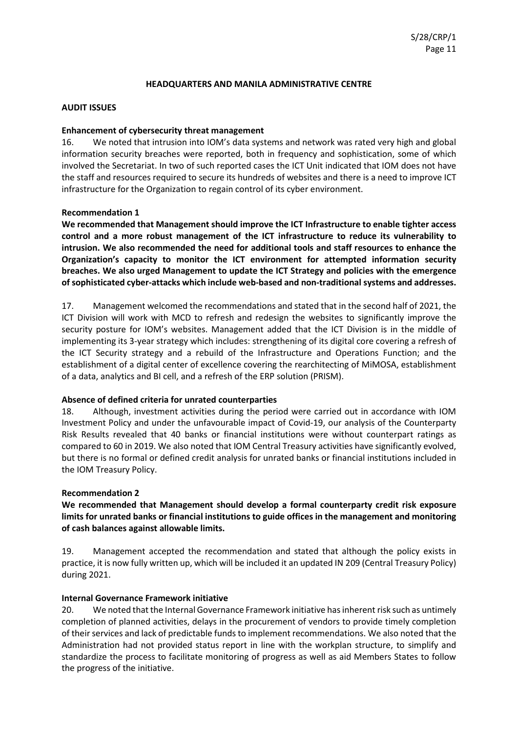## HEADQUARTERS AND MANILA ADMINISTRATIVE CENTRE

### AUDIT ISSUES

**Enhancement of cybersecurity threat management**

16. We noted that intrusion into IOM's data systems and network was rated very high and global information security breaches were reported, both in frequency and sophistication, some of which involved the Secretariat. In two of such reported cases the ICT Unit indicated that IOM does not have the staff and resources required to secure its hundreds of websites and there is a need to improve ICT infrastructure for the Organization to regain control of its cyber environment.

**Recommendation 1**

**We recommended that Management should improve the ICT Infrastructure to enable tighter access control and a more robust management of the ICT infrastructure to reduce its vulnerability to intrusion. We also recommended the need for additional tools and staff resources to enhance the Organization's capacity to monitor the ICT environment for attempted information security breaches. We also urged Management to update the ICT Strategy and policies with the emergence of sophisticated cyber-attacks which include web-based and non-traditional systems and addresses.**

17. Management welcomed the recommendations and stated that in the second half of 2021, the ICT Division will work with MCD to refresh and redesign the websites to significantly improve the security posture for IOM's websites. Management added that the ICT Division is in the middle of implementing its 3-year strategy which includes: strengthening of its digital core covering a refresh of the ICT Security strategy and a rebuild of the Infrastructure and Operations Function; and the establishment of a digital center of excellence covering the rearchitecting of MiMOSA, establishment of a data, analytics and BI cell, and a refresh of the ERP solution (PRISM).

**Absence of defined criteria for unrated counterparties**

18. Although, investment activities during the period were carried out in accordance with IOM Investment Policy and under the unfavourable impact of Covid-19, our analysis of the Counterparty Risk Results revealed that 40 banks or financial institutions were without counterpart ratings as compared to 60 in 2019. We also noted that IOM Central Treasury activities have significantly evolved, but there is no formal or defined credit analysis for unrated banks or financial institutions included in the IOM Treasury Policy.

**Recommendation 2**

**We recommended that Management should develop a formal counterparty credit risk exposure limits for unrated banks or financial institutions to guide offices in the management and monitoring of cash balances against allowable limits.**

19. Management accepted the recommendation and stated that although the policy exists in practice, it is now fully written up, which will be included it an updated IN 209 (Central Treasury Policy) during 2021.

**Internal Governance Framework initiative**

20. We noted that the Internal Governance Framework initiative has inherent risk such as untimely completion of planned activities, delays in the procurement of vendors to provide timely completion of their services and lack of predictable funds to implement recommendations. We also noted that the Administration had not provided status report in line with the workplan structure, to simplify and standardize the process to facilitate monitoring of progress as well as aid Members States to follow the progress of the initiative.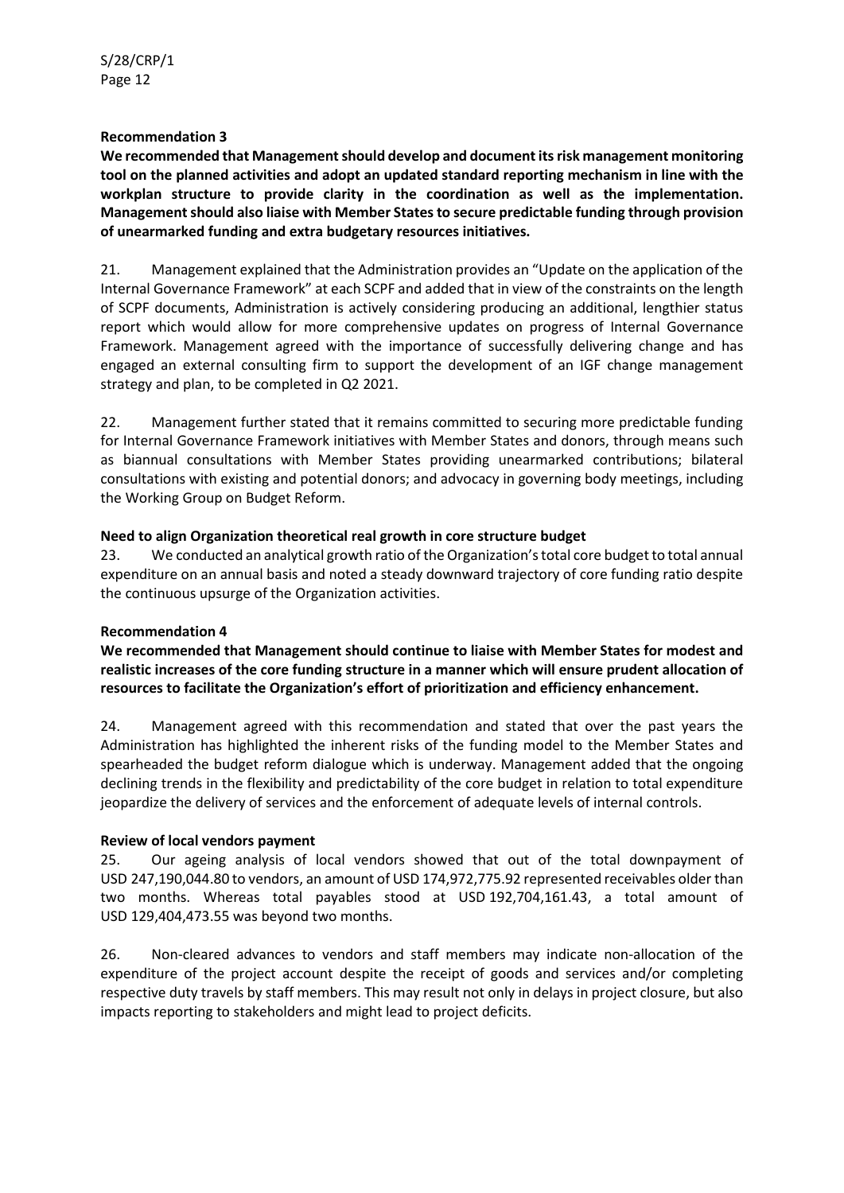**Recommendation 3**

**We recommended that Management should develop and document its risk management monitoring tool on the planned activities and adopt an updated standard reporting mechanism in line with the workplan structure to provide clarity in the coordination as well as the implementation. Management should also liaise with Member States to secure predictable funding through provision of unearmarked funding and extra budgetary resources initiatives.**

21. Management explained that the Administration provides an "Update on the application of the Internal Governance Framework" at each SCPF and added that in view of the constraints on the length of SCPF documents, Administration is actively considering producing an additional, lengthier status report which would allow for more comprehensive updates on progress of Internal Governance Framework. Management agreed with the importance of successfully delivering change and has engaged an external consulting firm to support the development of an IGF change management strategy and plan, to be completed in Q2 2021.

22. Management further stated that it remains committed to securing more predictable funding for Internal Governance Framework initiatives with Member States and donors, through means such as biannual consultations with Member States providing unearmarked contributions; bilateral consultations with existing and potential donors; and advocacy in governing body meetings, including the Working Group on Budget Reform.

**Need to align Organization theoretical real growth in core structure budget**

23. We conducted an analytical growth ratio of the Organization's total core budget to total annual expenditure on an annual basis and noted a steady downward trajectory of core funding ratio despite the continuous upsurge of the Organization activities.

**Recommendation 4**

**We recommended that Management should continue to liaise with Member States for modest and realistic increases of the core funding structure in a manner which will ensure prudent allocation of resources to facilitate the Organization's effort of prioritization and efficiency enhancement.**

24. Management agreed with this recommendation and stated that over the past years the Administration has highlighted the inherent risks of the funding model to the Member States and spearheaded the budget reform dialogue which is underway. Management added that the ongoing declining trends in the flexibility and predictability of the core budget in relation to total expenditure jeopardize the delivery of services and the enforcement of adequate levels of internal controls.

**Review of local vendors payment**

25. Our ageing analysis of local vendors showed that out of the total downpayment of USD 247,190,044.80 to vendors, an amount of USD 174,972,775.92 represented receivables older than two months. Whereas total payables stood at USD 192,704,161.43, a total amount of USD 129,404,473.55 was beyond two months.

26. Non-cleared advances to vendors and staff members may indicate non-allocation of the expenditure of the project account despite the receipt of goods and services and/or completing respective duty travels by staff members. This may result not only in delays in project closure, but also impacts reporting to stakeholders and might lead to project deficits.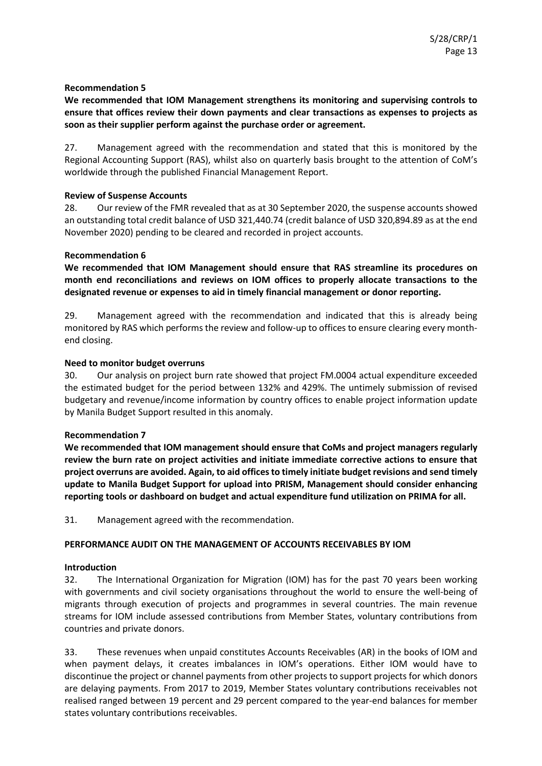**Recommendation 5**

**We recommended that IOM Management strengthens its monitoring and supervising controls to ensure that offices review their down payments and clear transactions as expenses to projects as soon as their supplier perform against the purchase order or agreement.**

27. Management agreed with the recommendation and stated that this is monitored by the Regional Accounting Support (RAS), whilst also on quarterly basis brought to the attention of CoM's worldwide through the published Financial Management Report.

**Review of Suspense Accounts**

28. Our review of the FMR revealed that as at 30 September 2020, the suspense accounts showed an outstanding total credit balance of USD 321,440.74 (credit balance of USD 320,894.89 as at the end November 2020) pending to be cleared and recorded in project accounts.

**Recommendation 6**

**We recommended that IOM Management should ensure that RAS streamline its procedures on month end reconciliations and reviews on IOM offices to properly allocate transactions to the designated revenue or expenses to aid in timely financial management or donor reporting.**

29. Management agreed with the recommendation and indicated that this is already being monitored by RAS which performs the review and follow-up to offices to ensure clearing every month-end closing.

**Need to monitor budget overruns**

30. Our analysis on project burn rate showed that project FM.0004 actual expenditure exceeded the estimated budget for the period between 132% and 429%. The untimely submission of revised budgetary and revenue/income information by country offices to enable project information update by Manila Budget Support resulted in this anomaly.

**Recommendation 7**

**We recommended that IOM management should ensure that CoMs and project managers regularly review the burn rate on project activities and initiate immediate corrective actions to ensure that project overruns are avoided. Again, to aid offices to timely initiate budget revisions and send timely update to Manila Budget Support for upload into PRISM, Management should consider enhancing reporting tools or dashboard on budget and actual expenditure fund utilization on PRIMA for all.**

31. Management agreed with the recommendation.

**PERFORMANCE AUDIT ON THE MANAGEMENT OF ACCOUNTS RECEIVABLES BY IOM**

**Introduction**

32. The International Organization for Migration (IOM) has for the past 70 years been working with governments and civil society organisations throughout the world to ensure the well-being of migrants through execution of projects and programmes in several countries. The main revenue streams for IOM include assessed contributions from Member States, voluntary contributions from countries and private donors.

33. These revenues when unpaid constitutes Accounts Receivables (AR) in the books of IOM and when payment delays, it creates imbalances in IOM's operations. Either IOM would have to discontinue the project or channel payments from other projects to support projects for which donors are delaying payments. From 2017 to 2019, Member States voluntary contributions receivables not realised ranged between 19 percent and 29 percent compared to the year-end balances for member states voluntary contributions receivables.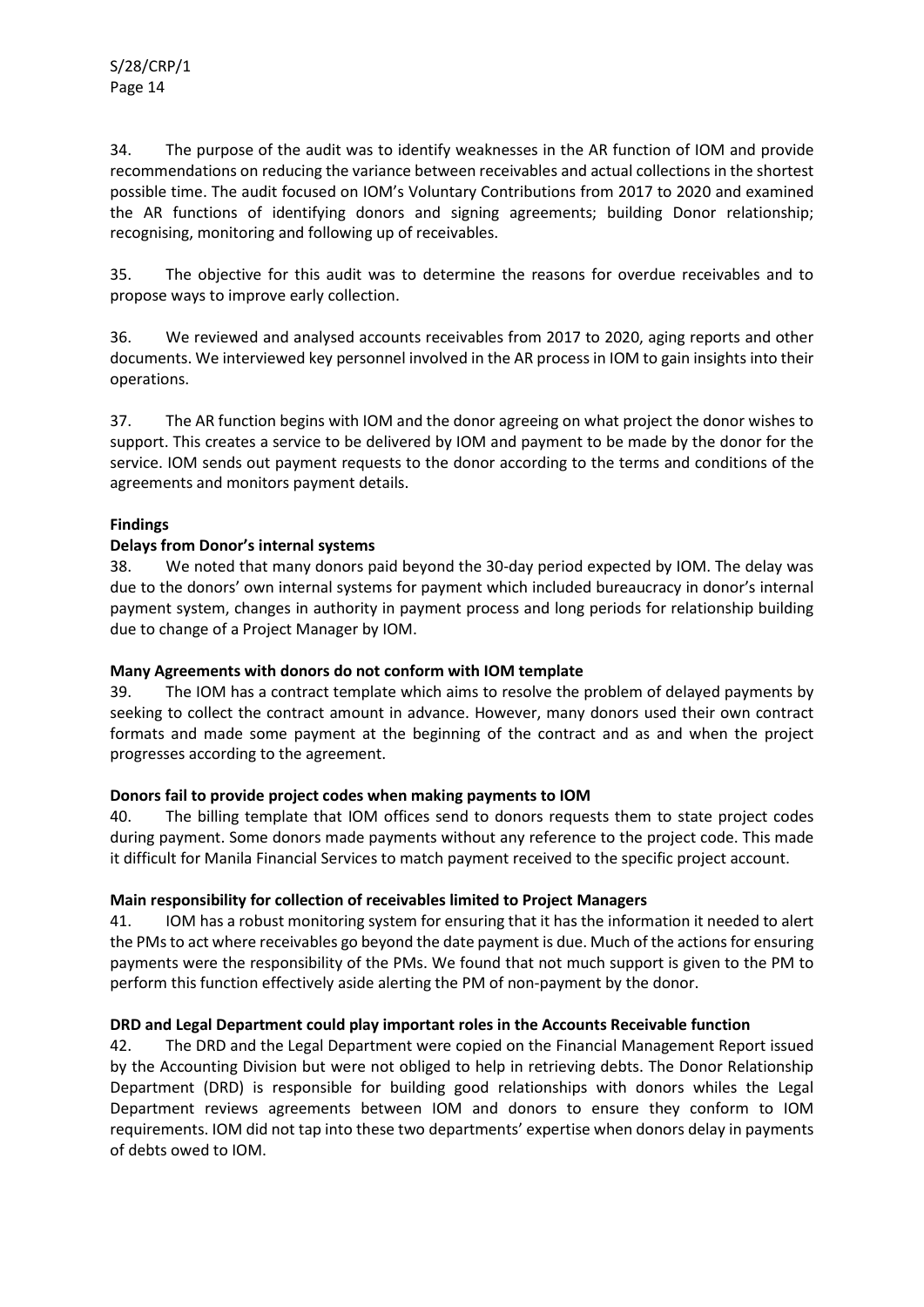34. The purpose of the audit was to identify weaknesses in the AR function of IOM and provide recommendations on reducing the variance between receivables and actual collections in the shortest possible time. The audit focused on IOM's Voluntary Contributions from 2017 to 2020 and examined the AR functions of identifying donors and signing agreements; building Donor relationship; recognising, monitoring and following up of receivables.

35. The objective for this audit was to determine the reasons for overdue receivables and to propose ways to improve early collection.

36. We reviewed and analysed accounts receivables from 2017 to 2020, aging reports and other documents. We interviewed key personnel involved in the AR process in IOM to gain insights into their operations.

37. The AR function begins with IOM and the donor agreeing on what project the donor wishes to support. This creates a service to be delivered by IOM and payment to be made by the donor for the service. IOM sends out payment requests to the donor according to the terms and conditions of the agreements and monitors payment details.

**Findings**

**Delays from Donor's internal systems**

38. We noted that many donors paid beyond the 30-day period expected by IOM. The delay was due to the donors' own internal systems for payment which included bureaucracy in donor's internal payment system, changes in authority in payment process and long periods for relationship building due to change of a Project Manager by IOM.

**Many Agreements with donors do not conform with IOM template**

39. The IOM has a contract template which aims to resolve the problem of delayed payments by seeking to collect the contract amount in advance. However, many donors used their own contract formats and made some payment at the beginning of the contract and as and when the project progresses according to the agreement.

**Donors fail to provide project codes when making payments to IOM**

40. The billing template that IOM offices send to donors requests them to state project codes during payment. Some donors made payments without any reference to the project code. This made it difficult for Manila Financial Services to match payment received to the specific project account.

**Main responsibility for collection of receivables limited to Project Managers**

41. IOM has a robust monitoring system for ensuring that it has the information it needed to alert the PMs to act where receivables go beyond the date payment is due. Much of the actions for ensuring payments were the responsibility of the PMs. We found that not much support is given to the PM to perform this function effectively aside alerting the PM of non-payment by the donor.

**DRD and Legal Department could play important roles in the Accounts Receivable function**

42. The DRD and the Legal Department were copied on the Financial Management Report issued by the Accounting Division but were not obliged to help in retrieving debts. The Donor Relationship Department (DRD) is responsible for building good relationships with donors whiles the Legal Department reviews agreements between IOM and donors to ensure they conform to IOM requirements. IOM did not tap into these two departments' expertise when donors delay in payments of debts owed to IOM.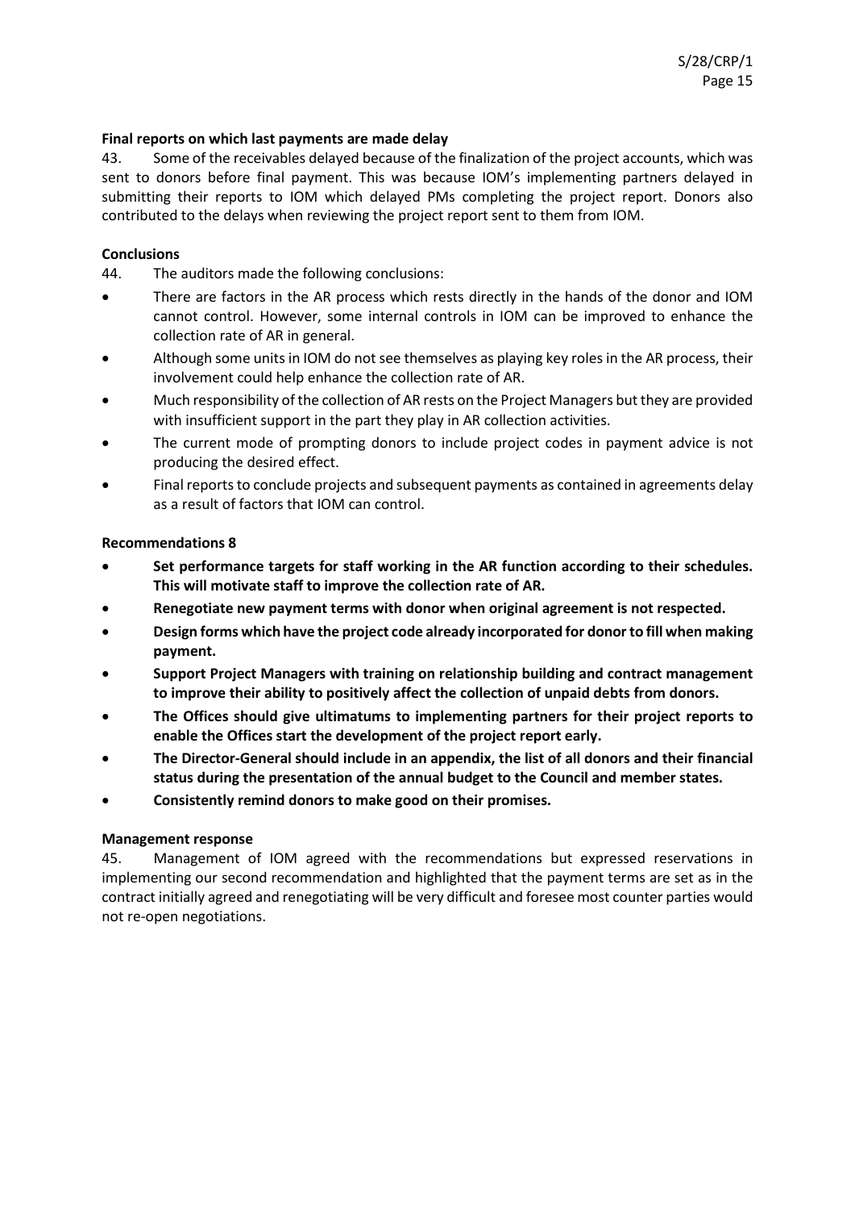**Final reports on which last payments are made delay**

43. Some of the receivables delayed because of the finalization of the project accounts, which was sent to donors before final payment. This was because IOM's implementing partners delayed in submitting their reports to IOM which delayed PMs completing the project report. Donors also contributed to the delays when reviewing the project report sent to them from IOM.

**Conclusions**

44. The auditors made the following conclusions:

- There are factors in the AR process which rests directly in the hands of the donor and IOM cannot control. However, some internal controls in IOM can be improved to enhance the collection rate of AR in general.
- Although some units in IOM do not see themselves as playing key roles in the AR process, their involvement could help enhance the collection rate of AR.
- Much responsibility of the collection of AR rests on the Project Managers but they are provided with insufficient support in the part they play in AR collection activities.
- The current mode of prompting donors to include project codes in payment advice is not producing the desired effect.
- Final reports to conclude projects and subsequent payments as contained in agreements delay as a result of factors that IOM can control.

**Recommendations 8**

- **Set performance targets for staff working in the AR function according to their schedules. This will motivate staff to improve the collection rate of AR.**
- **Renegotiate new payment terms with donor when original agreement is not respected.**
- **Design forms which have the project code already incorporated for donor to fill when making payment.**
- **Support Project Managers with training on relationship building and contract management to improve their ability to positively affect the collection of unpaid debts from donors.**
- **The Offices should give ultimatums to implementing partners for their project reports to enable the Offices start the development of the project report early.**
- **The Director-General should include in an appendix, the list of all donors and their financial status during the presentation of the annual budget to the Council and member states.**
- **Consistently remind donors to make good on their promises.**

**Management response**

45. Management of IOM agreed with the recommendations but expressed reservations in implementing our second recommendation and highlighted that the payment terms are set as in the contract initially agreed and renegotiating will be very difficult and foresee most counter parties would not re-open negotiations.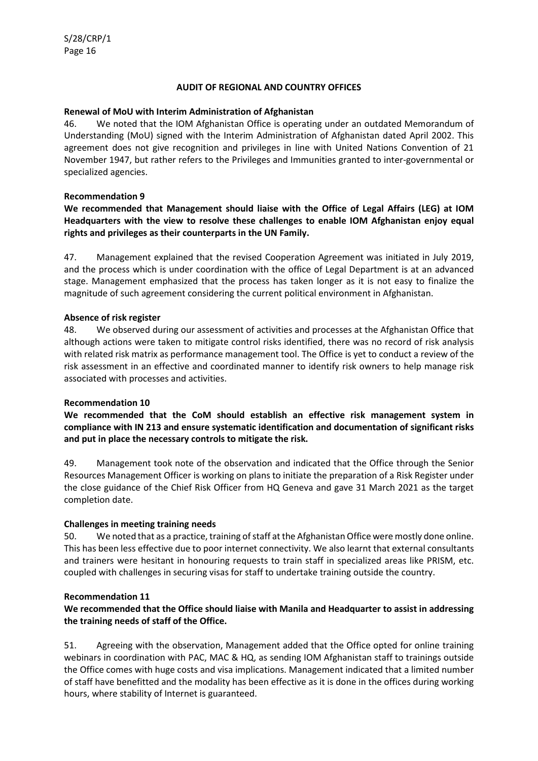## AUDIT OF REGIONAL AND COUNTRY OFFICES

**Renewal of MoU with Interim Administration of Afghanistan**

46. We noted that the IOM Afghanistan Office is operating under an outdated Memorandum of Understanding (MoU) signed with the Interim Administration of Afghanistan dated April 2002. This agreement does not give recognition and privileges in line with United Nations Convention of 21 November 1947, but rather refers to the Privileges and Immunities granted to inter-governmental or specialized agencies.

**Recommendation 9**

**We recommended that Management should liaise with the Office of Legal Affairs (LEG) at IOM Headquarters with the view to resolve these challenges to enable IOM Afghanistan enjoy equal rights and privileges as their counterparts in the UN Family.**

47. Management explained that the revised Cooperation Agreement was initiated in July 2019, and the process which is under coordination with the office of Legal Department is at an advanced stage. Management emphasized that the process has taken longer as it is not easy to finalize the magnitude of such agreement considering the current political environment in Afghanistan.

**Absence of risk register**

48. We observed during our assessment of activities and processes at the Afghanistan Office that although actions were taken to mitigate control risks identified, there was no record of risk analysis with related risk matrix as performance management tool. The Office is yet to conduct a review of the risk assessment in an effective and coordinated manner to identify risk owners to help manage risk associated with processes and activities.

**Recommendation 10**

**We recommended that the CoM should establish an effective risk management system in compliance with IN 213 and ensure systematic identification and documentation of significant risks and put in place the necessary controls to mitigate the risk.**

49. Management took note of the observation and indicated that the Office through the Senior Resources Management Officer is working on plans to initiate the preparation of a Risk Register under the close guidance of the Chief Risk Officer from HQ Geneva and gave 31 March 2021 as the target completion date.

**Challenges in meeting training needs**

50. We noted that as a practice, training of staff at the Afghanistan Office were mostly done online. This has been less effective due to poor internet connectivity. We also learnt that external consultants and trainers were hesitant in honouring requests to train staff in specialized areas like PRISM, etc. coupled with challenges in securing visas for staff to undertake training outside the country.

**Recommendation 11**

**We recommended that the Office should liaise with Manila and Headquarter to assist in addressing the training needs of staff of the Office.**

51. Agreeing with the observation, Management added that the Office opted for online training webinars in coordination with PAC, MAC & HQ, as sending IOM Afghanistan staff to trainings outside the Office comes with huge costs and visa implications. Management indicated that a limited number of staff have benefitted and the modality has been effective as it is done in the offices during working hours, where stability of Internet is guaranteed.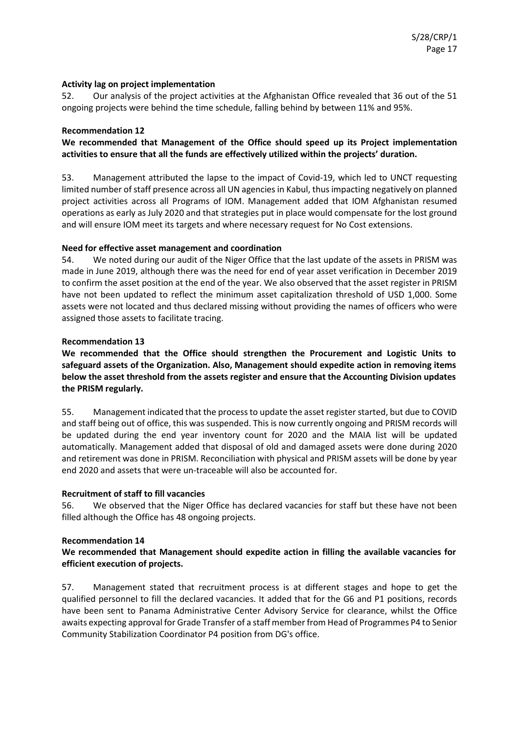**Activity lag on project implementation**

52. Our analysis of the project activities at the Afghanistan Office revealed that 36 out of the 51 ongoing projects were behind the time schedule, falling behind by between 11% and 95%.

**Recommendation 12**

**We recommended that Management of the Office should speed up its Project implementation activities to ensure that all the funds are effectively utilized within the projects' duration.**

53. Management attributed the lapse to the impact of Covid-19, which led to UNCT requesting limited number of staff presence across all UN agencies in Kabul, thus impacting negatively on planned project activities across all Programs of IOM. Management added that IOM Afghanistan resumed operations as early as July 2020 and that strategies put in place would compensate for the lost ground and will ensure IOM meet its targets and where necessary request for No Cost extensions.

**Need for effective asset management and coordination**

54. We noted during our audit of the Niger Office that the last update of the assets in PRISM was made in June 2019, although there was the need for end of year asset verification in December 2019 to confirm the asset position at the end of the year. We also observed that the asset register in PRISM have not been updated to reflect the minimum asset capitalization threshold of USD 1,000. Some assets were not located and thus declared missing without providing the names of officers who were assigned those assets to facilitate tracing.

**Recommendation 13**

**We recommended that the Office should strengthen the Procurement and Logistic Units to safeguard assets of the Organization. Also, Management should expedite action in removing items below the asset threshold from the assets register and ensure that the Accounting Division updates the PRISM regularly.**

55. Management indicated that the process to update the asset register started, but due to COVID and staff being out of office, this was suspended. This is now currently ongoing and PRISM records will be updated during the end year inventory count for 2020 and the MAIA list will be updated automatically. Management added that disposal of old and damaged assets were done during 2020 and retirement was done in PRISM. Reconciliation with physical and PRISM assets will be done by year end 2020 and assets that were un-traceable will also be accounted for.

**Recruitment of staff to fill vacancies**

56. We observed that the Niger Office has declared vacancies for staff but these have not been filled although the Office has 48 ongoing projects.

**Recommendation 14**

**We recommended that Management should expedite action in filling the available vacancies for efficient execution of projects.**

57. Management stated that recruitment process is at different stages and hope to get the qualified personnel to fill the declared vacancies. It added that for the G6 and P1 positions, records have been sent to Panama Administrative Center Advisory Service for clearance, whilst the Office awaits expecting approval for Grade Transfer of a staff member from Head of Programmes P4 to Senior Community Stabilization Coordinator P4 position from DG's office.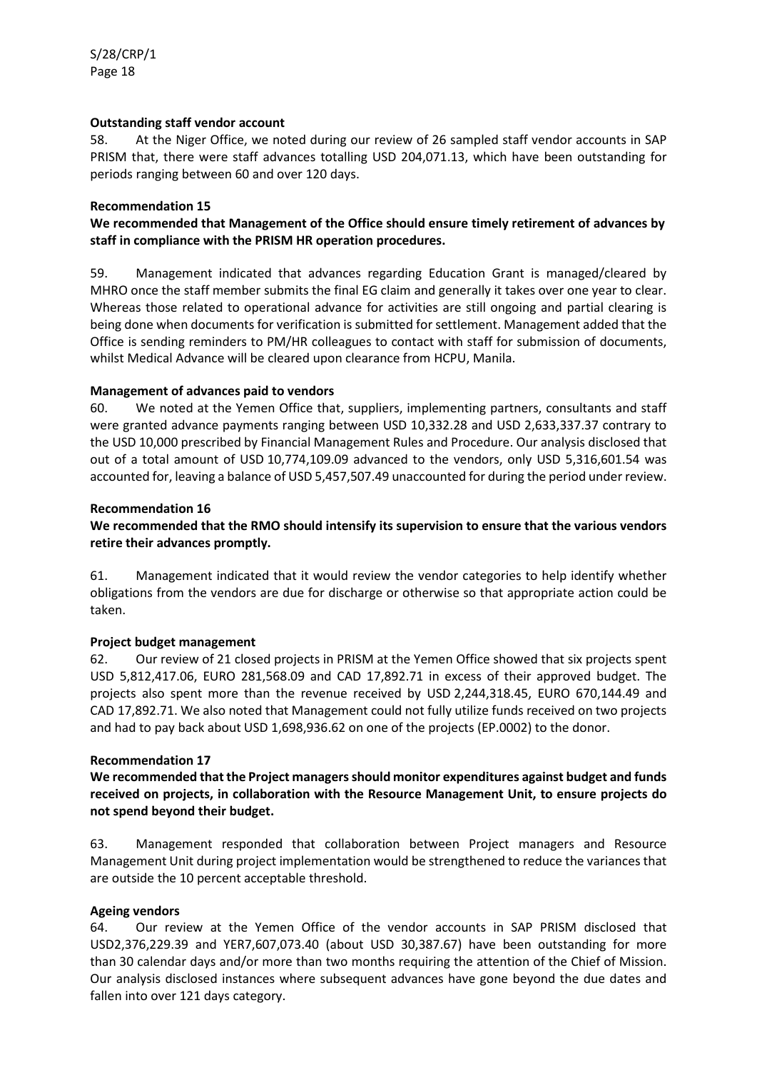**Outstanding staff vendor account**

58. At the Niger Office, we noted during our review of 26 sampled staff vendor accounts in SAP PRISM that, there were staff advances totalling USD 204,071.13, which have been outstanding for periods ranging between 60 and over 120 days.

**Recommendation 15**

**We recommended that Management of the Office should ensure timely retirement of advances by staff in compliance with the PRISM HR operation procedures.**

59. Management indicated that advances regarding Education Grant is managed/cleared by MHRO once the staff member submits the final EG claim and generally it takes over one year to clear. Whereas those related to operational advance for activities are still ongoing and partial clearing is being done when documents for verification is submitted for settlement. Management added that the Office is sending reminders to PM/HR colleagues to contact with staff for submission of documents, whilst Medical Advance will be cleared upon clearance from HCPU, Manila.

**Management of advances paid to vendors**

60. We noted at the Yemen Office that, suppliers, implementing partners, consultants and staff were granted advance payments ranging between USD 10,332.28 and USD 2,633,337.37 contrary to the USD 10,000 prescribed by Financial Management Rules and Procedure. Our analysis disclosed that out of a total amount of USD 10,774,109.09 advanced to the vendors, only USD 5,316,601.54 was accounted for, leaving a balance of USD 5,457,507.49 unaccounted for during the period under review.

**Recommendation 16**

**We recommended that the RMO should intensify its supervision to ensure that the various vendors retire their advances promptly.**

61. Management indicated that it would review the vendor categories to help identify whether obligations from the vendors are due for discharge or otherwise so that appropriate action could be taken.

**Project budget management**

62. Our review of 21 closed projects in PRISM at the Yemen Office showed that six projects spent USD 5,812,417.06, EURO 281,568.09 and CAD 17,892.71 in excess of their approved budget. The projects also spent more than the revenue received by USD 2,244,318.45, EURO 670,144.49 and CAD 17,892.71. We also noted that Management could not fully utilize funds received on two projects and had to pay back about USD 1,698,936.62 on one of the projects (EP.0002) to the donor.

**Recommendation 17**

**We recommended that the Project managers should monitor expenditures against budget and funds received on projects, in collaboration with the Resource Management Unit, to ensure projects do not spend beyond their budget.**

63. Management responded that collaboration between Project managers and Resource Management Unit during project implementation would be strengthened to reduce the variances that are outside the 10 percent acceptable threshold.

**Ageing vendors**

64. Our review at the Yemen Office of the vendor accounts in SAP PRISM disclosed that USD2,376,229.39 and YER7,607,073.40 (about USD 30,387.67) have been outstanding for more than 30 calendar days and/or more than two months requiring the attention of the Chief of Mission. Our analysis disclosed instances where subsequent advances have gone beyond the due dates and fallen into over 121 days category.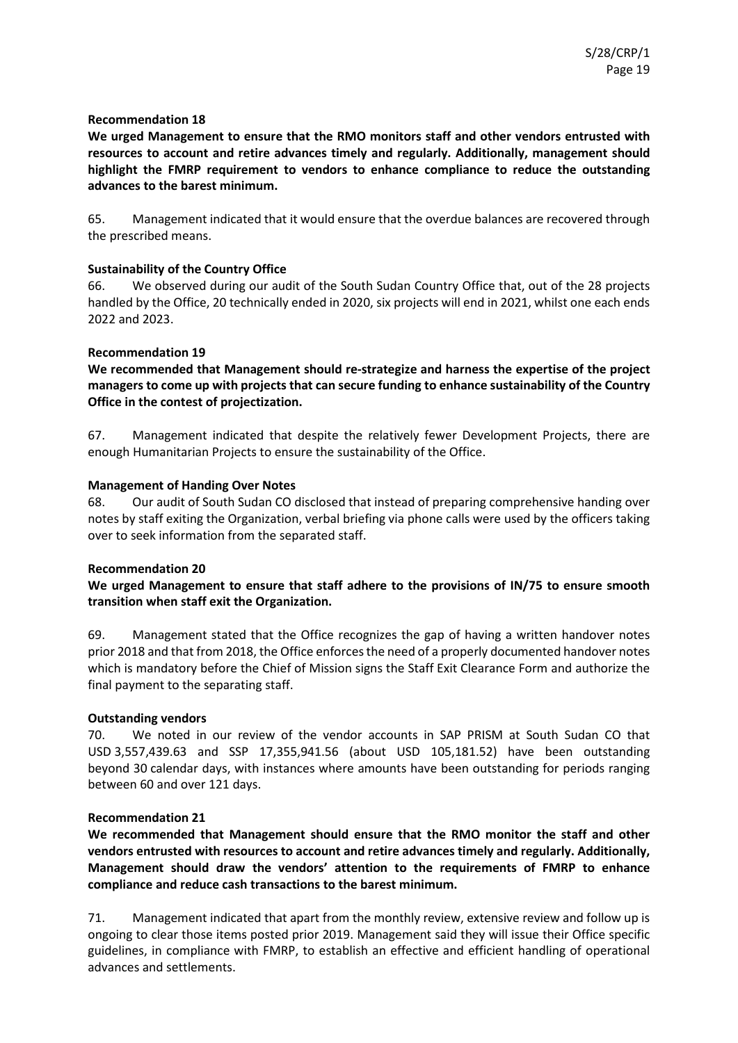**Recommendation 18**

**We urged Management to ensure that the RMO monitors staff and other vendors entrusted with resources to account and retire advances timely and regularly. Additionally, management should highlight the FMRP requirement to vendors to enhance compliance to reduce the outstanding advances to the barest minimum.**

65. Management indicated that it would ensure that the overdue balances are recovered through the prescribed means.

**Sustainability of the Country Office**

66. We observed during our audit of the South Sudan Country Office that, out of the 28 projects handled by the Office, 20 technically ended in 2020, six projects will end in 2021, whilst one each ends 2022 and 2023.

**Recommendation 19**

**We recommended that Management should re-strategize and harness the expertise of the project managers to come up with projects that can secure funding to enhance sustainability of the Country Office in the contest of projectization.**

67. Management indicated that despite the relatively fewer Development Projects, there are enough Humanitarian Projects to ensure the sustainability of the Office.

**Management of Handing Over Notes**

68. Our audit of South Sudan CO disclosed that instead of preparing comprehensive handing over notes by staff exiting the Organization, verbal briefing via phone calls were used by the officers taking over to seek information from the separated staff.

**Recommendation 20**

**We urged Management to ensure that staff adhere to the provisions of IN/75 to ensure smooth transition when staff exit the Organization.**

69. Management stated that the Office recognizes the gap of having a written handover notes prior 2018 and that from 2018, the Office enforces the need of a properly documented handover notes which is mandatory before the Chief of Mission signs the Staff Exit Clearance Form and authorize the final payment to the separating staff.

**Outstanding vendors**

70. We noted in our review of the vendor accounts in SAP PRISM at South Sudan CO that USD 3,557,439.63 and SSP 17,355,941.56 (about USD 105,181.52) have been outstanding beyond 30 calendar days, with instances where amounts have been outstanding for periods ranging between 60 and over 121 days.

**Recommendation 21**

**We recommended that Management should ensure that the RMO monitor the staff and other vendors entrusted with resources to account and retire advances timely and regularly. Additionally, Management should draw the vendors' attention to the requirements of FMRP to enhance compliance and reduce cash transactions to the barest minimum.**

71. Management indicated that apart from the monthly review, extensive review and follow up is ongoing to clear those items posted prior 2019. Management said they will issue their Office specific guidelines, in compliance with FMRP, to establish an effective and efficient handling of operational advances and settlements.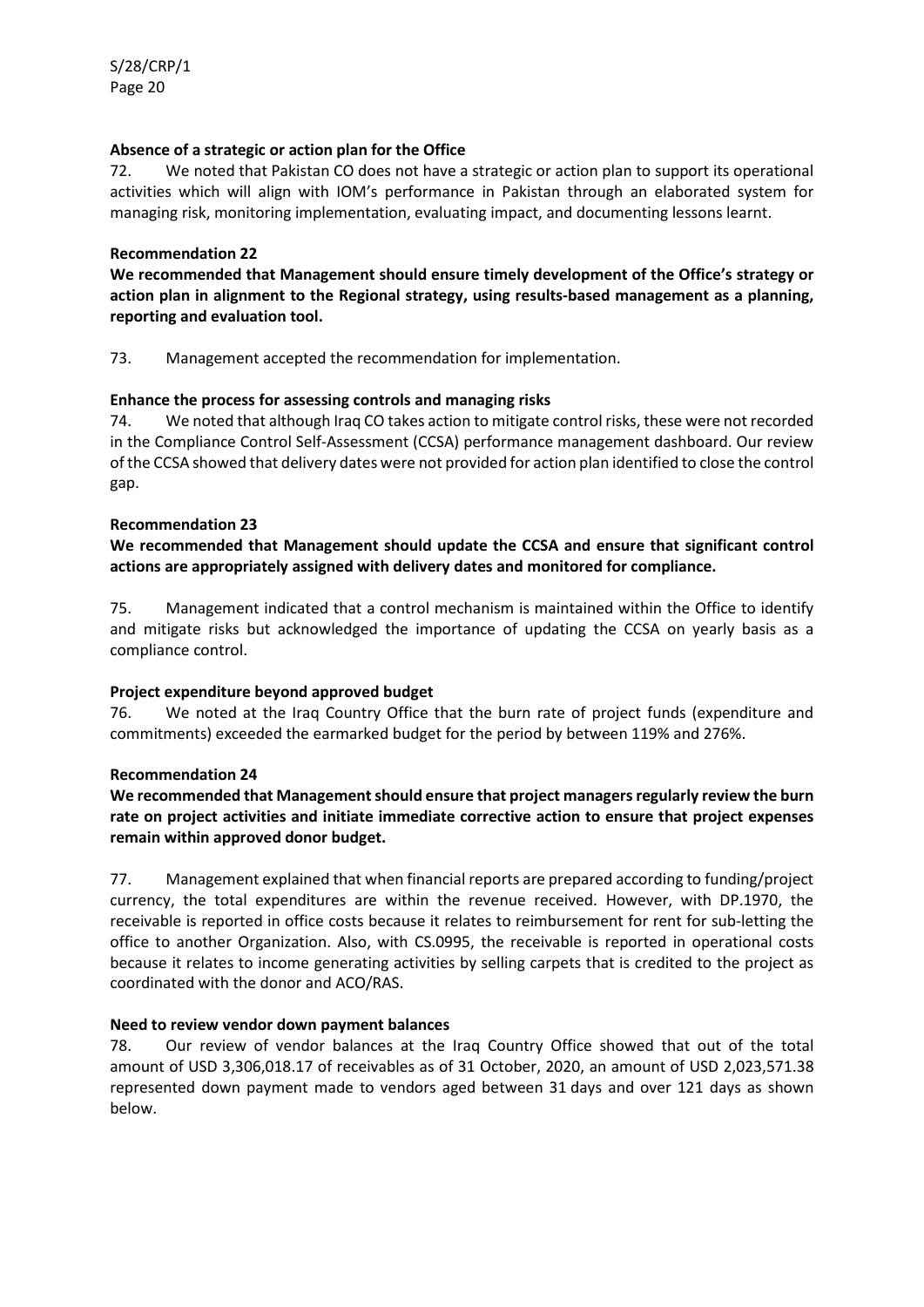**Absence of a strategic or action plan for the Office**

72. We noted that Pakistan CO does not have a strategic or action plan to support its operational activities which will align with IOM's performance in Pakistan through an elaborated system for managing risk, monitoring implementation, evaluating impact, and documenting lessons learnt.

**Recommendation 22**

**We recommended that Management should ensure timely development of the Office's strategy or action plan in alignment to the Regional strategy, using results-based management as a planning, reporting and evaluation tool.**

73. Management accepted the recommendation for implementation.

**Enhance the process for assessing controls and managing risks**

74. We noted that although Iraq CO takes action to mitigate control risks, these were not recorded in the Compliance Control Self-Assessment (CCSA) performance management dashboard. Our review of the CCSA showed that delivery dates were not provided for action plan identified to close the control gap.

**Recommendation 23**

**We recommended that Management should update the CCSA and ensure that significant control actions are appropriately assigned with delivery dates and monitored for compliance.**

75. Management indicated that a control mechanism is maintained within the Office to identify and mitigate risks but acknowledged the importance of updating the CCSA on yearly basis as a compliance control.

**Project expenditure beyond approved budget**

76. We noted at the Iraq Country Office that the burn rate of project funds (expenditure and commitments) exceeded the earmarked budget for the period by between 119% and 276%.

**Recommendation 24**

**We recommended that Management should ensure that project managers regularly review the burn rate on project activities and initiate immediate corrective action to ensure that project expenses remain within approved donor budget.**

77. Management explained that when financial reports are prepared according to funding/project currency, the total expenditures are within the revenue received. However, with DP.1970, the receivable is reported in office costs because it relates to reimbursement for rent for sub-letting the office to another Organization. Also, with CS.0995, the receivable is reported in operational costs because it relates to income generating activities by selling carpets that is credited to the project as coordinated with the donor and ACO/RAS.

**Need to review vendor down payment balances**

78. Our review of vendor balances at the Iraq Country Office showed that out of the total amount of USD 3,306,018.17 of receivables as of 31 October, 2020, an amount of USD 2,023,571.38 represented down payment made to vendors aged between 31 days and over 121 days as shown below.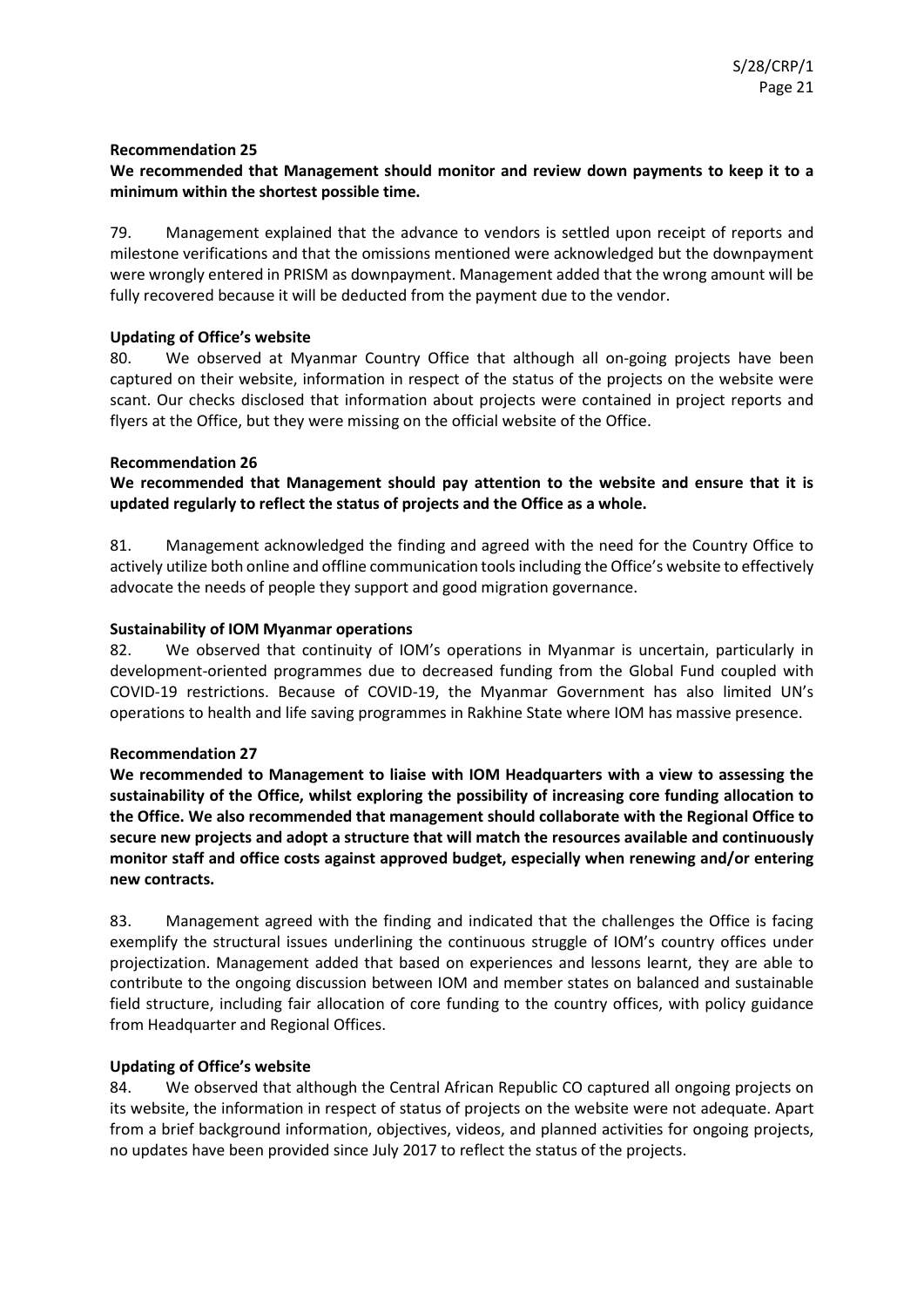**Recommendation 25**

**We recommended that Management should monitor and review down payments to keep it to a minimum within the shortest possible time.**

79. Management explained that the advance to vendors is settled upon receipt of reports and milestone verifications and that the omissions mentioned were acknowledged but the downpayment were wrongly entered in PRISM as downpayment. Management added that the wrong amount will be fully recovered because it will be deducted from the payment due to the vendor.

**Updating of Office's website**

80. We observed at Myanmar Country Office that although all on-going projects have been captured on their website, information in respect of the status of the projects on the website were scant. Our checks disclosed that information about projects were contained in project reports and flyers at the Office, but they were missing on the official website of the Office.

**Recommendation 26**

**We recommended that Management should pay attention to the website and ensure that it is updated regularly to reflect the status of projects and the Office as a whole.**

81. Management acknowledged the finding and agreed with the need for the Country Office to actively utilize both online and offline communication tools including the Office's website to effectively advocate the needs of people they support and good migration governance.

**Sustainability of IOM Myanmar operations**

82. We observed that continuity of IOM's operations in Myanmar is uncertain, particularly in development-oriented programmes due to decreased funding from the Global Fund coupled with COVID-19 restrictions. Because of COVID-19, the Myanmar Government has also limited UN's operations to health and life saving programmes in Rakhine State where IOM has massive presence.

**Recommendation 27**

**We recommended to Management to liaise with IOM Headquarters with a view to assessing the sustainability of the Office, whilst exploring the possibility of increasing core funding allocation to the Office. We also recommended that management should collaborate with the Regional Office to secure new projects and adopt a structure that will match the resources available and continuously monitor staff and office costs against approved budget, especially when renewing and/or entering new contracts.**

83. Management agreed with the finding and indicated that the challenges the Office is facing exemplify the structural issues underlining the continuous struggle of IOM's country offices under projectization. Management added that based on experiences and lessons learnt, they are able to contribute to the ongoing discussion between IOM and member states on balanced and sustainable field structure, including fair allocation of core funding to the country offices, with policy guidance from Headquarter and Regional Offices.

**Updating of Office's website**

84. We observed that although the Central African Republic CO captured all ongoing projects on its website, the information in respect of status of projects on the website were not adequate. Apart from a brief background information, objectives, videos, and planned activities for ongoing projects, no updates have been provided since July 2017 to reflect the status of the projects.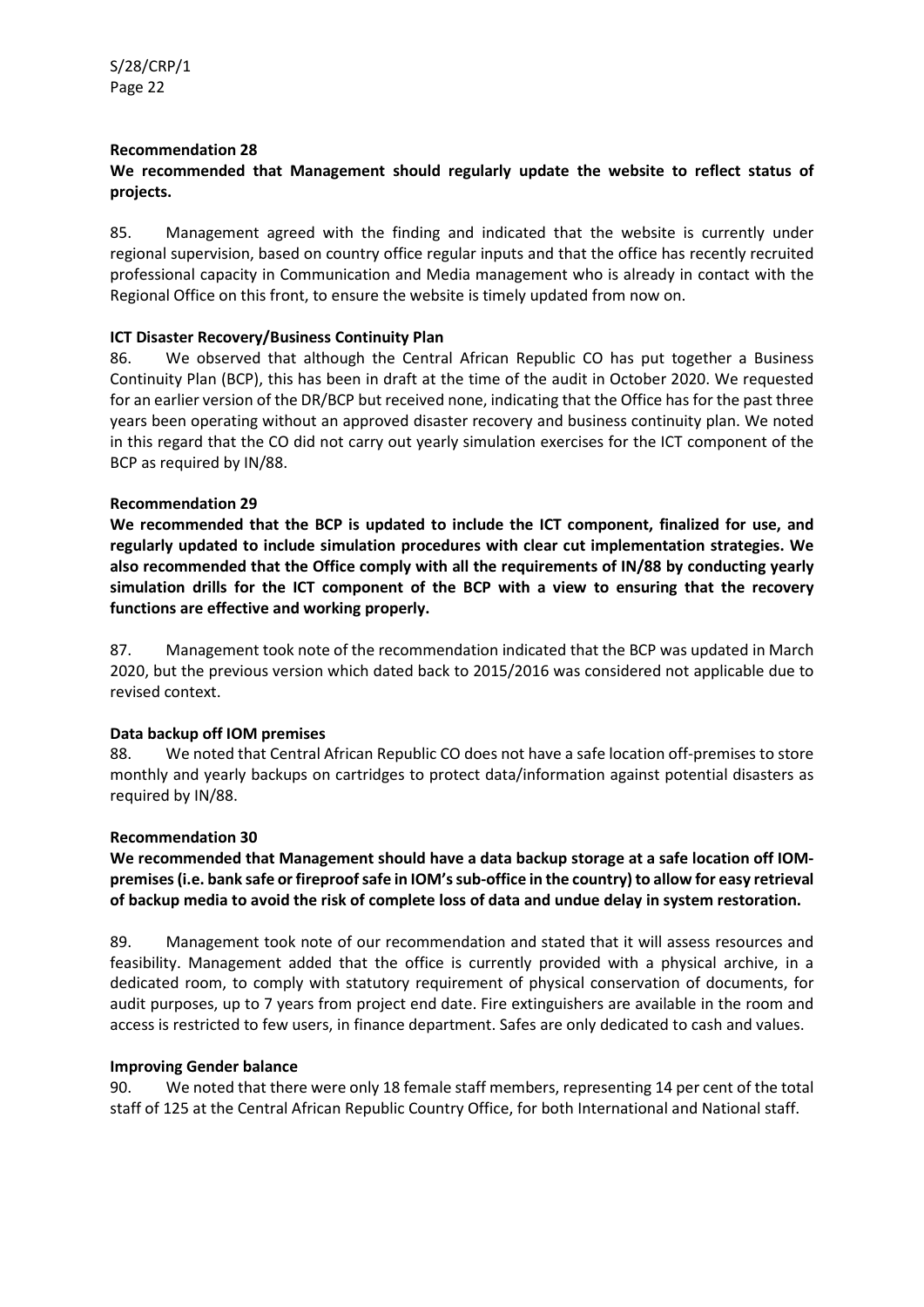**Recommendation 28**

**We recommended that Management should regularly update the website to reflect status of projects.**

85. Management agreed with the finding and indicated that the website is currently under regional supervision, based on country office regular inputs and that the office has recently recruited professional capacity in Communication and Media management who is already in contact with the Regional Office on this front, to ensure the website is timely updated from now on.

**ICT Disaster Recovery/Business Continuity Plan**

86. We observed that although the Central African Republic CO has put together a Business Continuity Plan (BCP), this has been in draft at the time of the audit in October 2020. We requested for an earlier version of the DR/BCP but received none, indicating that the Office has for the past three years been operating without an approved disaster recovery and business continuity plan. We noted in this regard that the CO did not carry out yearly simulation exercises for the ICT component of the BCP as required by IN/88.

**Recommendation 29**

**We recommended that the BCP is updated to include the ICT component, finalized for use, and regularly updated to include simulation procedures with clear cut implementation strategies. We also recommended that the Office comply with all the requirements of IN/88 by conducting yearly simulation drills for the ICT component of the BCP with a view to ensuring that the recovery functions are effective and working properly.**

87. Management took note of the recommendation indicated that the BCP was updated in March 2020, but the previous version which dated back to 2015/2016 was considered not applicable due to revised context.

**Data backup off IOM premises**

88. We noted that Central African Republic CO does not have a safe location off-premises to store monthly and yearly backups on cartridges to protect data/information against potential disasters as required by IN/88.

**Recommendation 30**

**We recommended that Management should have a data backup storage at a safe location off IOM-premises (i.e. bank safe or fireproof safe in IOM's sub-office in the country) to allow for easy retrieval of backup media to avoid the risk of complete loss of data and undue delay in system restoration.**

89. Management took note of our recommendation and stated that it will assess resources and feasibility. Management added that the office is currently provided with a physical archive, in a dedicated room, to comply with statutory requirement of physical conservation of documents, for audit purposes, up to 7 years from project end date. Fire extinguishers are available in the room and access is restricted to few users, in finance department. Safes are only dedicated to cash and values.

**Improving Gender balance**

90. We noted that there were only 18 female staff members, representing 14 per cent of the total staff of 125 at the Central African Republic Country Office, for both International and National staff.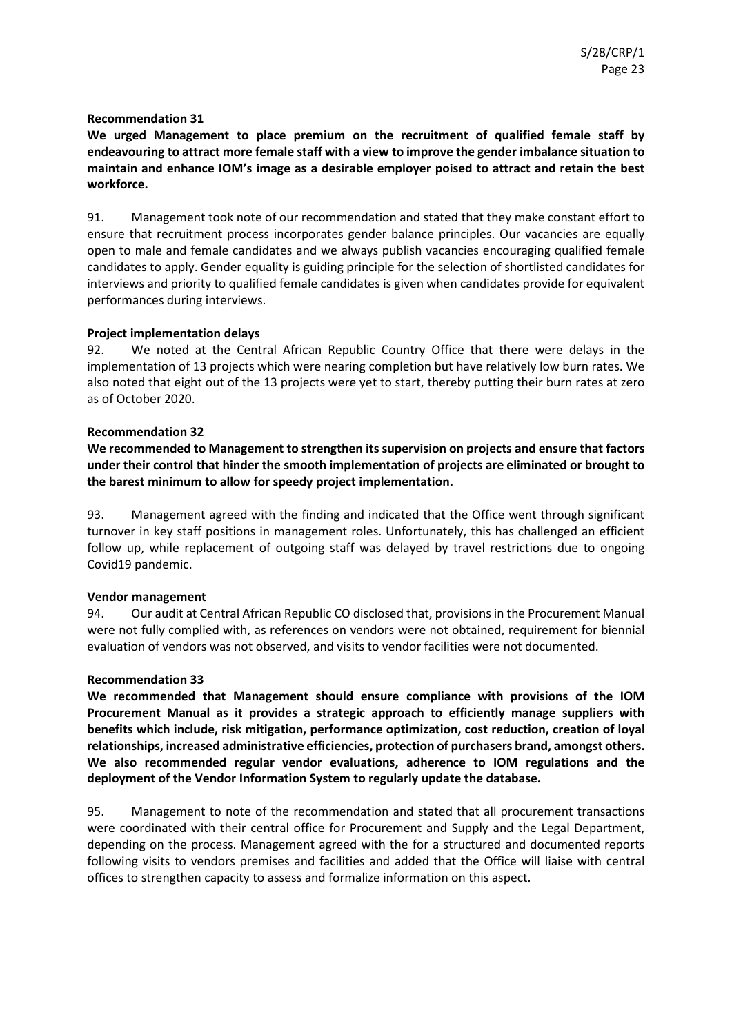**Recommendation 31**

**We urged Management to place premium on the recruitment of qualified female staff by endeavouring to attract more female staff with a view to improve the gender imbalance situation to maintain and enhance IOM's image as a desirable employer poised to attract and retain the best workforce.**

91. Management took note of our recommendation and stated that they make constant effort to ensure that recruitment process incorporates gender balance principles. Our vacancies are equally open to male and female candidates and we always publish vacancies encouraging qualified female candidates to apply. Gender equality is guiding principle for the selection of shortlisted candidates for interviews and priority to qualified female candidates is given when candidates provide for equivalent performances during interviews.

**Project implementation delays**

92. We noted at the Central African Republic Country Office that there were delays in the implementation of 13 projects which were nearing completion but have relatively low burn rates. We also noted that eight out of the 13 projects were yet to start, thereby putting their burn rates at zero as of October 2020.

**Recommendation 32**

**We recommended to Management to strengthen its supervision on projects and ensure that factors under their control that hinder the smooth implementation of projects are eliminated or brought to the barest minimum to allow for speedy project implementation.**

93. Management agreed with the finding and indicated that the Office went through significant turnover in key staff positions in management roles. Unfortunately, this has challenged an efficient follow up, while replacement of outgoing staff was delayed by travel restrictions due to ongoing Covid19 pandemic.

**Vendor management**

94. Our audit at Central African Republic CO disclosed that, provisions in the Procurement Manual were not fully complied with, as references on vendors were not obtained, requirement for biennial evaluation of vendors was not observed, and visits to vendor facilities were not documented.

**Recommendation 33**

**We recommended that Management should ensure compliance with provisions of the IOM Procurement Manual as it provides a strategic approach to efficiently manage suppliers with benefits which include, risk mitigation, performance optimization, cost reduction, creation of loyal relationships, increased administrative efficiencies, protection of purchasers brand, amongst others. We also recommended regular vendor evaluations, adherence to IOM regulations and the deployment of the Vendor Information System to regularly update the database.**

95. Management to note of the recommendation and stated that all procurement transactions were coordinated with their central office for Procurement and Supply and the Legal Department, depending on the process. Management agreed with the for a structured and documented reports following visits to vendors premises and facilities and added that the Office will liaise with central offices to strengthen capacity to assess and formalize information on this aspect.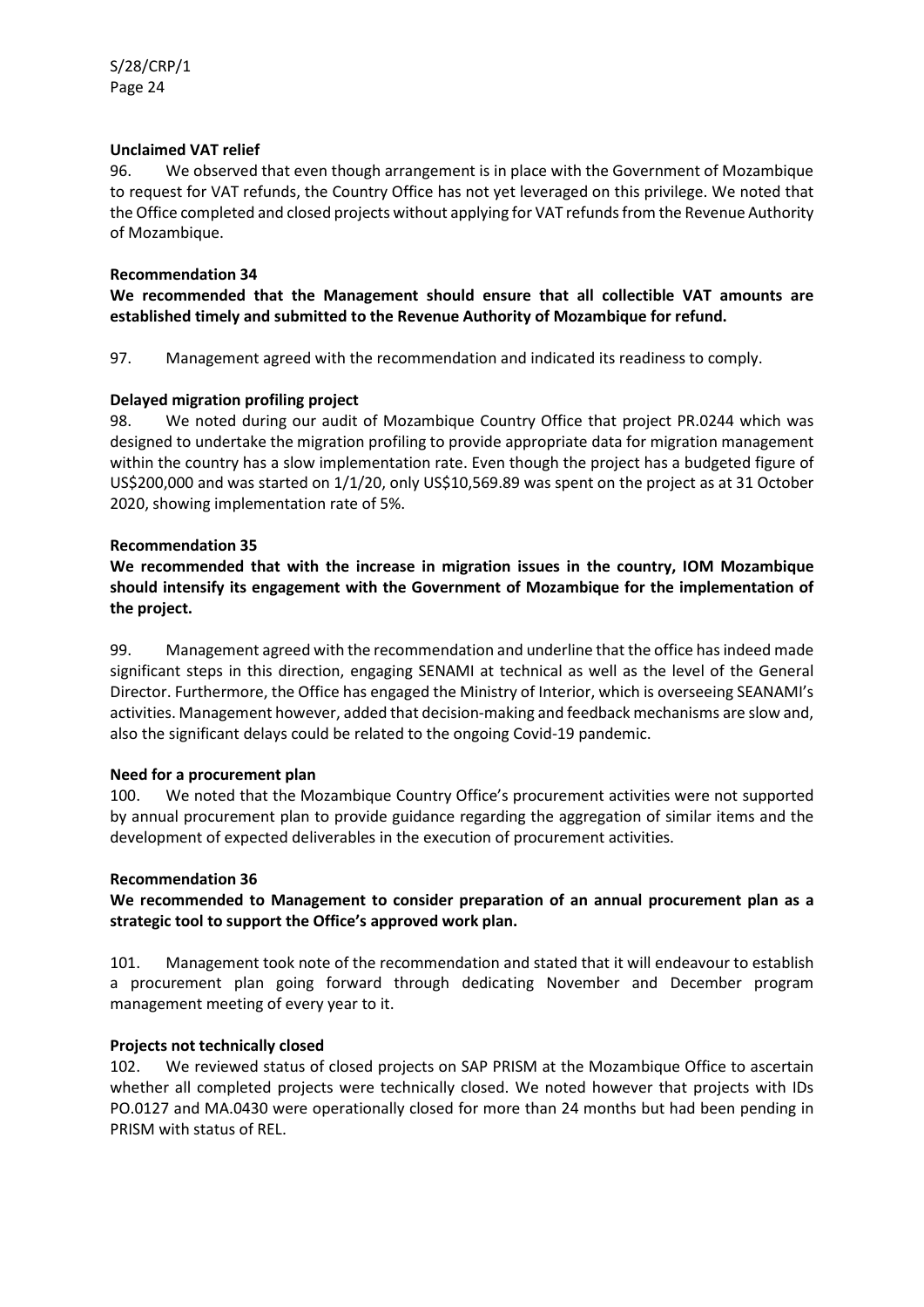**Unclaimed VAT relief**

96. We observed that even though arrangement is in place with the Government of Mozambique to request for VAT refunds, the Country Office has not yet leveraged on this privilege. We noted that the Office completed and closed projects without applying for VAT refunds from the Revenue Authority of Mozambique.

**Recommendation 34**

**We recommended that the Management should ensure that all collectible VAT amounts are established timely and submitted to the Revenue Authority of Mozambique for refund.**

97. Management agreed with the recommendation and indicated its readiness to comply.

**Delayed migration profiling project**

98. We noted during our audit of Mozambique Country Office that project PR.0244 which was designed to undertake the migration profiling to provide appropriate data for migration management within the country has a slow implementation rate. Even though the project has a budgeted figure of US$200,000 and was started on 1/1/20, only US$10,569.89 was spent on the project as at 31 October 2020, showing implementation rate of 5%.

**Recommendation 35**

**We recommended that with the increase in migration issues in the country, IOM Mozambique should intensify its engagement with the Government of Mozambique for the implementation of the project.**

99. Management agreed with the recommendation and underline that the office has indeed made significant steps in this direction, engaging SENAMI at technical as well as the level of the General Director. Furthermore, the Office has engaged the Ministry of Interior, which is overseeing SEANAMI's activities. Management however, added that decision-making and feedback mechanisms are slow and, also the significant delays could be related to the ongoing Covid-19 pandemic.

**Need for a procurement plan**

100. We noted that the Mozambique Country Office's procurement activities were not supported by annual procurement plan to provide guidance regarding the aggregation of similar items and the development of expected deliverables in the execution of procurement activities.

**Recommendation 36**

**We recommended to Management to consider preparation of an annual procurement plan as a strategic tool to support the Office's approved work plan.**

101. Management took note of the recommendation and stated that it will endeavour to establish a procurement plan going forward through dedicating November and December program management meeting of every year to it.

**Projects not technically closed**

102. We reviewed status of closed projects on SAP PRISM at the Mozambique Office to ascertain whether all completed projects were technically closed. We noted however that projects with IDs PO.0127 and MA.0430 were operationally closed for more than 24 months but had been pending in PRISM with status of REL.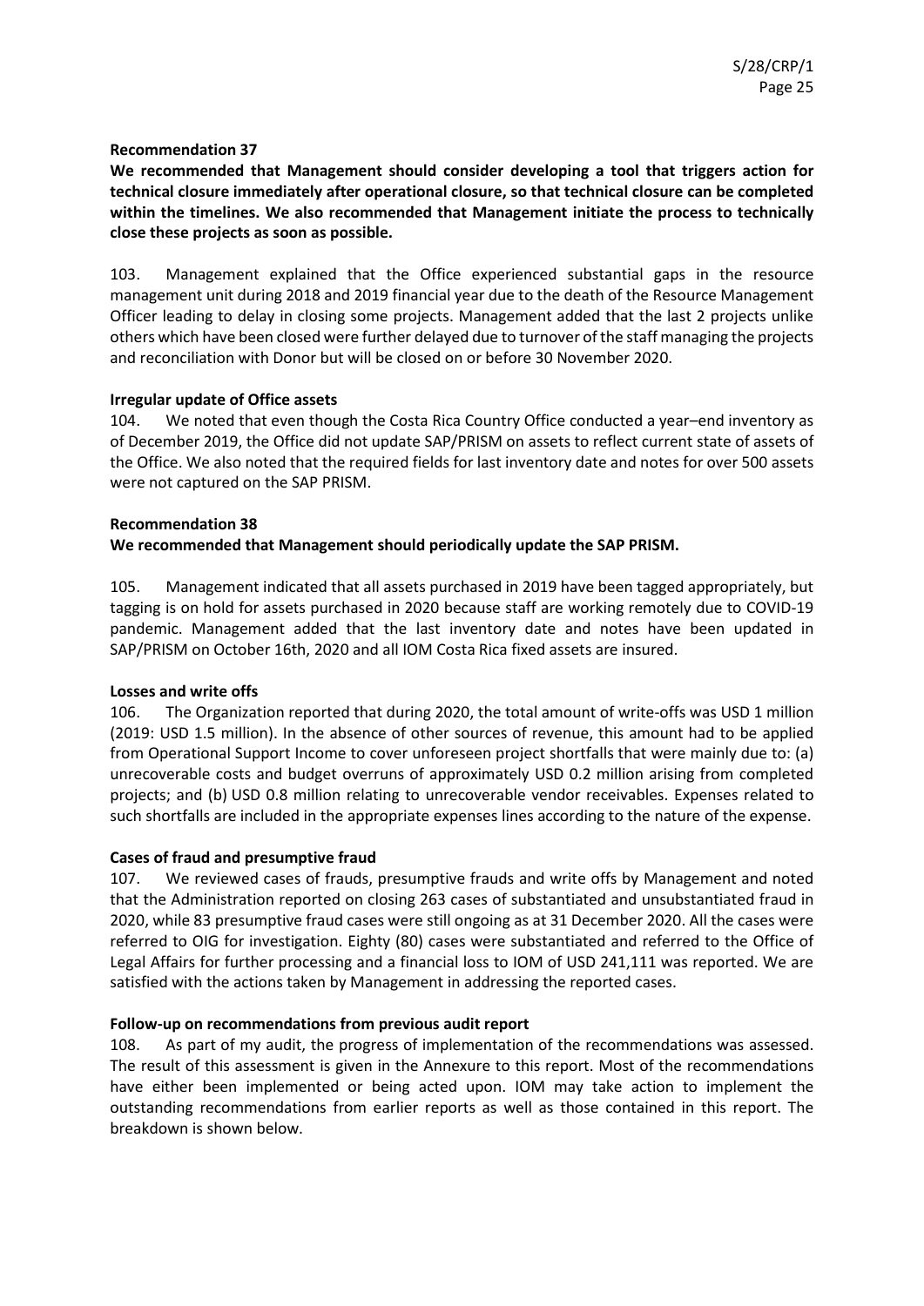**Recommendation 37**

**We recommended that Management should consider developing a tool that triggers action for technical closure immediately after operational closure, so that technical closure can be completed within the timelines. We also recommended that Management initiate the process to technically close these projects as soon as possible.**

103. Management explained that the Office experienced substantial gaps in the resource management unit during 2018 and 2019 financial year due to the death of the Resource Management Officer leading to delay in closing some projects. Management added that the last 2 projects unlike others which have been closed were further delayed due to turnover of the staff managing the projects and reconciliation with Donor but will be closed on or before 30 November 2020.

**Irregular update of Office assets**

104. We noted that even though the Costa Rica Country Office conducted a year–end inventory as of December 2019, the Office did not update SAP/PRISM on assets to reflect current state of assets of the Office. We also noted that the required fields for last inventory date and notes for over 500 assets were not captured on the SAP PRISM.

**Recommendation 38**

**We recommended that Management should periodically update the SAP PRISM.**

105. Management indicated that all assets purchased in 2019 have been tagged appropriately, but tagging is on hold for assets purchased in 2020 because staff are working remotely due to COVID-19 pandemic. Management added that the last inventory date and notes have been updated in SAP/PRISM on October 16th, 2020 and all IOM Costa Rica fixed assets are insured.

**Losses and write offs**

106. The Organization reported that during 2020, the total amount of write-offs was USD 1 million (2019: USD 1.5 million). In the absence of other sources of revenue, this amount had to be applied from Operational Support Income to cover unforeseen project shortfalls that were mainly due to: (a) unrecoverable costs and budget overruns of approximately USD 0.2 million arising from completed projects; and (b) USD 0.8 million relating to unrecoverable vendor receivables. Expenses related to such shortfalls are included in the appropriate expenses lines according to the nature of the expense.

**Cases of fraud and presumptive fraud**

107. We reviewed cases of frauds, presumptive frauds and write offs by Management and noted that the Administration reported on closing 263 cases of substantiated and unsubstantiated fraud in 2020, while 83 presumptive fraud cases were still ongoing as at 31 December 2020. All the cases were referred to OIG for investigation. Eighty (80) cases were substantiated and referred to the Office of Legal Affairs for further processing and a financial loss to IOM of USD 241,111 was reported. We are satisfied with the actions taken by Management in addressing the reported cases.

**Follow-up on recommendations from previous audit report**

108. As part of my audit, the progress of implementation of the recommendations was assessed. The result of this assessment is given in the Annexure to this report. Most of the recommendations have either been implemented or being acted upon. IOM may take action to implement the outstanding recommendations from earlier reports as well as those contained in this report. The breakdown is shown below.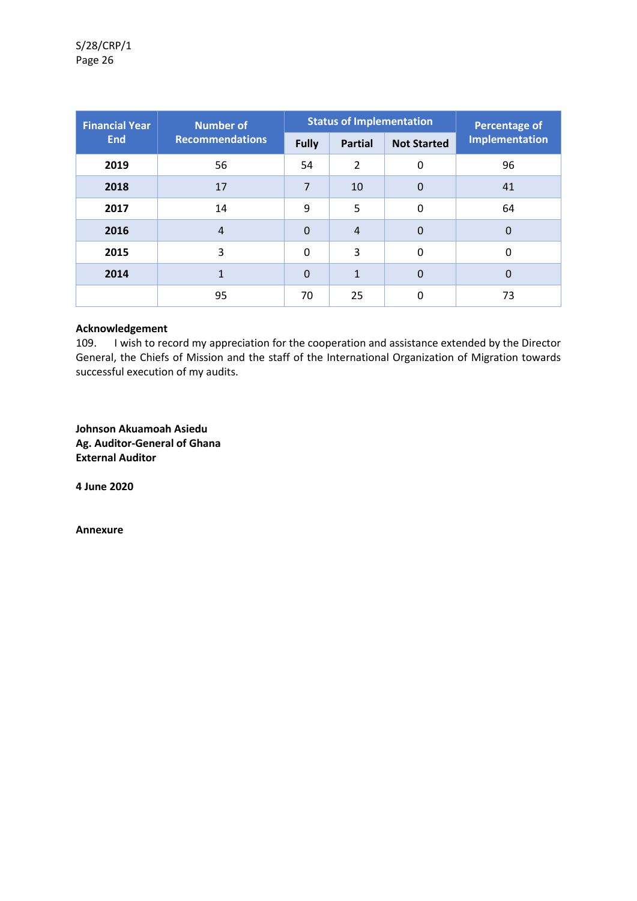| Financial Year End | Number of Recommendations | Status of Implementation | | | Percentage of Implementation |
|---|---|---|---|---|---|
| | | Fully | Partial | Not Started | |
| **2019** | 56 | 54 | 2 | 0 | 96 |
| **2018** | 17 | 7 | 10 | 0 | 41 |
| **2017** | 14 | 9 | 5 | 0 | 64 |
| **2016** | 4 | 0 | 4 | 0 | 0 |
| **2015** | 3 | 0 | 3 | 0 | 0 |
| **2014** | 1 | 0 | 1 | 0 | 0 |
| | 95 | 70 | 25 | 0 | 73 |

**Acknowledgement**

109. I wish to record my appreciation for the cooperation and assistance extended by the Director General, the Chiefs of Mission and the staff of the International Organization of Migration towards successful execution of my audits.

**Johnson Akuamoah Asiedu**
**Ag. Auditor-General of Ghana**
**External Auditor**

**4 June 2020**

**Annexure**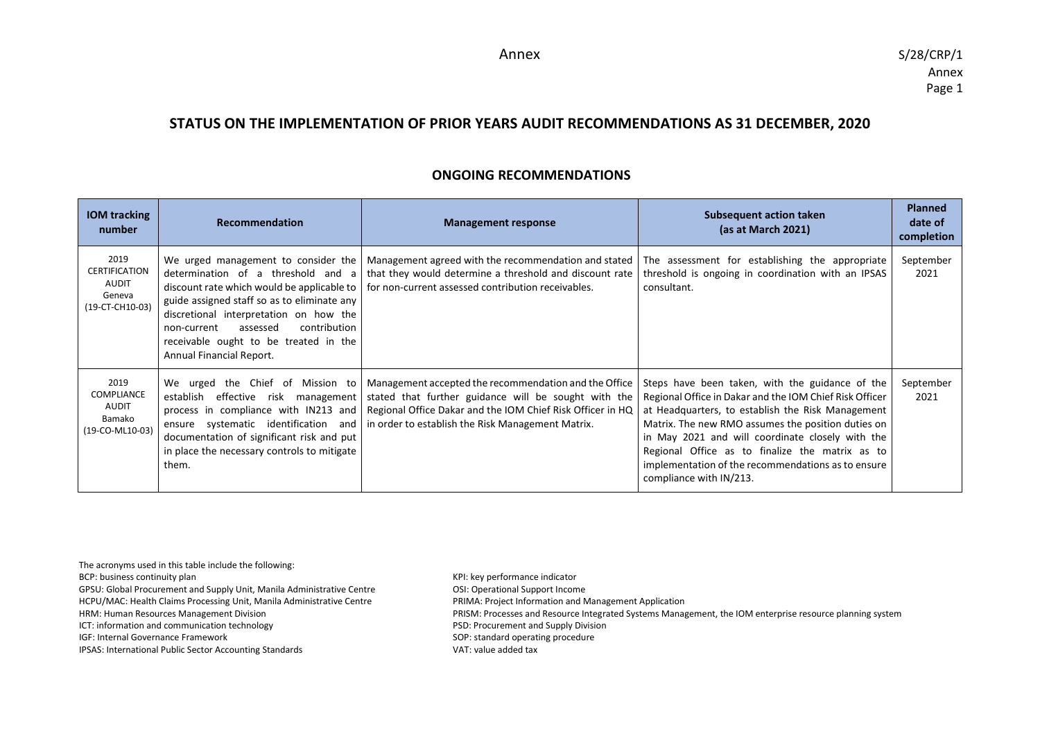## STATUS ON THE IMPLEMENTATION OF PRIOR YEARS AUDIT RECOMMENDATIONS AS 31 DECEMBER, 2020

### ONGOING RECOMMENDATIONS

| IOM tracking number | Recommendation | Management response | Subsequent action taken (as at March 2021) | Planned date of completion |
|---|---|---|---|---|
| 2019 CERTIFICATION AUDIT Geneva (19-CT-CH10-03) | We urged management to consider the determination of a threshold and a discount rate which would be applicable to guide assigned staff so as to eliminate any discretional interpretation on how the non-current assessed contribution receivable ought to be treated in the Annual Financial Report. | Management agreed with the recommendation and stated that they would determine a threshold and discount rate for non-current assessed contribution receivables. | The assessment for establishing the appropriate threshold is ongoing in coordination with an IPSAS consultant. | September 2021 |
| 2019 COMPLIANCE AUDIT Bamako (19-CO-ML10-03) | We urged the Chief of Mission to establish effective risk management process in compliance with IN213 and ensure systematic identification and documentation of significant risk and put in place the necessary controls to mitigate them. | Management accepted the recommendation and the Office stated that further guidance will be sought with the Regional Office Dakar and the IOM Chief Risk Officer in HQ in order to establish the Risk Management Matrix. | Steps have been taken, with the guidance of the Regional Office in Dakar and the IOM Chief Risk Officer at Headquarters, to establish the Risk Management Matrix. The new RMO assumes the position duties on in May 2021 and will coordinate closely with the Regional Office as to finalize the matrix as to implementation of the recommendations as to ensure compliance with IN/213. | September 2021 |

The acronyms used in this table include the following:

BCP: business continuity plan
GPSU: Global Procurement and Supply Unit, Manila Administrative Centre
HCPU/MAC: Health Claims Processing Unit, Manila Administrative Centre
HRM: Human Resources Management Division
ICT: information and communication technology
IGF: Internal Governance Framework
IPSAS: International Public Sector Accounting Standards
KPI: key performance indicator
OSI: Operational Support Income
PRIMA: Project Information and Management Application
PRISM: Processes and Resource Integrated Systems Management, the IOM enterprise resource planning system
PSD: Procurement and Supply Division
SOP: standard operating procedure
VAT: value added tax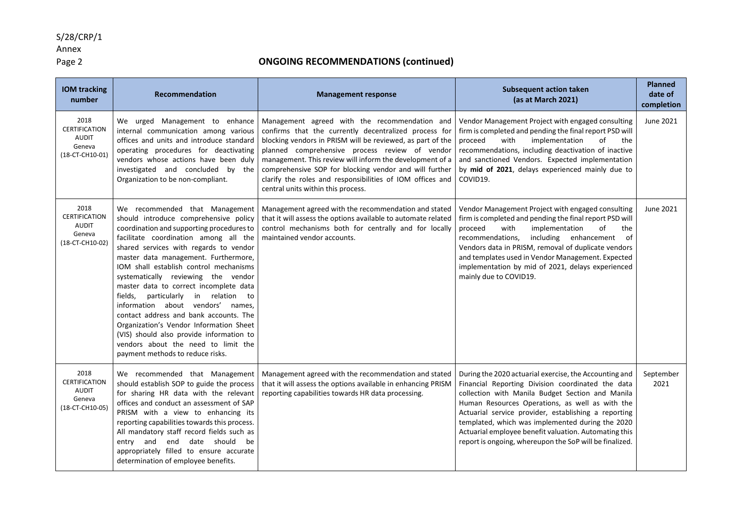## ONGOING RECOMMENDATIONS (continued)

| IOM tracking number | Recommendation | Management response | Subsequent action taken (as at March 2021) | Planned date of completion |
|---|---|---|---|---|
| 2018 CERTIFICATION AUDIT Geneva (18-CT-CH10-01) | We urged Management to enhance internal communication among various offices and units and introduce standard operating procedures for deactivating vendors whose actions have been duly investigated and concluded by the Organization to be non-compliant. | Management agreed with the recommendation and confirms that the currently decentralized process for blocking vendors in PRISM will be reviewed, as part of the planned comprehensive process review of vendor management. This review will inform the development of a comprehensive SOP for blocking vendor and will further clarify the roles and responsibilities of IOM offices and central units within this process. | Vendor Management Project with engaged consulting firm is completed and pending the final report PSD will proceed with implementation of the recommendations, including deactivation of inactive and sanctioned Vendors. Expected implementation by **mid of 2021**, delays experienced mainly due to COVID19. | June 2021 |
| 2018 CERTIFICATION AUDIT Geneva (18-CT-CH10-02) | We recommended that Management should introduce comprehensive policy coordination and supporting procedures to facilitate coordination among all the shared services with regards to vendor master data management. Furthermore, IOM shall establish control mechanisms systematically reviewing the vendor master data to correct incomplete data fields, particularly in relation to information about vendors' names, contact address and bank accounts. The Organization's Vendor Information Sheet (VIS) should also provide information to vendors about the need to limit the payment methods to reduce risks. | Management agreed with the recommendation and stated that it will assess the options available to automate related control mechanisms both for centrally and for locally maintained vendor accounts. | Vendor Management Project with engaged consulting firm is completed and pending the final report PSD will proceed with implementation of the recommendations, including enhancement of Vendors data in PRISM, removal of duplicate vendors and templates used in Vendor Management. Expected implementation by mid of 2021, delays experienced mainly due to COVID19. | June 2021 |
| 2018 CERTIFICATION AUDIT Geneva (18-CT-CH10-05) | We recommended that Management should establish SOP to guide the process for sharing HR data with the relevant offices and conduct an assessment of SAP PRISM with a view to enhancing its reporting capabilities towards this process. All mandatory staff record fields such as entry and end date should be appropriately filled to ensure accurate determination of employee benefits. | Management agreed with the recommendation and stated that it will assess the options available in enhancing PRISM reporting capabilities towards HR data processing. | During the 2020 actuarial exercise, the Accounting and Financial Reporting Division coordinated the data collection with Manila Budget Section and Manila Human Resources Operations, as well as with the Actuarial service provider, establishing a reporting templated, which was implemented during the 2020 Actuarial employee benefit valuation. Automating this report is ongoing, whereupon the SoP will be finalized. | September 2021 |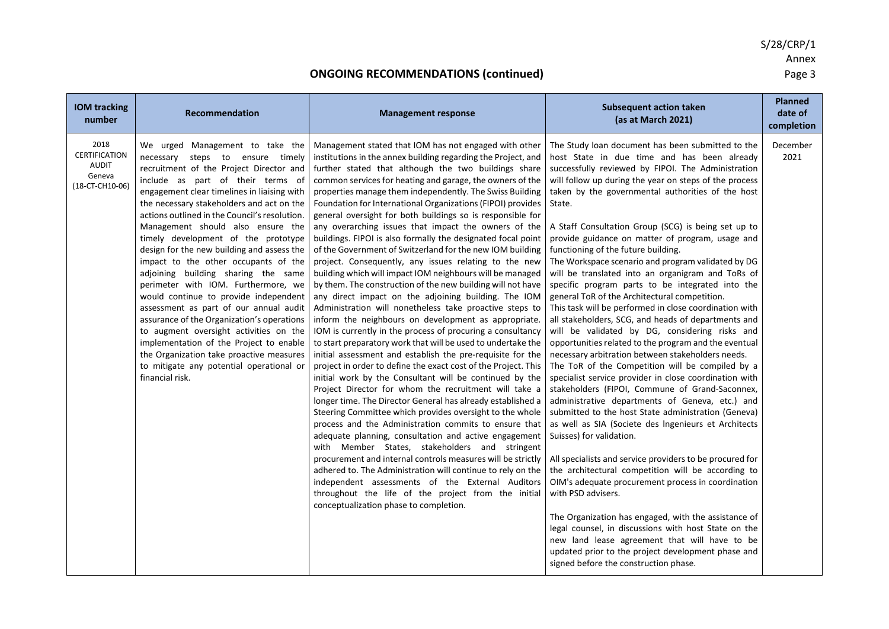## ONGOING RECOMMENDATIONS (continued)

| IOM tracking number | Recommendation | Management response | Subsequent action taken (as at March 2021) | Planned date of completion |
|---|---|---|---|---|
| 2018 CERTIFICATION AUDIT Geneva (18-CT-CH10-06) | We urged Management to take the necessary steps to ensure timely recruitment of the Project Director and include as part of their terms of engagement clear timelines in liaising with the necessary stakeholders and act on the actions outlined in the Council's resolution. Management should also ensure the timely development of the prototype design for the new building and assess the impact to the other occupants of the adjoining building sharing the same perimeter with IOM. Furthermore, we would continue to provide independent assessment as part of our annual audit assurance of the Organization's operations to augment oversight activities on the implementation of the Project to enable the Organization take proactive measures to mitigate any potential operational or financial risk. | Management stated that IOM has not engaged with other institutions in the annex building regarding the Project, and further stated that although the two buildings share common services for heating and garage, the owners of the properties manage them independently. The Swiss Building Foundation for International Organizations (FIPOI) provides general oversight for both buildings so is responsible for any overarching issues that impact the owners of the buildings. FIPOI is also formally the designated focal point of the Government of Switzerland for the new IOM building project. Consequently, any issues relating to the new building which will impact IOM neighbours will be managed by them. The construction of the new building will not have any direct impact on the adjoining building. The IOM Administration will nonetheless take proactive steps to inform the neighbours on development as appropriate. IOM is currently in the process of procuring a consultancy to start preparatory work that will be used to undertake the initial assessment and establish the pre-requisite for the project in order to define the exact cost of the Project. This initial work by the Consultant will be continued by the Project Director for whom the recruitment will take a longer time. The Director General has already established a Steering Committee which provides oversight to the whole process and the Administration commits to ensure that adequate planning, consultation and active engagement with Member States, stakeholders and stringent procurement and internal controls measures will be strictly adhered to. The Administration will continue to rely on the independent assessments of the External Auditors throughout the life of the project from the initial conceptualization phase to completion. | The Study loan document has been submitted to the host State in due time and has been already successfully reviewed by FIPOI. The Administration will follow up during the year on steps of the process taken by the governmental authorities of the host State.<br><br>A Staff Consultation Group (SCG) is being set up to provide guidance on matter of program, usage and functioning of the future building.<br>The Workspace scenario and program validated by DG will be translated into an organigram and ToRs of specific program parts to be integrated into the general ToR of the Architectural competition.<br>This task will be performed in close coordination with all stakeholders, SCG, and heads of departments and will be validated by DG, considering risks and opportunities related to the program and the eventual necessary arbitration between stakeholders needs.<br>The ToR of the Competition will be compiled by a specialist service provider in close coordination with stakeholders (FIPOI, Commune of Grand-Saconnex, administrative departments of Geneva, etc.) and submitted to the host State administration (Geneva) as well as SIA (Societe des Ingenieurs et Architects Suisses) for validation.<br><br>All specialists and service providers to be procured for the architectural competition will be according to OIM's adequate procurement process in coordination with PSD advisers.<br><br>The Organization has engaged, with the assistance of legal counsel, in discussions with host State on the new land lease agreement that will have to be updated prior to the project development phase and signed before the construction phase. | December 2021 |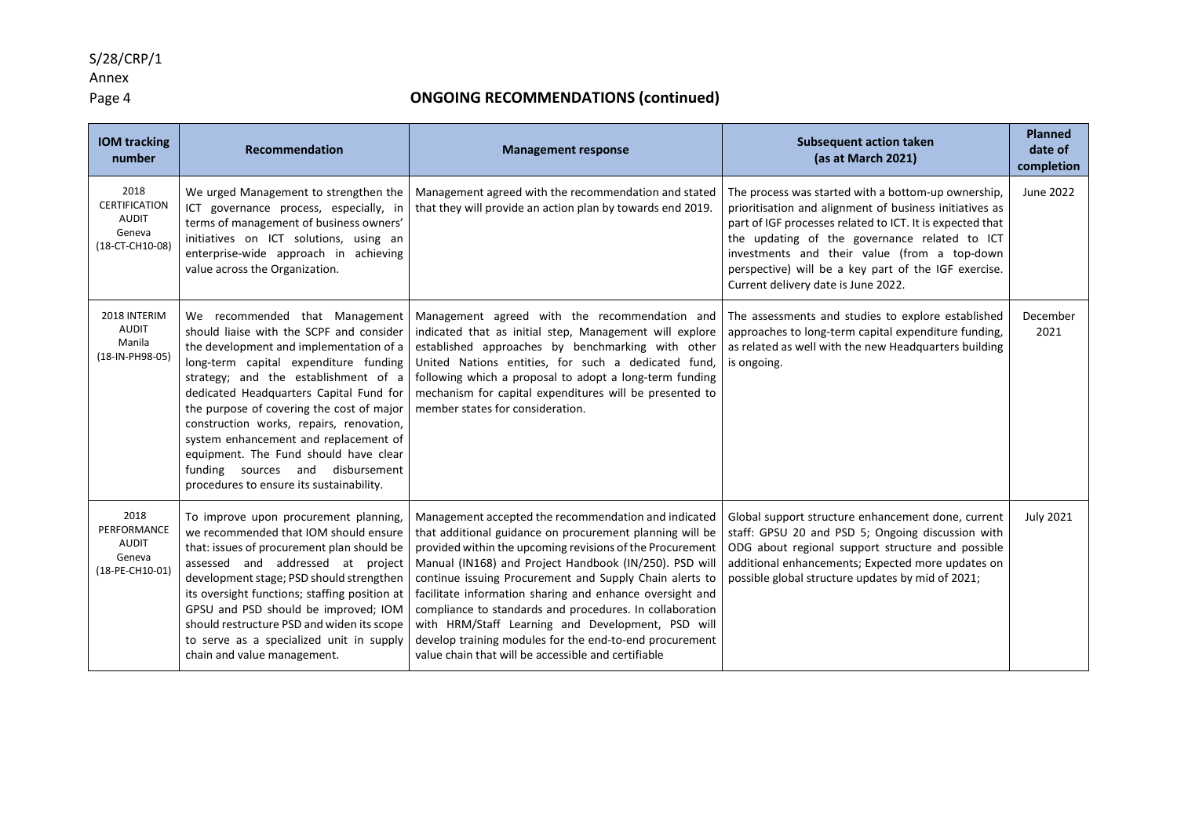## ONGOING RECOMMENDATIONS (continued)

| IOM tracking number | Recommendation | Management response | Subsequent action taken (as at March 2021) | Planned date of completion |
|---|---|---|---|---|
| 2018 CERTIFICATION AUDIT Geneva (18-CT-CH10-08) | We urged Management to strengthen the ICT governance process, especially, in terms of management of business owners' initiatives on ICT solutions, using an enterprise-wide approach in achieving value across the Organization. | Management agreed with the recommendation and stated that they will provide an action plan by towards end 2019. | The process was started with a bottom-up ownership, prioritisation and alignment of business initiatives as part of IGF processes related to ICT. It is expected that the updating of the governance related to ICT investments and their value (from a top-down perspective) will be a key part of the IGF exercise. Current delivery date is June 2022. | June 2022 |
| 2018 INTERIM AUDIT Manila (18-IN-PH98-05) | We recommended that Management should liaise with the SCPF and consider the development and implementation of a long-term capital expenditure funding strategy; and the establishment of a dedicated Headquarters Capital Fund for the purpose of covering the cost of major construction works, repairs, renovation, system enhancement and replacement of equipment. The Fund should have clear funding sources and disbursement procedures to ensure its sustainability. | Management agreed with the recommendation and indicated that as initial step, Management will explore established approaches by benchmarking with other United Nations entities, for such a dedicated fund, following which a proposal to adopt a long-term funding mechanism for capital expenditures will be presented to member states for consideration. | The assessments and studies to explore established approaches to long-term capital expenditure funding, as related as well with the new Headquarters building is ongoing. | December 2021 |
| 2018 PERFORMANCE AUDIT Geneva (18-PE-CH10-01) | To improve upon procurement planning, we recommended that IOM should ensure that: issues of procurement plan should be assessed and addressed at project development stage; PSD should strengthen its oversight functions; staffing position at GPSU and PSD should be improved; IOM should restructure PSD and widen its scope to serve as a specialized unit in supply chain and value management. | Management accepted the recommendation and indicated that additional guidance on procurement planning will be provided within the upcoming revisions of the Procurement Manual (IN168) and Project Handbook (IN/250). PSD will continue issuing Procurement and Supply Chain alerts to facilitate information sharing and enhance oversight and compliance to standards and procedures. In collaboration with HRM/Staff Learning and Development, PSD will develop training modules for the end-to-end procurement value chain that will be accessible and certifiable | Global support structure enhancement done, current staff: GPSU 20 and PSD 5; Ongoing discussion with ODG about regional support structure and possible additional enhancements; Expected more updates on possible global structure updates by mid of 2021; | July 2021 |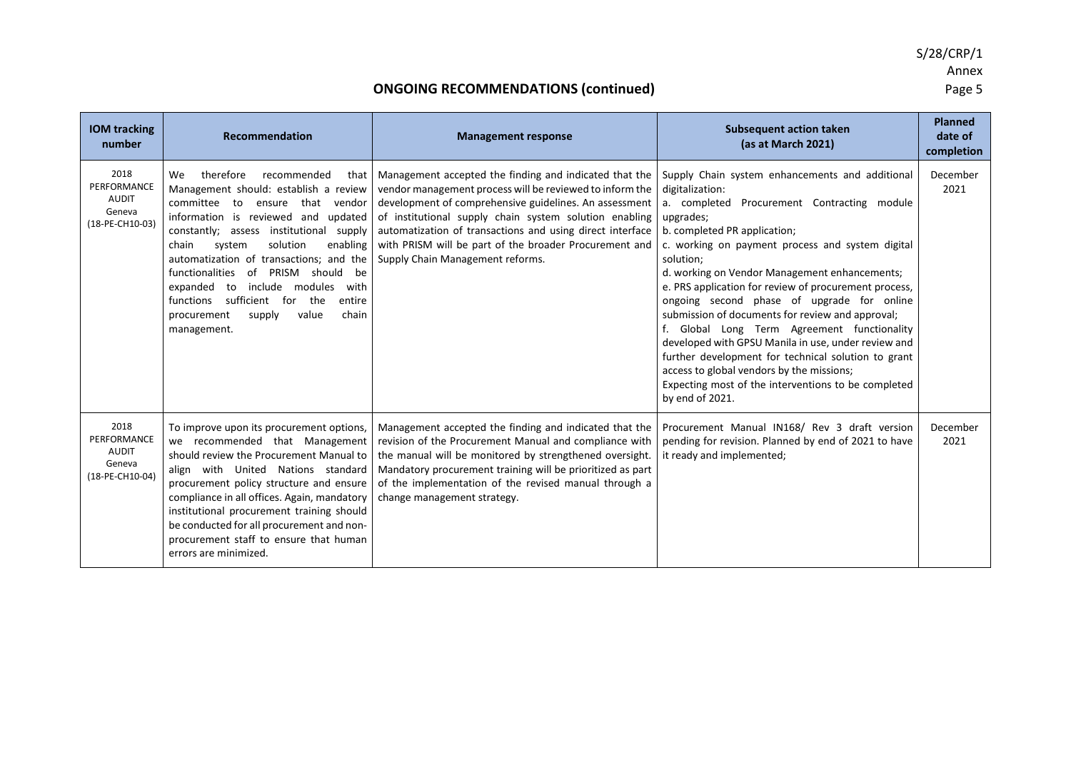## ONGOING RECOMMENDATIONS (continued)

| IOM tracking number | Recommendation | Management response | Subsequent action taken (as at March 2021) | Planned date of completion |
|---|---|---|---|---|
| 2018 PERFORMANCE AUDIT Geneva (18-PE-CH10-03) | We therefore recommended that Management should: establish a review committee to ensure that vendor information is reviewed and updated constantly; assess institutional supply chain system solution enabling automatization of transactions; and the functionalities of PRISM should be expanded to include modules with functions sufficient for the entire procurement supply value chain management. | Management accepted the finding and indicated that the vendor management process will be reviewed to inform the development of comprehensive guidelines. An assessment of institutional supply chain system solution enabling automatization of transactions and using direct interface with PRISM will be part of the broader Procurement and Supply Chain Management reforms. | Supply Chain system enhancements and additional digitalization:<br>a. completed Procurement Contracting module upgrades;<br>b. completed PR application;<br>c. working on payment process and system digital solution;<br>d. working on Vendor Management enhancements;<br>e. PRS application for review of procurement process, ongoing second phase of upgrade for online submission of documents for review and approval;<br>f. Global Long Term Agreement functionality developed with GPSU Manila in use, under review and further development for technical solution to grant access to global vendors by the missions;<br>Expecting most of the interventions to be completed by end of 2021. | December 2021 |
| 2018 PERFORMANCE AUDIT Geneva (18-PE-CH10-04) | To improve upon its procurement options, we recommended that Management should review the Procurement Manual to align with United Nations standard procurement policy structure and ensure compliance in all offices. Again, mandatory institutional procurement training should be conducted for all procurement and non-procurement staff to ensure that human errors are minimized. | Management accepted the finding and indicated that the revision of the Procurement Manual and compliance with the manual will be monitored by strengthened oversight. Mandatory procurement training will be prioritized as part of the implementation of the revised manual through a change management strategy. | Procurement Manual IN168/ Rev 3 draft version pending for revision. Planned by end of 2021 to have it ready and implemented; | December 2021 |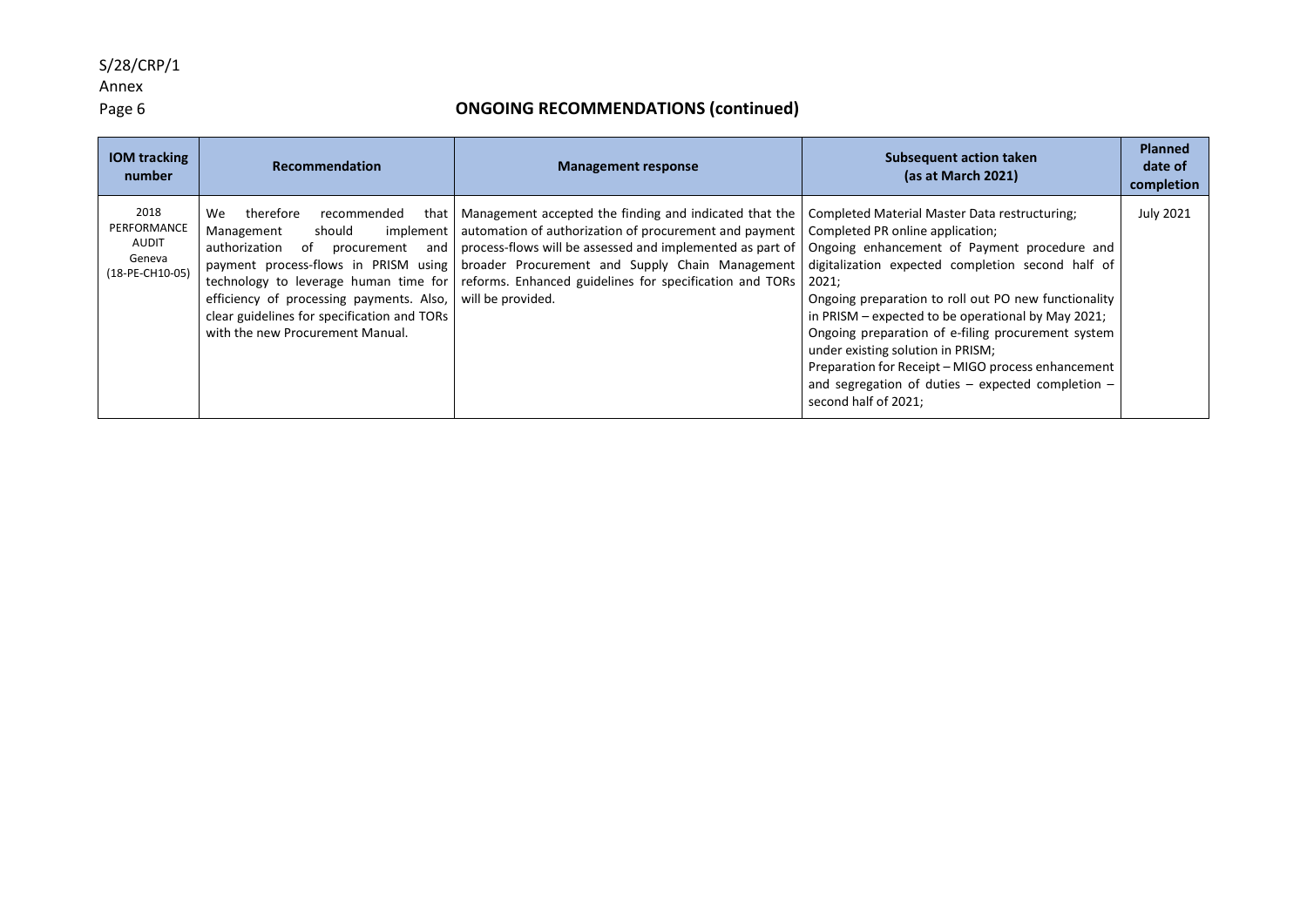## ONGOING RECOMMENDATIONS (continued)

| IOM tracking number | Recommendation | Management response | Subsequent action taken (as at March 2021) | Planned date of completion |
|---|---|---|---|---|
| 2018 PERFORMANCE AUDIT Geneva (18-PE-CH10-05) | We therefore recommended that Management should implement authorization of procurement and payment process-flows in PRISM using technology to leverage human time for efficiency of processing payments. Also, clear guidelines for specification and TORs with the new Procurement Manual. | Management accepted the finding and indicated that the automation of authorization of procurement and payment process-flows will be assessed and implemented as part of broader Procurement and Supply Chain Management reforms. Enhanced guidelines for specification and TORs will be provided. | Completed Material Master Data restructuring;<br>Completed PR online application;<br>Ongoing enhancement of Payment procedure and digitalization expected completion second half of 2021;<br>Ongoing preparation to roll out PO new functionality in PRISM – expected to be operational by May 2021;<br>Ongoing preparation of e-filing procurement system under existing solution in PRISM;<br>Preparation for Receipt – MIGO process enhancement and segregation of duties – expected completion – second half of 2021; | July 2021 |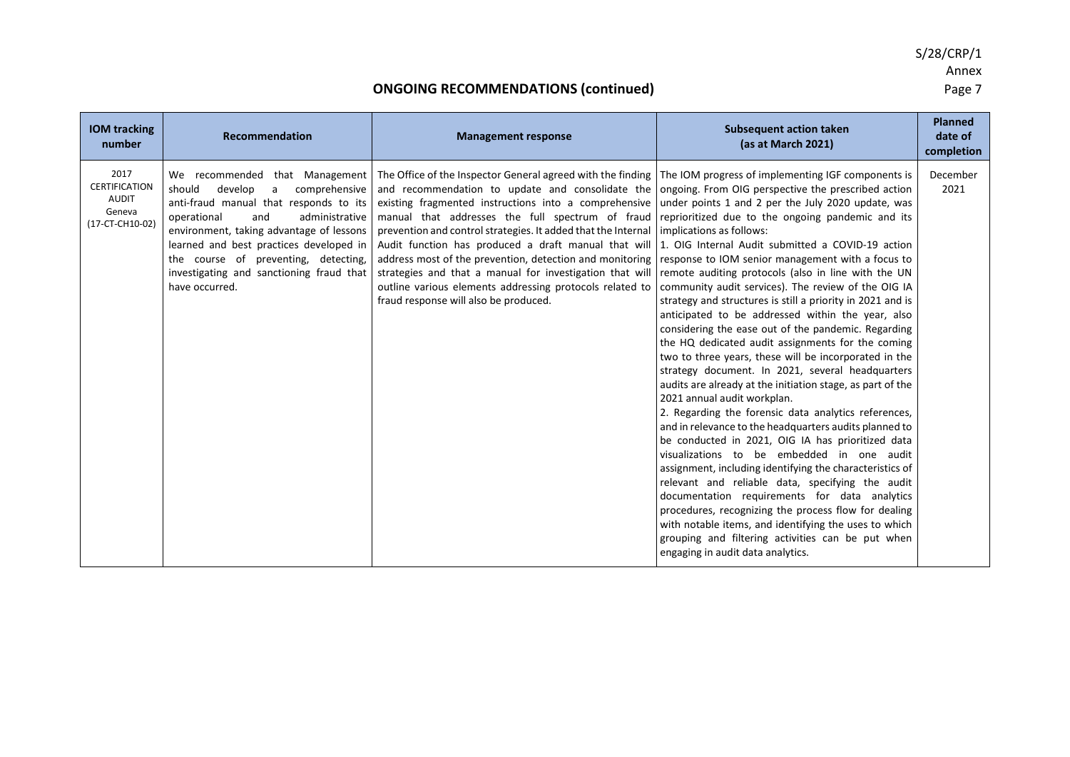## ONGOING RECOMMENDATIONS (continued)

| IOM tracking number | Recommendation | Management response | Subsequent action taken (as at March 2021) | Planned date of completion |
|---|---|---|---|---|
| 2017 CERTIFICATION AUDIT Geneva (17-CT-CH10-02) | We recommended that Management should develop a comprehensive anti-fraud manual that responds to its operational and administrative environment, taking advantage of lessons learned and best practices developed in the course of preventing, detecting, investigating and sanctioning fraud that have occurred. | The Office of the Inspector General agreed with the finding and recommendation to update and consolidate the existing fragmented instructions into a comprehensive manual that addresses the full spectrum of fraud prevention and control strategies. It added that the Internal Audit function has produced a draft manual that will address most of the prevention, detection and monitoring strategies and that a manual for investigation that will outline various elements addressing protocols related to fraud response will also be produced. | The IOM progress of implementing IGF components is ongoing. From OIG perspective the prescribed action under points 1 and 2 per the July 2020 update, was reprioritized due to the ongoing pandemic and its implications as follows:<br>1. OIG Internal Audit submitted a COVID-19 action response to IOM senior management with a focus to remote auditing protocols (also in line with the UN community audit services). The review of the OIG IA strategy and structures is still a priority in 2021 and is anticipated to be addressed within the year, also considering the ease out of the pandemic. Regarding the HQ dedicated audit assignments for the coming two to three years, these will be incorporated in the strategy document. In 2021, several headquarters audits are already at the initiation stage, as part of the 2021 annual audit workplan.<br>2. Regarding the forensic data analytics references, and in relevance to the headquarters audits planned to be conducted in 2021, OIG IA has prioritized data visualizations to be embedded in one audit assignment, including identifying the characteristics of relevant and reliable data, specifying the audit documentation requirements for data analytics procedures, recognizing the process flow for dealing with notable items, and identifying the uses to which grouping and filtering activities can be put when engaging in audit data analytics. | December 2021 |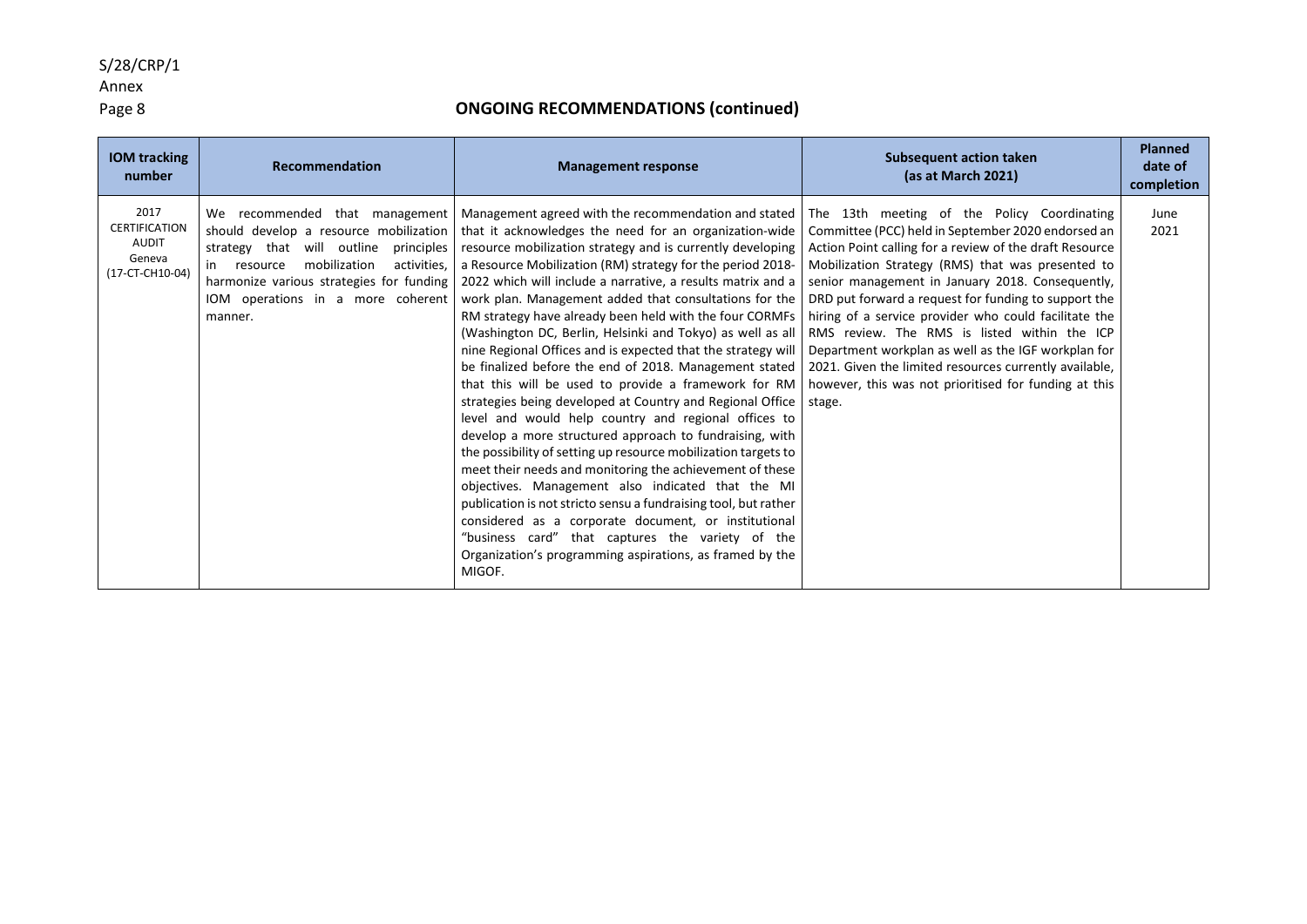## ONGOING RECOMMENDATIONS (continued)

| IOM tracking number | Recommendation | Management response | Subsequent action taken (as at March 2021) | Planned date of completion |
| --- | --- | --- | --- | --- |
| 2017 CERTIFICATION AUDIT Geneva (17-CT-CH10-04) | We recommended that management should develop a resource mobilization strategy that will outline principles in resource mobilization activities, harmonize various strategies for funding IOM operations in a more coherent manner. | Management agreed with the recommendation and stated that it acknowledges the need for an organization-wide resource mobilization strategy and is currently developing a Resource Mobilization (RM) strategy for the period 2018-2022 which will include a narrative, a results matrix and a work plan. Management added that consultations for the RM strategy have already been held with the four CORMFs (Washington DC, Berlin, Helsinki and Tokyo) as well as all nine Regional Offices and is expected that the strategy will be finalized before the end of 2018. Management stated that this will be used to provide a framework for RM strategies being developed at Country and Regional Office level and would help country and regional offices to develop a more structured approach to fundraising, with the possibility of setting up resource mobilization targets to meet their needs and monitoring the achievement of these objectives. Management also indicated that the MI publication is not stricto sensu a fundraising tool, but rather considered as a corporate document, or institutional "business card" that captures the variety of the Organization's programming aspirations, as framed by the MIGOF. | The 13th meeting of the Policy Coordinating Committee (PCC) held in September 2020 endorsed an Action Point calling for a review of the draft Resource Mobilization Strategy (RMS) that was presented to senior management in January 2018. Consequently, DRD put forward a request for funding to support the hiring of a service provider who could facilitate the RMS review. The RMS is listed within the ICP Department workplan as well as the IGF workplan for 2021. Given the limited resources currently available, however, this was not prioritised for funding at this stage. | June 2021 |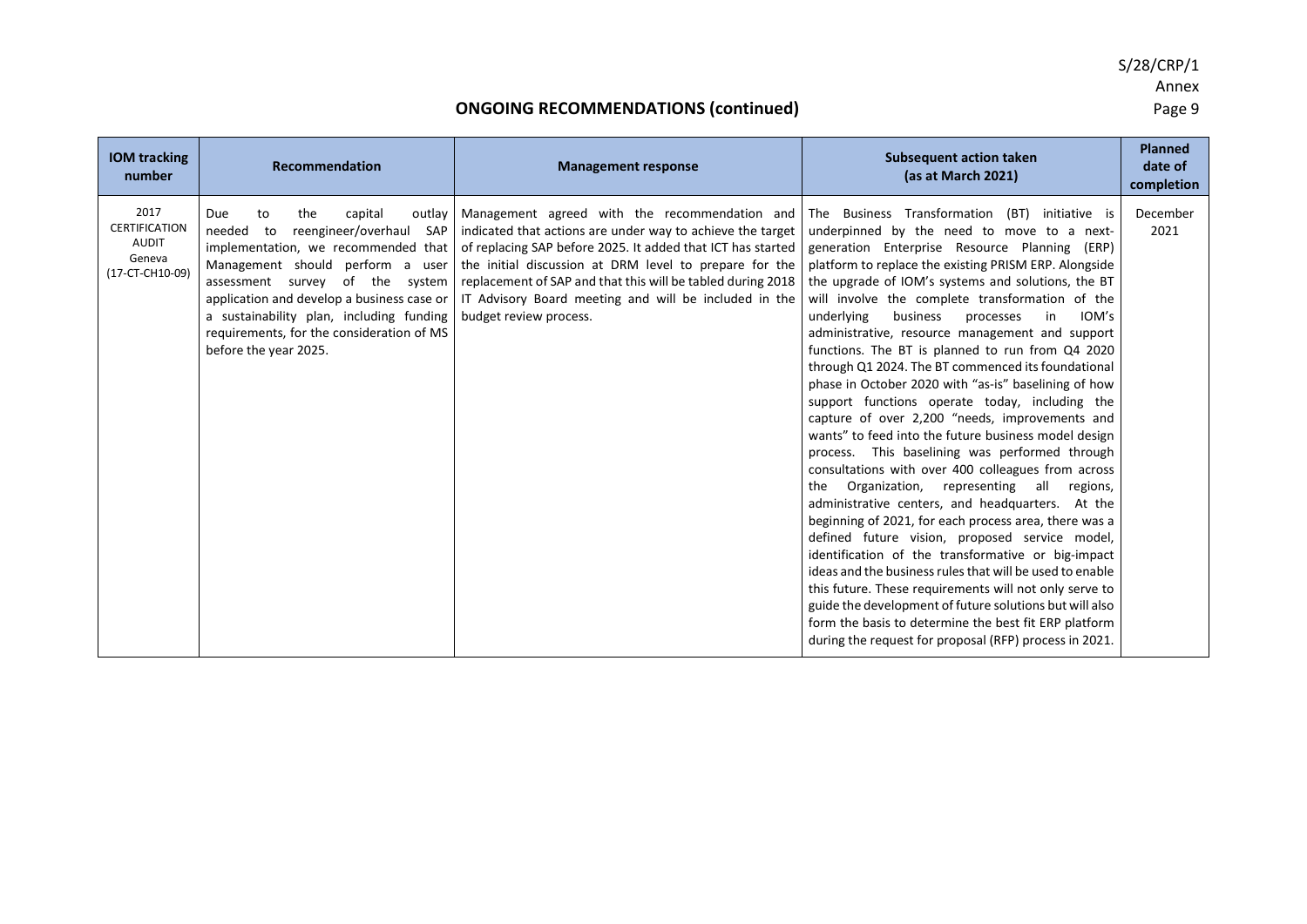## ONGOING RECOMMENDATIONS (continued)

| IOM tracking number | Recommendation | Management response | Subsequent action taken (as at March 2021) | Planned date of completion |
|---|---|---|---|---|
| 2017 CERTIFICATION AUDIT Geneva (17-CT-CH10-09) | Due to the capital outlay needed to reengineer/overhaul SAP implementation, we recommended that Management should perform a user assessment survey of the system application and develop a business case or a sustainability plan, including funding requirements, for the consideration of MS before the year 2025. | Management agreed with the recommendation and indicated that actions are under way to achieve the target of replacing SAP before 2025. It added that ICT has started the initial discussion at DRM level to prepare for the replacement of SAP and that this will be tabled during 2018 IT Advisory Board meeting and will be included in the budget review process. | The Business Transformation (BT) initiative is underpinned by the need to move to a next-generation Enterprise Resource Planning (ERP) platform to replace the existing PRISM ERP. Alongside the upgrade of IOM's systems and solutions, the BT will involve the complete transformation of the underlying business processes in IOM's administrative, resource management and support functions. The BT is planned to run from Q4 2020 through Q1 2024. The BT commenced its foundational phase in October 2020 with "as-is" baselining of how support functions operate today, including the capture of over 2,200 "needs, improvements and wants" to feed into the future business model design process. This baselining was performed through consultations with over 400 colleagues from across the Organization, representing all regions, administrative centers, and headquarters. At the beginning of 2021, for each process area, there was a defined future vision, proposed service model, identification of the transformative or big-impact ideas and the business rules that will be used to enable this future. These requirements will not only serve to guide the development of future solutions but will also form the basis to determine the best fit ERP platform during the request for proposal (RFP) process in 2021. | December 2021 |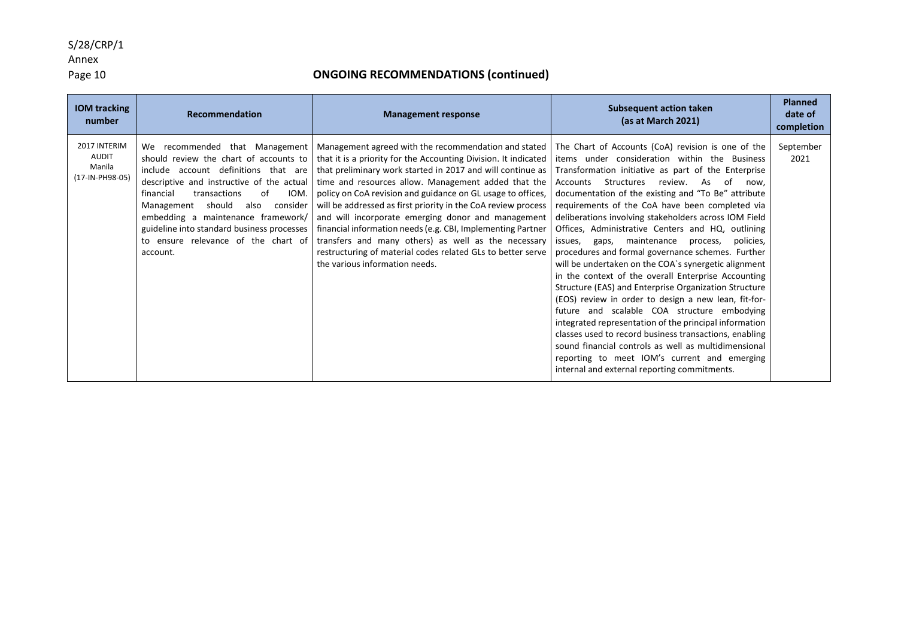## ONGOING RECOMMENDATIONS (continued)

| IOM tracking number | Recommendation | Management response | Subsequent action taken (as at March 2021) | Planned date of completion |
|---|---|---|---|---|
| 2017 INTERIM AUDIT Manila (17-IN-PH98-05) | We recommended that Management should review the chart of accounts to include account definitions that are descriptive and instructive of the actual financial transactions of IOM. Management should also consider embedding a maintenance framework/ guideline into standard business processes to ensure relevance of the chart of account. | Management agreed with the recommendation and stated that it is a priority for the Accounting Division. It indicated that preliminary work started in 2017 and will continue as time and resources allow. Management added that the policy on CoA revision and guidance on GL usage to offices, will be addressed as first priority in the CoA review process and will incorporate emerging donor and management financial information needs (e.g. CBI, Implementing Partner transfers and many others) as well as the necessary restructuring of material codes related GLs to better serve the various information needs. | The Chart of Accounts (CoA) revision is one of the items under consideration within the Business Transformation initiative as part of the Enterprise Accounts Structures review. As of now, documentation of the existing and "To Be" attribute requirements of the CoA have been completed via deliberations involving stakeholders across IOM Field Offices, Administrative Centers and HQ, outlining issues, gaps, maintenance process, policies, procedures and formal governance schemes. Further will be undertaken on the COA`s synergetic alignment in the context of the overall Enterprise Accounting Structure (EAS) and Enterprise Organization Structure (EOS) review in order to design a new lean, fit-for-future and scalable COA structure embodying integrated representation of the principal information classes used to record business transactions, enabling sound financial controls as well as multidimensional reporting to meet IOM's current and emerging internal and external reporting commitments. | September 2021 |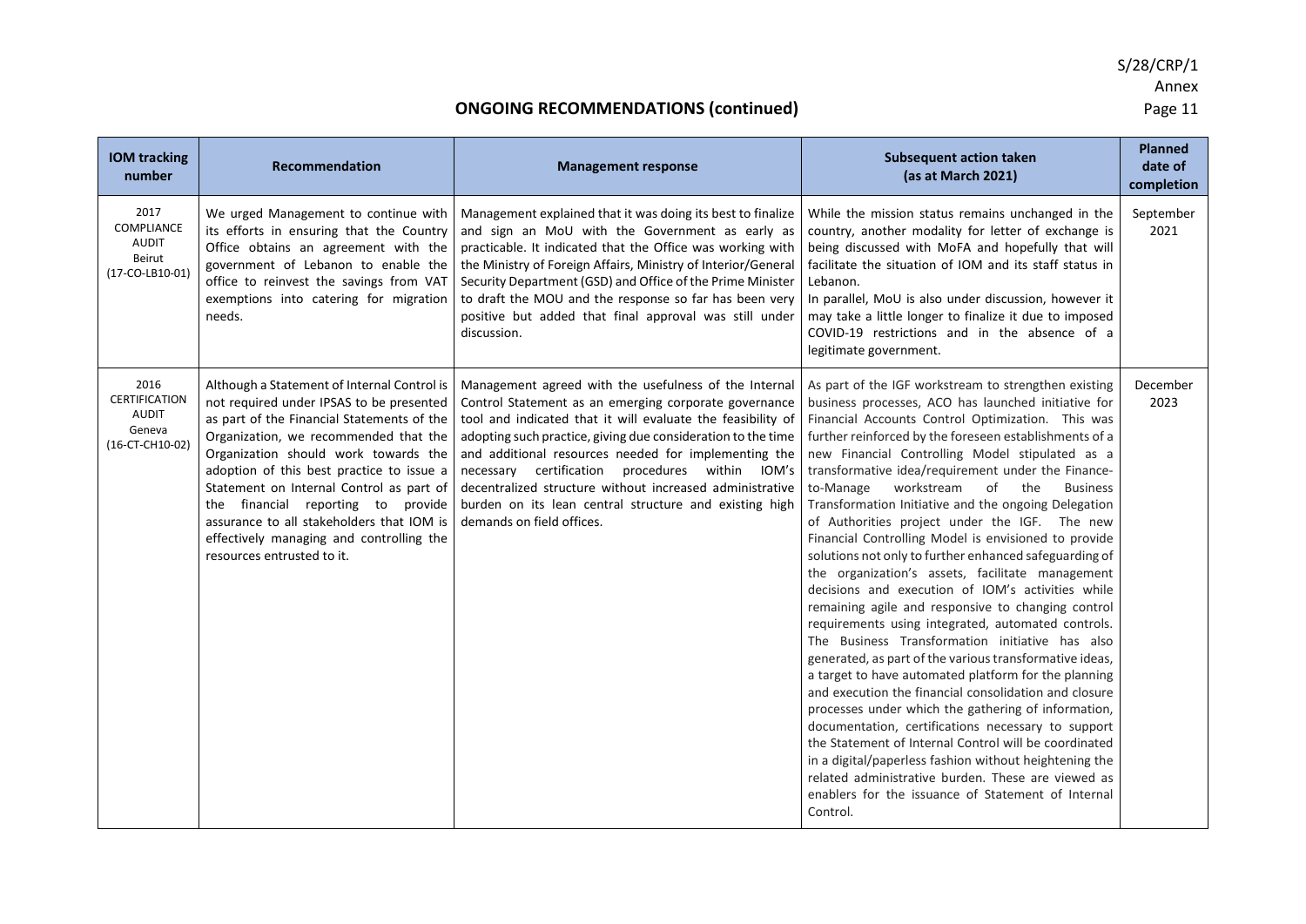## ONGOING RECOMMENDATIONS (continued)

| IOM tracking number | Recommendation | Management response | Subsequent action taken (as at March 2021) | Planned date of completion |
|---|---|---|---|---|
| 2017 COMPLIANCE AUDIT Beirut (17-CO-LB10-01) | We urged Management to continue with its efforts in ensuring that the Country Office obtains an agreement with the government of Lebanon to enable the office to reinvest the savings from VAT exemptions into catering for migration needs. | Management explained that it was doing its best to finalize and sign an MoU with the Government as early as practicable. It indicated that the Office was working with the Ministry of Foreign Affairs, Ministry of Interior/General Security Department (GSD) and Office of the Prime Minister to draft the MOU and the response so far has been very positive but added that final approval was still under discussion. | While the mission status remains unchanged in the country, another modality for letter of exchange is being discussed with MoFA and hopefully that will facilitate the situation of IOM and its staff status in Lebanon.<br>In parallel, MoU is also under discussion, however it may take a little longer to finalize it due to imposed COVID-19 restrictions and in the absence of a legitimate government. | September 2021 |
| 2016 CERTIFICATION AUDIT Geneva (16-CT-CH10-02) | Although a Statement of Internal Control is not required under IPSAS to be presented as part of the Financial Statements of the Organization, we recommended that the Organization should work towards the adoption of this best practice to issue a Statement on Internal Control as part of the financial reporting to provide assurance to all stakeholders that IOM is effectively managing and controlling the resources entrusted to it. | Management agreed with the usefulness of the Internal Control Statement as an emerging corporate governance tool and indicated that it will evaluate the feasibility of adopting such practice, giving due consideration to the time and additional resources needed for implementing the necessary certification procedures within IOM's decentralized structure without increased administrative burden on its lean central structure and existing high demands on field offices. | As part of the IGF workstream to strengthen existing business processes, ACO has launched initiative for Financial Accounts Control Optimization. This was further reinforced by the foreseen establishments of a new Financial Controlling Model stipulated as a transformative idea/requirement under the Finance-to-Manage workstream of the Business Transformation Initiative and the ongoing Delegation of Authorities project under the IGF. The new Financial Controlling Model is envisioned to provide solutions not only to further enhanced safeguarding of the organization's assets, facilitate management decisions and execution of IOM's activities while remaining agile and responsive to changing control requirements using integrated, automated controls. The Business Transformation initiative has also generated, as part of the various transformative ideas, a target to have automated platform for the planning and execution the financial consolidation and closure processes under which the gathering of information, documentation, certifications necessary to support the Statement of Internal Control will be coordinated in a digital/paperless fashion without heightening the related administrative burden. These are viewed as enablers for the issuance of Statement of Internal Control. | December 2023 |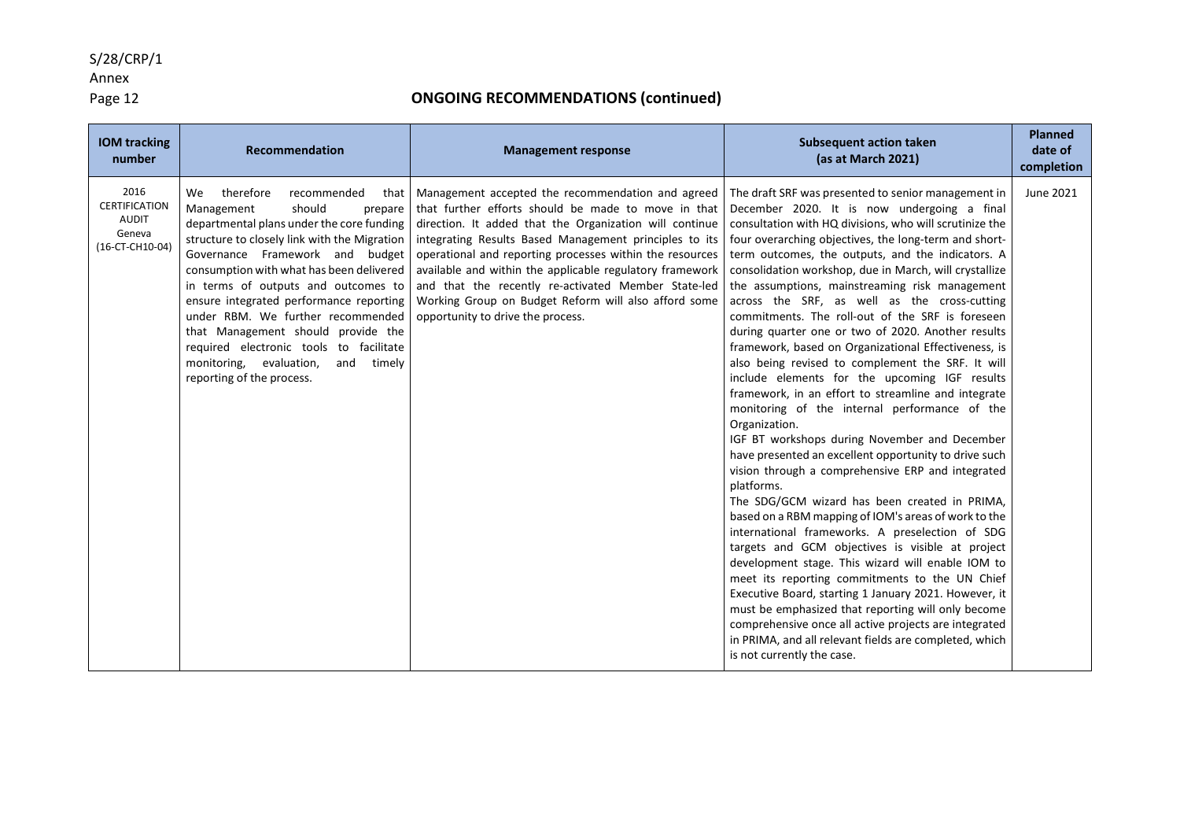## ONGOING RECOMMENDATIONS (continued)

| IOM tracking number | Recommendation | Management response | Subsequent action taken (as at March 2021) | Planned date of completion |
|---|---|---|---|---|
| 2016 CERTIFICATION AUDIT Geneva (16-CT-CH10-04) | We therefore recommended that Management should prepare departmental plans under the core funding structure to closely link with the Migration Governance Framework and budget consumption with what has been delivered in terms of outputs and outcomes to ensure integrated performance reporting under RBM. We further recommended that Management should provide the required electronic tools to facilitate monitoring, evaluation, and timely reporting of the process. | Management accepted the recommendation and agreed that further efforts should be made to move in that direction. It added that the Organization will continue integrating Results Based Management principles to its operational and reporting processes within the resources available and within the applicable regulatory framework and that the recently re-activated Member State-led Working Group on Budget Reform will also afford some opportunity to drive the process. | The draft SRF was presented to senior management in December 2020. It is now undergoing a final consultation with HQ divisions, who will scrutinize the four overarching objectives, the long-term and short-term outcomes, the outputs, and the indicators. A consolidation workshop, due in March, will crystallize the assumptions, mainstreaming risk management across the SRF, as well as the cross-cutting commitments. The roll-out of the SRF is foreseen during quarter one or two of 2020. Another results framework, based on Organizational Effectiveness, is also being revised to complement the SRF. It will include elements for the upcoming IGF results framework, in an effort to streamline and integrate monitoring of the internal performance of the Organization.<br>IGF BT workshops during November and December have presented an excellent opportunity to drive such vision through a comprehensive ERP and integrated platforms.<br>The SDG/GCM wizard has been created in PRIMA, based on a RBM mapping of IOM's areas of work to the international frameworks. A preselection of SDG targets and GCM objectives is visible at project development stage. This wizard will enable IOM to meet its reporting commitments to the UN Chief Executive Board, starting 1 January 2021. However, it must be emphasized that reporting will only become comprehensive once all active projects are integrated in PRIMA, and all relevant fields are completed, which is not currently the case. | June 2021 |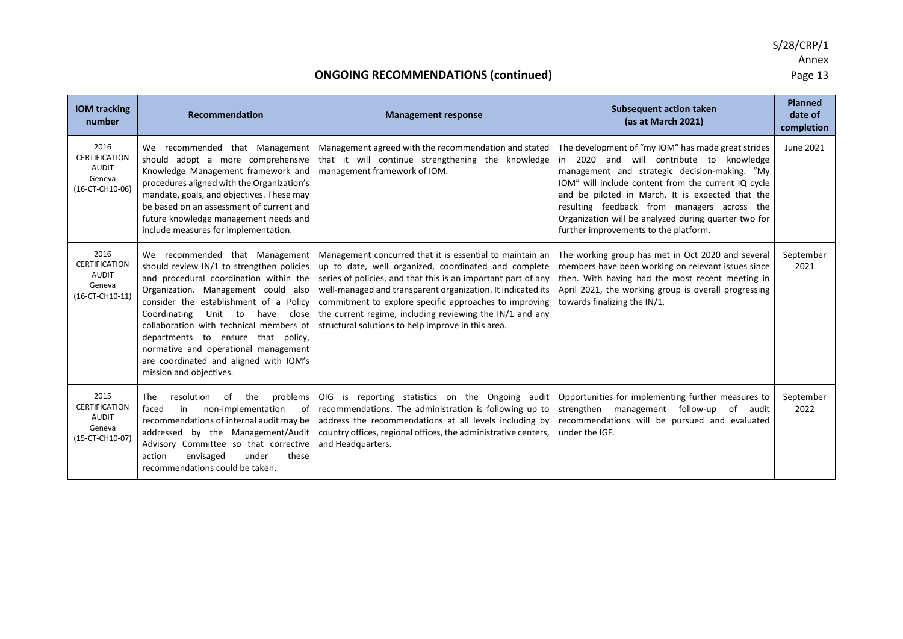## ONGOING RECOMMENDATIONS (continued)

| IOM tracking number | Recommendation | Management response | Subsequent action taken (as at March 2021) | Planned date of completion |
|---|---|---|---|---|
| 2016 CERTIFICATION AUDIT Geneva (16-CT-CH10-06) | We recommended that Management should adopt a more comprehensive Knowledge Management framework and procedures aligned with the Organization's mandate, goals, and objectives. These may be based on an assessment of current and future knowledge management needs and include measures for implementation. | Management agreed with the recommendation and stated that it will continue strengthening the knowledge management framework of IOM. | The development of "my IOM" has made great strides in 2020 and will contribute to knowledge management and strategic decision-making. "My IOM" will include content from the current IQ cycle and be piloted in March. It is expected that the resulting feedback from managers across the Organization will be analyzed during quarter two for further improvements to the platform. | June 2021 |
| 2016 CERTIFICATION AUDIT Geneva (16-CT-CH10-11) | We recommended that Management should review IN/1 to strengthen policies and procedural coordination within the Organization. Management could also consider the establishment of a Policy Coordinating Unit to have close collaboration with technical members of departments to ensure that policy, normative and operational management are coordinated and aligned with IOM's mission and objectives. | Management concurred that it is essential to maintain an up to date, well organized, coordinated and complete series of policies, and that this is an important part of any well-managed and transparent organization. It indicated its commitment to explore specific approaches to improving the current regime, including reviewing the IN/1 and any structural solutions to help improve in this area. | The working group has met in Oct 2020 and several members have been working on relevant issues since then. With having had the most recent meeting in April 2021, the working group is overall progressing towards finalizing the IN/1. | September 2021 |
| 2015 CERTIFICATION AUDIT Geneva (15-CT-CH10-07) | The resolution of the problems faced in non-implementation of recommendations of internal audit may be addressed by the Management/Audit Advisory Committee so that corrective action envisaged under these recommendations could be taken. | OIG is reporting statistics on the Ongoing audit recommendations. The administration is following up to address the recommendations at all levels including by country offices, regional offices, the administrative centers, and Headquarters. | Opportunities for implementing further measures to strengthen management follow-up of audit recommendations will be pursued and evaluated under the IGF. | September 2022 |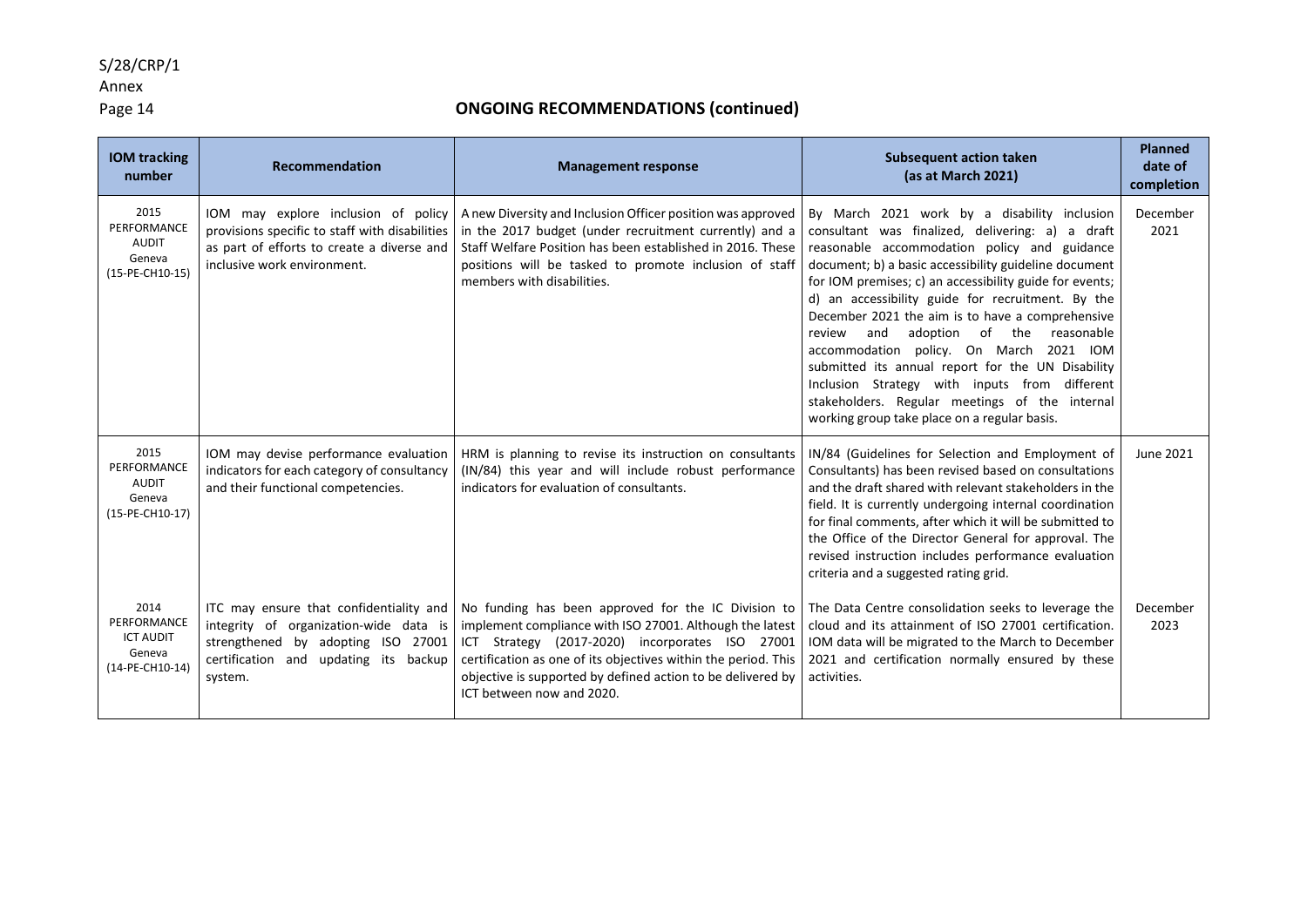## ONGOING RECOMMENDATIONS (continued)

| IOM tracking number | Recommendation | Management response | Subsequent action taken (as at March 2021) | Planned date of completion |
|---|---|---|---|---|
| 2015 PERFORMANCE AUDIT Geneva (15-PE-CH10-15) | IOM may explore inclusion of policy provisions specific to staff with disabilities as part of efforts to create a diverse and inclusive work environment. | A new Diversity and Inclusion Officer position was approved in the 2017 budget (under recruitment currently) and a Staff Welfare Position has been established in 2016. These positions will be tasked to promote inclusion of staff members with disabilities. | By March 2021 work by a disability inclusion consultant was finalized, delivering: a) a draft reasonable accommodation policy and guidance document; b) a basic accessibility guideline document for IOM premises; c) an accessibility guide for events; d) an accessibility guide for recruitment. By the December 2021 the aim is to have a comprehensive review and adoption of the reasonable accommodation policy. On March 2021 IOM submitted its annual report for the UN Disability Inclusion Strategy with inputs from different stakeholders. Regular meetings of the internal working group take place on a regular basis. | December 2021 |
| 2015 PERFORMANCE AUDIT Geneva (15-PE-CH10-17) | IOM may devise performance evaluation indicators for each category of consultancy and their functional competencies. | HRM is planning to revise its instruction on consultants (IN/84) this year and will include robust performance indicators for evaluation of consultants. | IN/84 (Guidelines for Selection and Employment of Consultants) has been revised based on consultations and the draft shared with relevant stakeholders in the field. It is currently undergoing internal coordination for final comments, after which it will be submitted to the Office of the Director General for approval. The revised instruction includes performance evaluation criteria and a suggested rating grid. | June 2021 |
| 2014 PERFORMANCE ICT AUDIT Geneva (14-PE-CH10-14) | ITC may ensure that confidentiality and integrity of organization-wide data is strengthened by adopting ISO 27001 certification and updating its backup system. | No funding has been approved for the IC Division to implement compliance with ISO 27001. Although the latest ICT Strategy (2017-2020) incorporates ISO 27001 certification as one of its objectives within the period. This objective is supported by defined action to be delivered by ICT between now and 2020. | The Data Centre consolidation seeks to leverage the cloud and its attainment of ISO 27001 certification. IOM data will be migrated to the March to December 2021 and certification normally ensured by these activities. | December 2023 |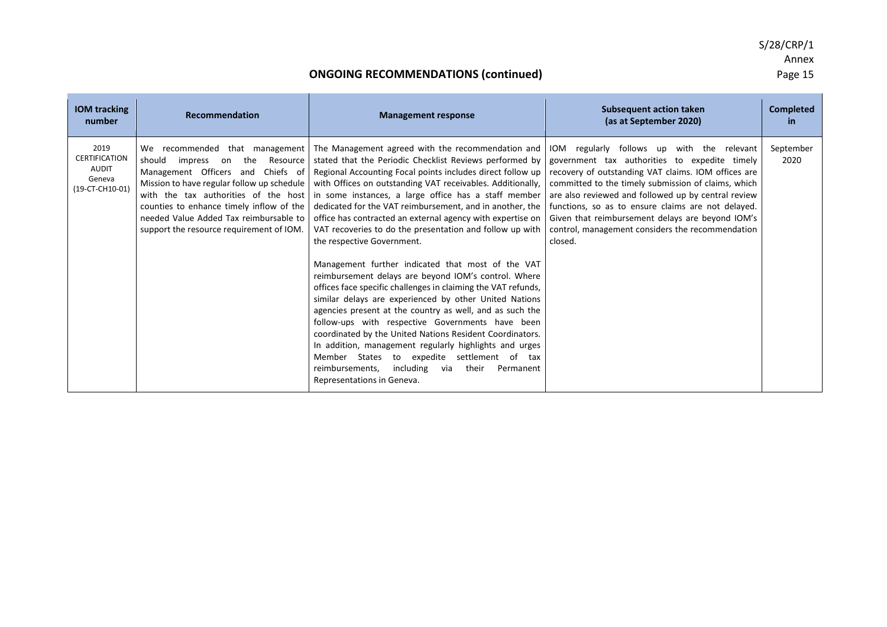## ONGOING RECOMMENDATIONS (continued)

| IOM tracking number | Recommendation | Management response | Subsequent action taken (as at September 2020) | Completed in |
|---|---|---|---|---|
| 2019 CERTIFICATION AUDIT Geneva (19-CT-CH10-01) | We recommended that management should impress on the Resource Management Officers and Chiefs of Mission to have regular follow up schedule with the tax authorities of the host counties to enhance timely inflow of the needed Value Added Tax reimbursable to support the resource requirement of IOM. | The Management agreed with the recommendation and stated that the Periodic Checklist Reviews performed by Regional Accounting Focal points includes direct follow up with Offices on outstanding VAT receivables. Additionally, in some instances, a large office has a staff member dedicated for the VAT reimbursement, and in another, the office has contracted an external agency with expertise on VAT recoveries to do the presentation and follow up with the respective Government.<br><br>Management further indicated that most of the VAT reimbursement delays are beyond IOM's control. Where offices face specific challenges in claiming the VAT refunds, similar delays are experienced by other United Nations agencies present at the country as well, and as such the follow-ups with respective Governments have been coordinated by the United Nations Resident Coordinators. In addition, management regularly highlights and urges Member States to expedite settlement of tax reimbursements, including via their Permanent Representations in Geneva. | IOM regularly follows up with the relevant government tax authorities to expedite timely recovery of outstanding VAT claims. IOM offices are committed to the timely submission of claims, which are also reviewed and followed up by central review functions, so as to ensure claims are not delayed. Given that reimbursement delays are beyond IOM's control, management considers the recommendation closed. | September 2020 |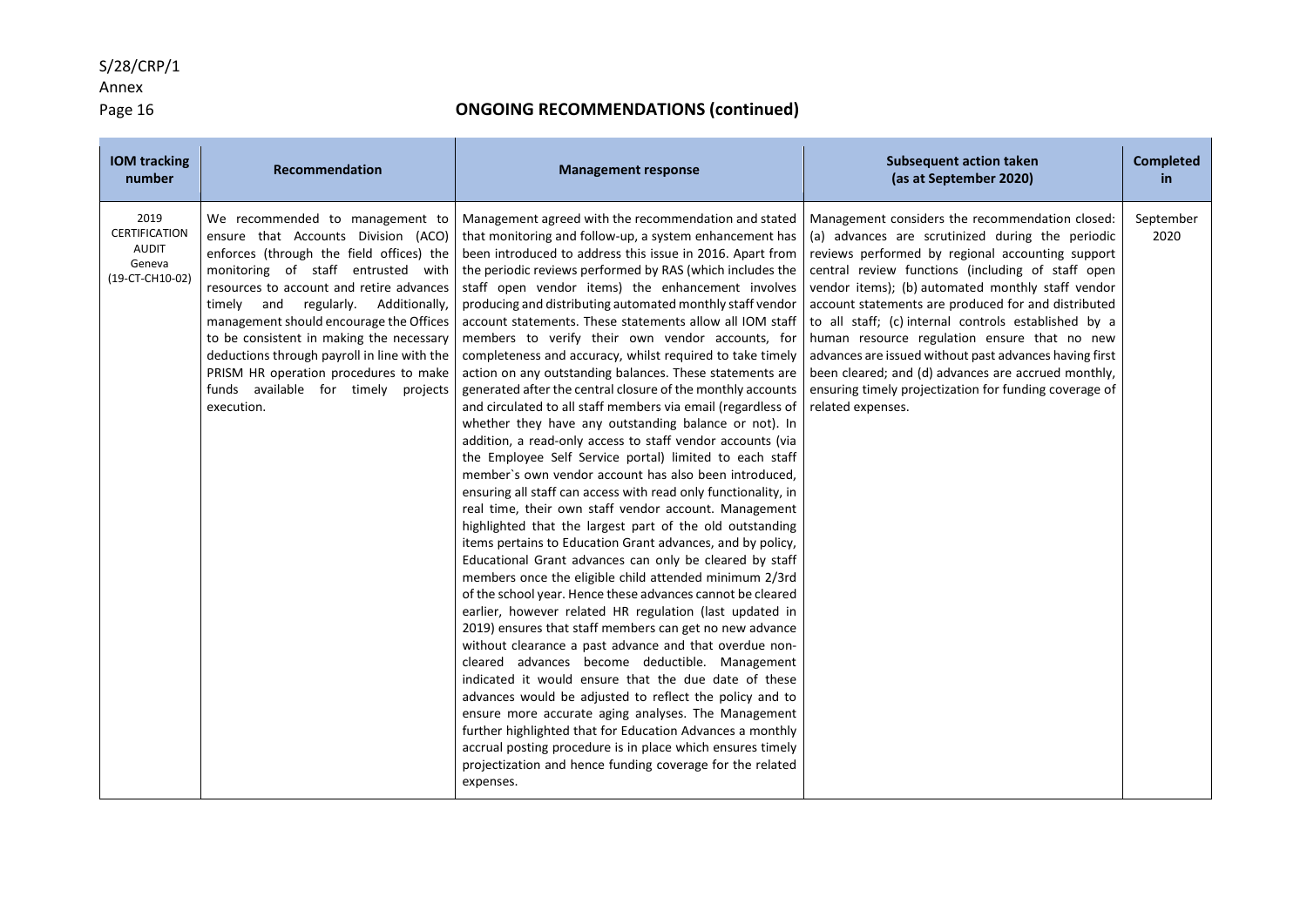## ONGOING RECOMMENDATIONS (continued)

| IOM tracking number | Recommendation | Management response | Subsequent action taken (as at September 2020) | Completed in |
|---|---|---|---|---|
| 2019 CERTIFICATION AUDIT Geneva (19-CT-CH10-02) | We recommended to management to ensure that Accounts Division (ACO) enforces (through the field offices) the monitoring of staff entrusted with resources to account and retire advances timely and regularly. Additionally, management should encourage the Offices to be consistent in making the necessary deductions through payroll in line with the PRISM HR operation procedures to make funds available for timely projects execution. | Management agreed with the recommendation and stated that monitoring and follow-up, a system enhancement has been introduced to address this issue in 2016. Apart from the periodic reviews performed by RAS (which includes the staff open vendor items) the enhancement involves producing and distributing automated monthly staff vendor account statements. These statements allow all IOM staff members to verify their own vendor accounts, for completeness and accuracy, whilst required to take timely action on any outstanding balances. These statements are generated after the central closure of the monthly accounts and circulated to all staff members via email (regardless of whether they have any outstanding balance or not). In addition, a read-only access to staff vendor accounts (via the Employee Self Service portal) limited to each staff member`s own vendor account has also been introduced, ensuring all staff can access with read only functionality, in real time, their own staff vendor account. Management highlighted that the largest part of the old outstanding items pertains to Education Grant advances, and by policy, Educational Grant advances can only be cleared by staff members once the eligible child attended minimum 2/3rd of the school year. Hence these advances cannot be cleared earlier, however related HR regulation (last updated in 2019) ensures that staff members can get no new advance without clearance a past advance and that overdue non-cleared advances become deductible. Management indicated it would ensure that the due date of these advances would be adjusted to reflect the policy and to ensure more accurate aging analyses. The Management further highlighted that for Education Advances a monthly accrual posting procedure is in place which ensures timely projectization and hence funding coverage for the related expenses. | Management considers the recommendation closed: (a) advances are scrutinized during the periodic reviews performed by regional accounting support central review functions (including of staff open vendor items); (b) automated monthly staff vendor account statements are produced for and distributed to all staff; (c) internal controls established by a human resource regulation ensure that no new advances are issued without past advances having first been cleared; and (d) advances are accrued monthly, ensuring timely projectization for funding coverage of related expenses. | September 2020 |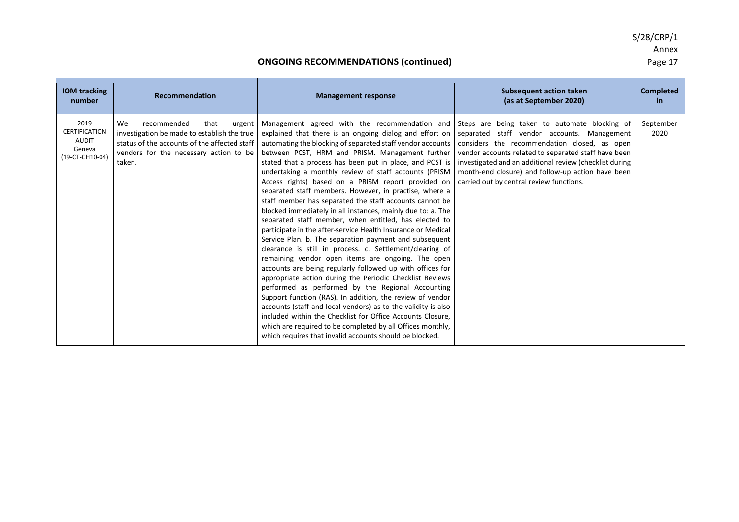## ONGOING RECOMMENDATIONS (continued)

| IOM tracking number | Recommendation | Management response | Subsequent action taken (as at September 2020) | Completed in |
|---|---|---|---|---|
| 2019 CERTIFICATION AUDIT Geneva (19-CT-CH10-04) | We recommended that urgent investigation be made to establish the true status of the accounts of the affected staff vendors for the necessary action to be taken. | Management agreed with the recommendation and explained that there is an ongoing dialog and effort on automating the blocking of separated staff vendor accounts between PCST, HRM and PRISM. Management further stated that a process has been put in place, and PCST is undertaking a monthly review of staff accounts (PRISM Access rights) based on a PRISM report provided on separated staff members. However, in practise, where a staff member has separated the staff accounts cannot be blocked immediately in all instances, mainly due to: a. The separated staff member, when entitled, has elected to participate in the after-service Health Insurance or Medical Service Plan. b. The separation payment and subsequent clearance is still in process. c. Settlement/clearing of remaining vendor open items are ongoing. The open accounts are being regularly followed up with offices for appropriate action during the Periodic Checklist Reviews performed as performed by the Regional Accounting Support function (RAS). In addition, the review of vendor accounts (staff and local vendors) as to the validity is also included within the Checklist for Office Accounts Closure, which are required to be completed by all Offices monthly, which requires that invalid accounts should be blocked. | Steps are being taken to automate blocking of separated staff vendor accounts. Management considers the recommendation closed, as open vendor accounts related to separated staff have been investigated and an additional review (checklist during month-end closure) and follow-up action have been carried out by central review functions. | September 2020 |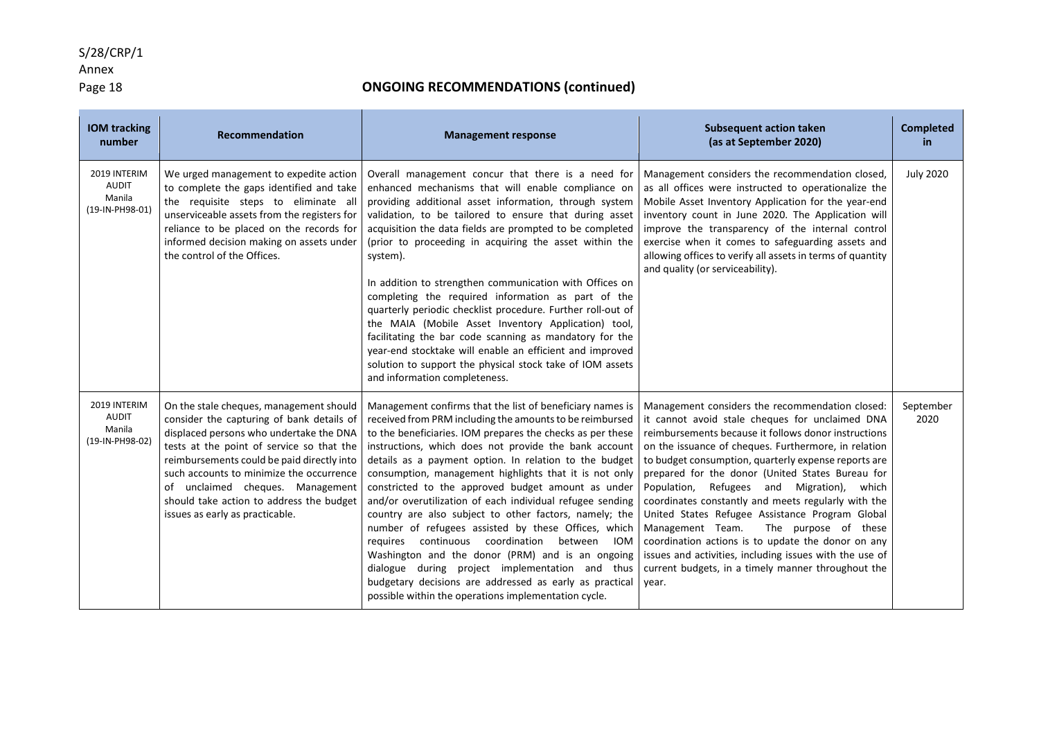## ONGOING RECOMMENDATIONS (continued)

| IOM tracking number | Recommendation | Management response | Subsequent action taken (as at September 2020) | Completed in |
|---|---|---|---|---|
| 2019 INTERIM AUDIT Manila (19-IN-PH98-01) | We urged management to expedite action to complete the gaps identified and take the requisite steps to eliminate all unserviceable assets from the registers for reliance to be placed on the records for informed decision making on assets under the control of the Offices. | Overall management concur that there is a need for enhanced mechanisms that will enable compliance on providing additional asset information, through system validation, to be tailored to ensure that during asset acquisition the data fields are prompted to be completed (prior to proceeding in acquiring the asset within the system).<br><br>In addition to strengthen communication with Offices on completing the required information as part of the quarterly periodic checklist procedure. Further roll-out of the MAIA (Mobile Asset Inventory Application) tool, facilitating the bar code scanning as mandatory for the year-end stocktake will enable an efficient and improved solution to support the physical stock take of IOM assets and information completeness. | Management considers the recommendation closed, as all offices were instructed to operationalize the Mobile Asset Inventory Application for the year-end inventory count in June 2020. The Application will improve the transparency of the internal control exercise when it comes to safeguarding assets and allowing offices to verify all assets in terms of quantity and quality (or serviceability). | July 2020 |
| 2019 INTERIM AUDIT Manila (19-IN-PH98-02) | On the stale cheques, management should consider the capturing of bank details of displaced persons who undertake the DNA tests at the point of service so that the reimbursements could be paid directly into such accounts to minimize the occurrence of unclaimed cheques. Management should take action to address the budget issues as early as practicable. | Management confirms that the list of beneficiary names is received from PRM including the amounts to be reimbursed to the beneficiaries. IOM prepares the checks as per these instructions, which does not provide the bank account details as a payment option. In relation to the budget consumption, management highlights that it is not only constricted to the approved budget amount as under and/or overutilization of each individual refugee sending country are also subject to other factors, namely; the number of refugees assisted by these Offices, which requires continuous coordination between IOM Washington and the donor (PRM) and is an ongoing dialogue during project implementation and thus budgetary decisions are addressed as early as practical possible within the operations implementation cycle. | Management considers the recommendation closed: it cannot avoid stale cheques for unclaimed DNA reimbursements because it follows donor instructions on the issuance of cheques. Furthermore, in relation to budget consumption, quarterly expense reports are prepared for the donor (United States Bureau for Population, Refugees and Migration), which coordinates constantly and meets regularly with the United States Refugee Assistance Program Global Management Team. The purpose of these coordination actions is to update the donor on any issues and activities, including issues with the use of current budgets, in a timely manner throughout the year. | September 2020 |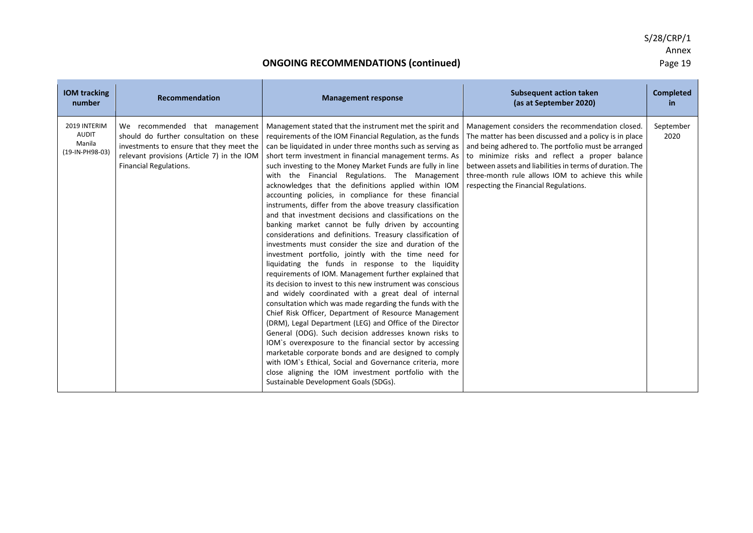## ONGOING RECOMMENDATIONS (continued)

| IOM tracking number | Recommendation | Management response | Subsequent action taken (as at September 2020) | Completed in |
|---|---|---|---|---|
| 2019 INTERIM AUDIT Manila (19-IN-PH98-03) | We recommended that management should do further consultation on these investments to ensure that they meet the relevant provisions (Article 7) in the IOM Financial Regulations. | Management stated that the instrument met the spirit and requirements of the IOM Financial Regulation, as the funds can be liquidated in under three months such as serving as short term investment in financial management terms. As such investing to the Money Market Funds are fully in line with the Financial Regulations. The Management acknowledges that the definitions applied within IOM accounting policies, in compliance for these financial instruments, differ from the above treasury classification and that investment decisions and classifications on the banking market cannot be fully driven by accounting considerations and definitions. Treasury classification of investments must consider the size and duration of the investment portfolio, jointly with the time need for liquidating the funds in response to the liquidity requirements of IOM. Management further explained that its decision to invest to this new instrument was conscious and widely coordinated with a great deal of internal consultation which was made regarding the funds with the Chief Risk Officer, Department of Resource Management (DRM), Legal Department (LEG) and Office of the Director General (ODG). Such decision addresses known risks to IOM`s overexposure to the financial sector by accessing marketable corporate bonds and are designed to comply with IOM`s Ethical, Social and Governance criteria, more close aligning the IOM investment portfolio with the Sustainable Development Goals (SDGs). | Management considers the recommendation closed. The matter has been discussed and a policy is in place and being adhered to. The portfolio must be arranged to minimize risks and reflect a proper balance between assets and liabilities in terms of duration. The three-month rule allows IOM to achieve this while respecting the Financial Regulations. | September 2020 |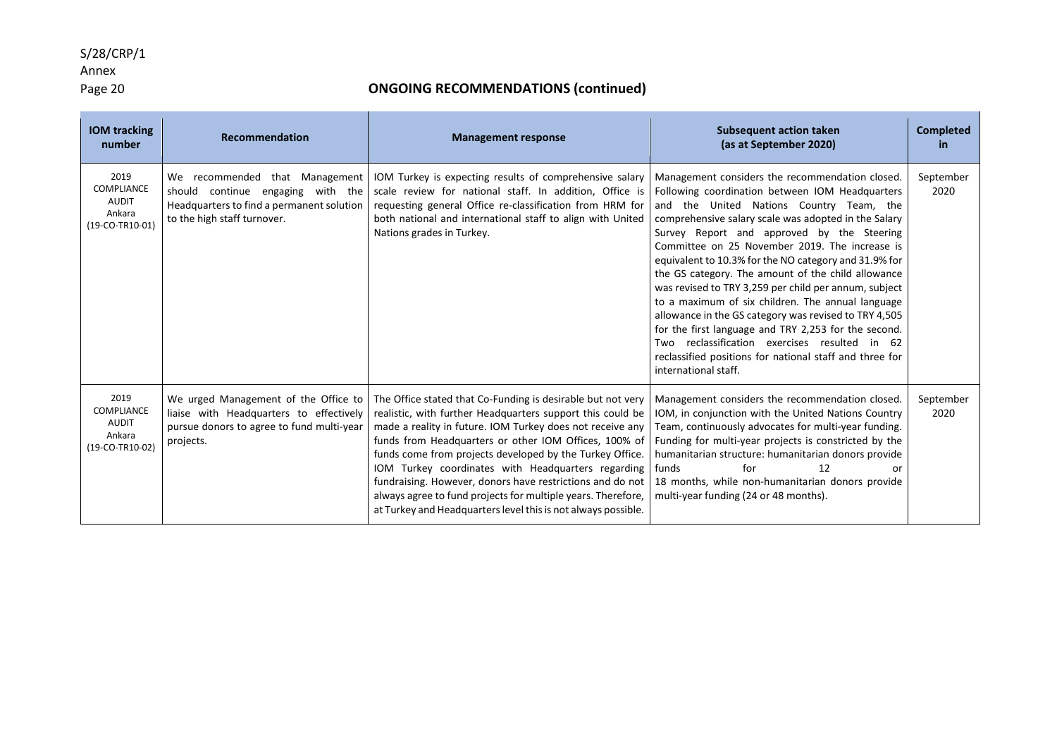## ONGOING RECOMMENDATIONS (continued)

| IOM tracking number | Recommendation | Management response | Subsequent action taken (as at September 2020) | Completed in |
|---|---|---|---|---|
| 2019 COMPLIANCE AUDIT Ankara (19-CO-TR10-01) | We recommended that Management should continue engaging with the Headquarters to find a permanent solution to the high staff turnover. | IOM Turkey is expecting results of comprehensive salary scale review for national staff. In addition, Office is requesting general Office re-classification from HRM for both national and international staff to align with United Nations grades in Turkey. | Management considers the recommendation closed. Following coordination between IOM Headquarters and the United Nations Country Team, the comprehensive salary scale was adopted in the Salary Survey Report and approved by the Steering Committee on 25 November 2019. The increase is equivalent to 10.3% for the NO category and 31.9% for the GS category. The amount of the child allowance was revised to TRY 3,259 per child per annum, subject to a maximum of six children. The annual language allowance in the GS category was revised to TRY 4,505 for the first language and TRY 2,253 for the second. Two reclassification exercises resulted in 62 reclassified positions for national staff and three for international staff. | September 2020 |
| 2019 COMPLIANCE AUDIT Ankara (19-CO-TR10-02) | We urged Management of the Office to liaise with Headquarters to effectively pursue donors to agree to fund multi-year projects. | The Office stated that Co-Funding is desirable but not very realistic, with further Headquarters support this could be made a reality in future. IOM Turkey does not receive any funds from Headquarters or other IOM Offices, 100% of funds come from projects developed by the Turkey Office. IOM Turkey coordinates with Headquarters regarding fundraising. However, donors have restrictions and do not always agree to fund projects for multiple years. Therefore, at Turkey and Headquarters level this is not always possible. | Management considers the recommendation closed. IOM, in conjunction with the United Nations Country Team, continuously advocates for multi-year funding. Funding for multi-year projects is constricted by the humanitarian structure: humanitarian donors provide funds for 12 or 18 months, while non-humanitarian donors provide multi-year funding (24 or 48 months). | September 2020 |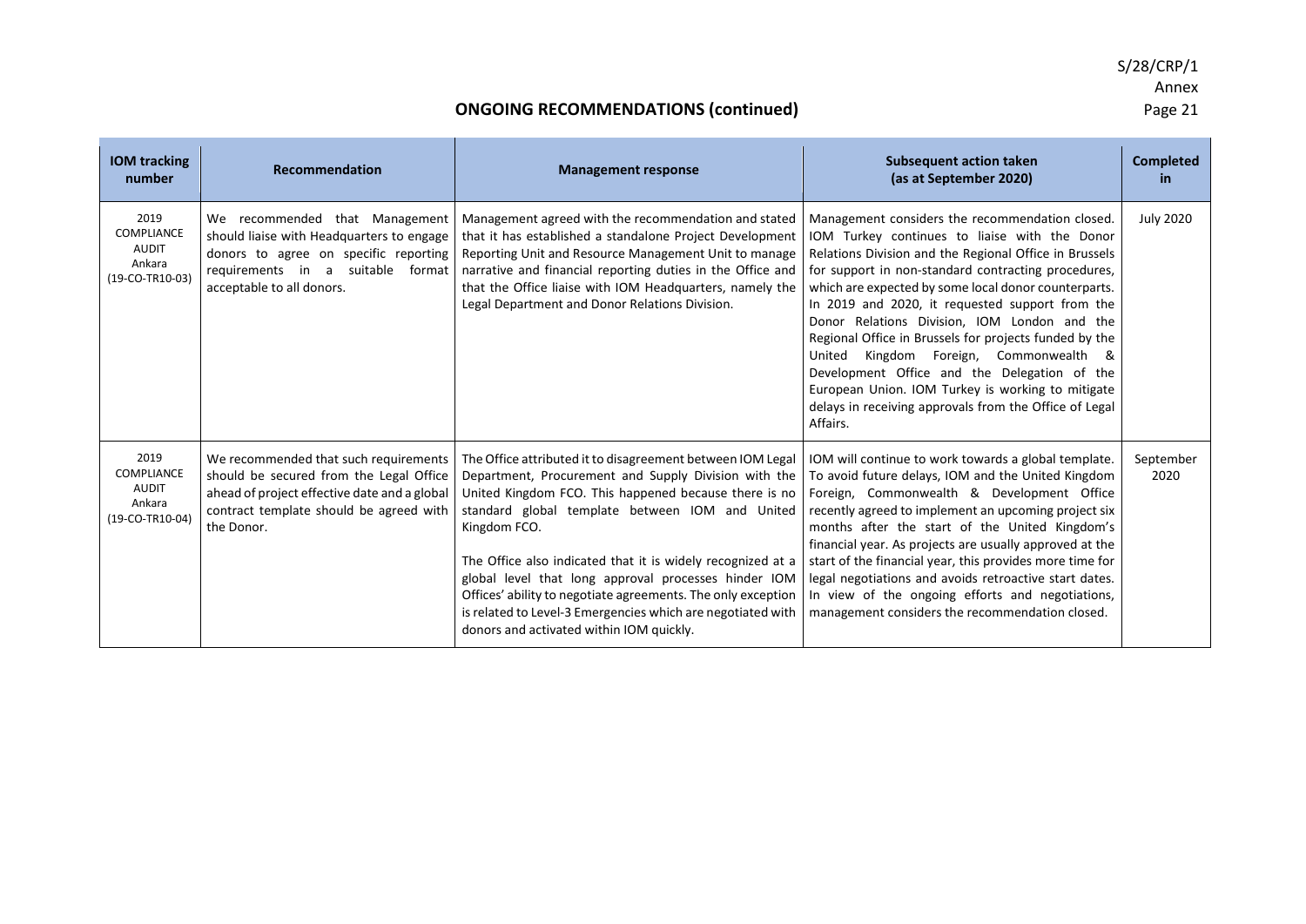## ONGOING RECOMMENDATIONS (continued)

| IOM tracking number | Recommendation | Management response | Subsequent action taken (as at September 2020) | Completed in |
|---|---|---|---|---|
| 2019 COMPLIANCE AUDIT Ankara (19-CO-TR10-03) | We recommended that Management should liaise with Headquarters to engage donors to agree on specific reporting requirements in a suitable format acceptable to all donors. | Management agreed with the recommendation and stated that it has established a standalone Project Development Reporting Unit and Resource Management Unit to manage narrative and financial reporting duties in the Office and that the Office liaise with IOM Headquarters, namely the Legal Department and Donor Relations Division. | Management considers the recommendation closed. IOM Turkey continues to liaise with the Donor Relations Division and the Regional Office in Brussels for support in non-standard contracting procedures, which are expected by some local donor counterparts. In 2019 and 2020, it requested support from the Donor Relations Division, IOM London and the Regional Office in Brussels for projects funded by the United Kingdom Foreign, Commonwealth & Development Office and the Delegation of the European Union. IOM Turkey is working to mitigate delays in receiving approvals from the Office of Legal Affairs. | July 2020 |
| 2019 COMPLIANCE AUDIT Ankara (19-CO-TR10-04) | We recommended that such requirements should be secured from the Legal Office ahead of project effective date and a global contract template should be agreed with the Donor. | The Office attributed it to disagreement between IOM Legal Department, Procurement and Supply Division with the United Kingdom FCO. This happened because there is no standard global template between IOM and United Kingdom FCO.<br><br>The Office also indicated that it is widely recognized at a global level that long approval processes hinder IOM Offices' ability to negotiate agreements. The only exception is related to Level-3 Emergencies which are negotiated with donors and activated within IOM quickly. | IOM will continue to work towards a global template. To avoid future delays, IOM and the United Kingdom Foreign, Commonwealth & Development Office recently agreed to implement an upcoming project six months after the start of the United Kingdom's financial year. As projects are usually approved at the start of the financial year, this provides more time for legal negotiations and avoids retroactive start dates. In view of the ongoing efforts and negotiations, management considers the recommendation closed. | September 2020 |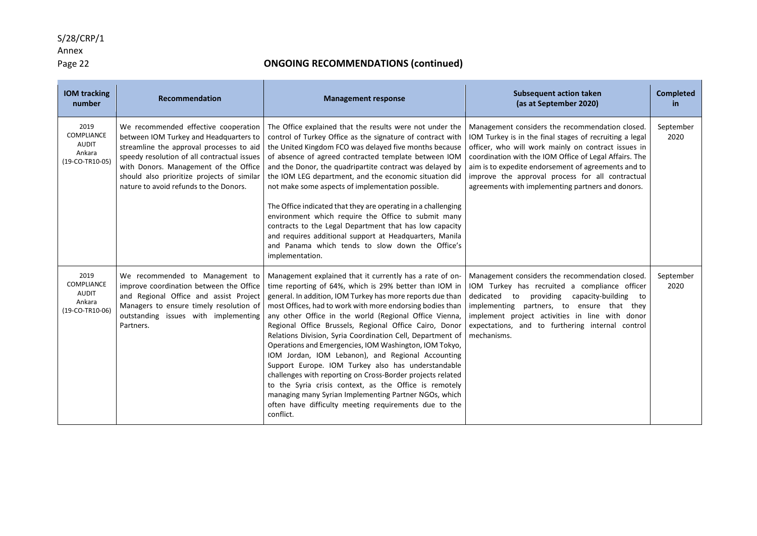## ONGOING RECOMMENDATIONS (continued)

| IOM tracking number | Recommendation | Management response | Subsequent action taken (as at September 2020) | Completed in |
|---|---|---|---|---|
| 2019 COMPLIANCE AUDIT Ankara (19-CO-TR10-05) | We recommended effective cooperation between IOM Turkey and Headquarters to streamline the approval processes to aid speedy resolution of all contractual issues with Donors. Management of the Office should also prioritize projects of similar nature to avoid refunds to the Donors. | The Office explained that the results were not under the control of Turkey Office as the signature of contract with the United Kingdom FCO was delayed five months because of absence of agreed contracted template between IOM and the Donor, the quadripartite contract was delayed by the IOM LEG department, and the economic situation did not make some aspects of implementation possible.<br><br>The Office indicated that they are operating in a challenging environment which require the Office to submit many contracts to the Legal Department that has low capacity and requires additional support at Headquarters, Manila and Panama which tends to slow down the Office's implementation. | Management considers the recommendation closed. IOM Turkey is in the final stages of recruiting a legal officer, who will work mainly on contract issues in coordination with the IOM Office of Legal Affairs. The aim is to expedite endorsement of agreements and to improve the approval process for all contractual agreements with implementing partners and donors. | September 2020 |
| 2019 COMPLIANCE AUDIT Ankara (19-CO-TR10-06) | We recommended to Management to improve coordination between the Office and Regional Office and assist Project Managers to ensure timely resolution of outstanding issues with implementing Partners. | Management explained that it currently has a rate of on-time reporting of 64%, which is 29% better than IOM in general. In addition, IOM Turkey has more reports due than most Offices, had to work with more endorsing bodies than any other Office in the world (Regional Office Vienna, Regional Office Brussels, Regional Office Cairo, Donor Relations Division, Syria Coordination Cell, Department of Operations and Emergencies, IOM Washington, IOM Tokyo, IOM Jordan, IOM Lebanon), and Regional Accounting Support Europe. IOM Turkey also has understandable challenges with reporting on Cross-Border projects related to the Syria crisis context, as the Office is remotely managing many Syrian Implementing Partner NGOs, which often have difficulty meeting requirements due to the conflict. | Management considers the recommendation closed. IOM Turkey has recruited a compliance officer dedicated to providing capacity-building to implementing partners, to ensure that they implement project activities in line with donor expectations, and to furthering internal control mechanisms. | September 2020 |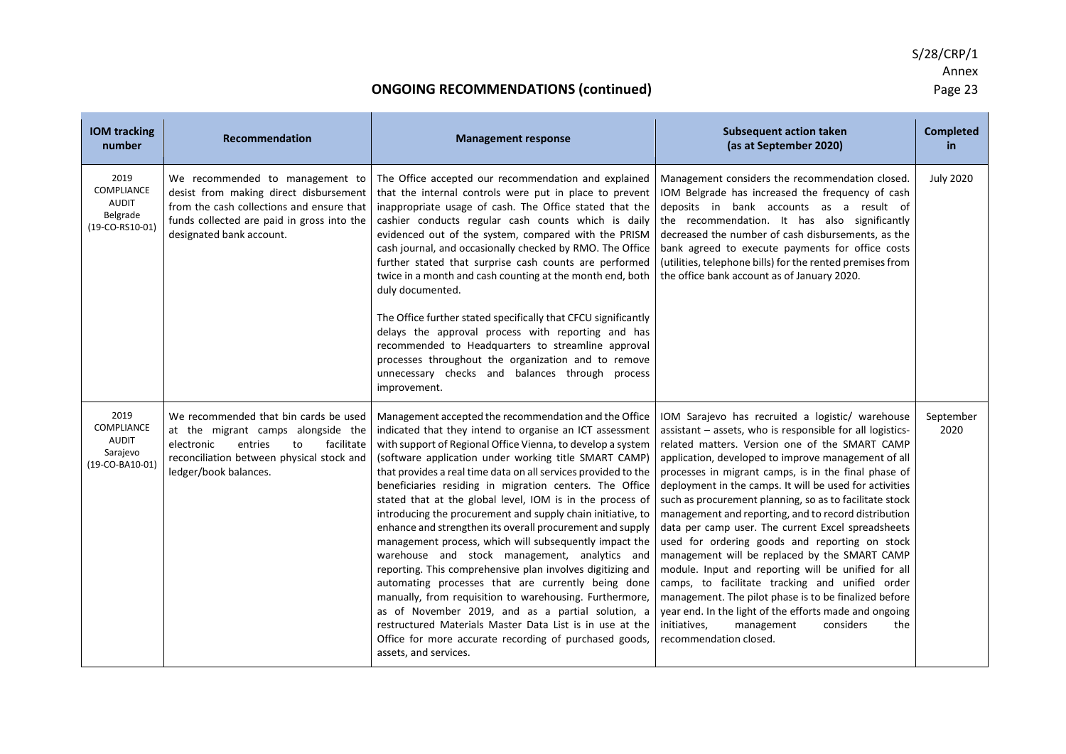## ONGOING RECOMMENDATIONS (continued)

| IOM tracking number | Recommendation | Management response | Subsequent action taken (as at September 2020) | Completed in |
|---|---|---|---|---|
| 2019 COMPLIANCE AUDIT Belgrade (19-CO-RS10-01) | We recommended to management to desist from making direct disbursement from the cash collections and ensure that funds collected are paid in gross into the designated bank account. | The Office accepted our recommendation and explained that the internal controls were put in place to prevent inappropriate usage of cash. The Office stated that the cashier conducts regular cash counts which is daily evidenced out of the system, compared with the PRISM cash journal, and occasionally checked by RMO. The Office further stated that surprise cash counts are performed twice in a month and cash counting at the month end, both duly documented.<br><br>The Office further stated specifically that CFCU significantly delays the approval process with reporting and has recommended to Headquarters to streamline approval processes throughout the organization and to remove unnecessary checks and balances through process improvement. | Management considers the recommendation closed. IOM Belgrade has increased the frequency of cash deposits in bank accounts as a result of the recommendation. It has also significantly decreased the number of cash disbursements, as the bank agreed to execute payments for office costs (utilities, telephone bills) for the rented premises from the office bank account as of January 2020. | July 2020 |
| 2019 COMPLIANCE AUDIT Sarajevo (19-CO-BA10-01) | We recommended that bin cards be used at the migrant camps alongside the electronic entries to facilitate reconciliation between physical stock and ledger/book balances. | Management accepted the recommendation and the Office indicated that they intend to organise an ICT assessment with support of Regional Office Vienna, to develop a system (software application under working title SMART CAMP) that provides a real time data on all services provided to the beneficiaries residing in migration centers. The Office stated that at the global level, IOM is in the process of introducing the procurement and supply chain initiative, to enhance and strengthen its overall procurement and supply management process, which will subsequently impact the warehouse and stock management, analytics and reporting. This comprehensive plan involves digitizing and automating processes that are currently being done manually, from requisition to warehousing. Furthermore, as of November 2019, and as a partial solution, a restructured Materials Master Data List is in use at the Office for more accurate recording of purchased goods, assets, and services. | IOM Sarajevo has recruited a logistic/ warehouse assistant – assets, who is responsible for all logistics-related matters. Version one of the SMART CAMP application, developed to improve management of all processes in migrant camps, is in the final phase of deployment in the camps. It will be used for activities such as procurement planning, so as to facilitate stock management and reporting, and to record distribution data per camp user. The current Excel spreadsheets used for ordering goods and reporting on stock management will be replaced by the SMART CAMP module. Input and reporting will be unified for all camps, to facilitate tracking and unified order management. The pilot phase is to be finalized before year end. In the light of the efforts made and ongoing initiatives, management considers the recommendation closed. | September 2020 |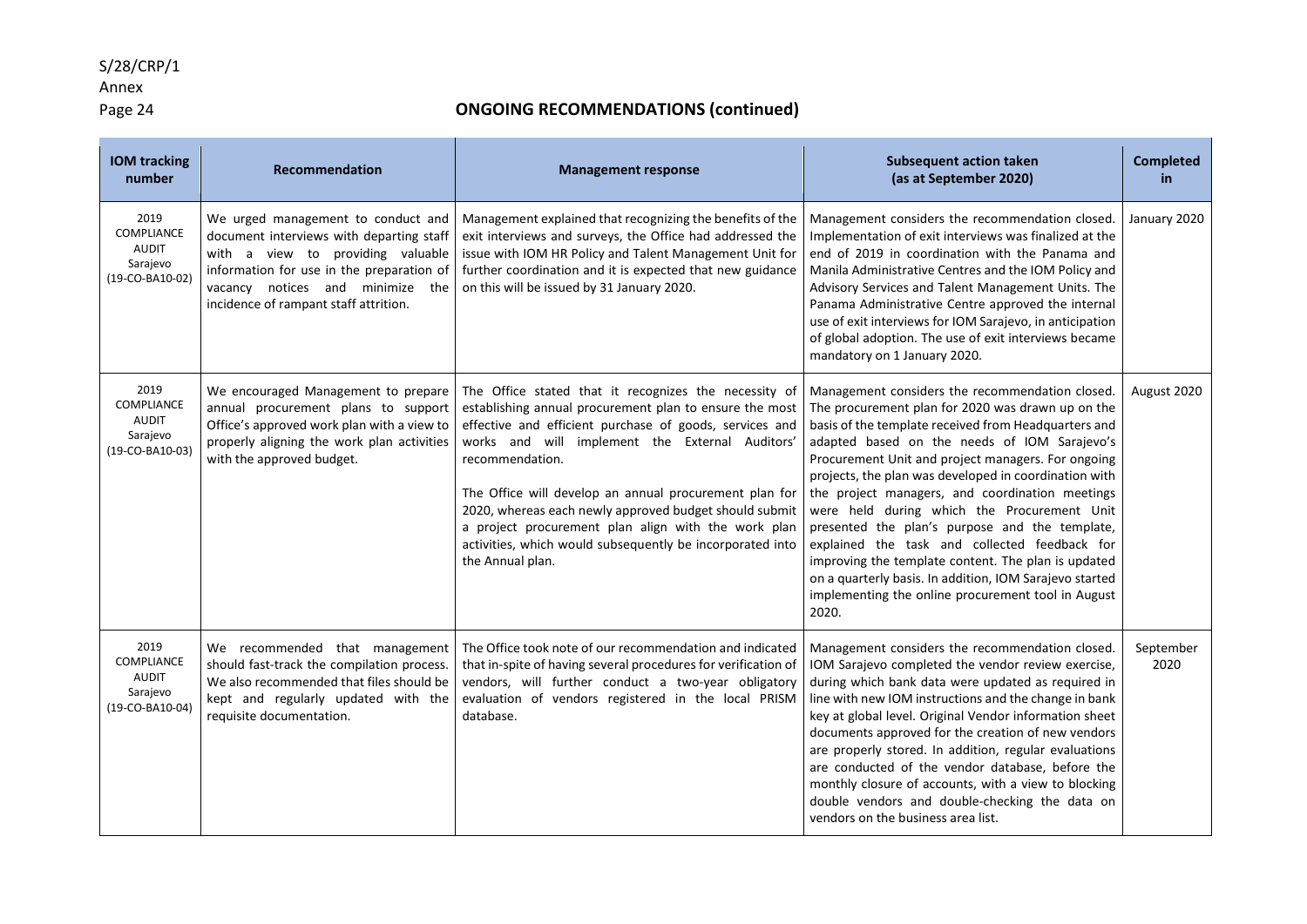## ONGOING RECOMMENDATIONS (continued)

| IOM tracking number | Recommendation | Management response | Subsequent action taken (as at September 2020) | Completed in |
|---|---|---|---|---|
| 2019 COMPLIANCE AUDIT Sarajevo (19-CO-BA10-02) | We urged management to conduct and document interviews with departing staff with a view to providing valuable information for use in the preparation of vacancy notices and minimize the incidence of rampant staff attrition. | Management explained that recognizing the benefits of the exit interviews and surveys, the Office had addressed the issue with IOM HR Policy and Talent Management Unit for further coordination and it is expected that new guidance on this will be issued by 31 January 2020. | Management considers the recommendation closed. Implementation of exit interviews was finalized at the end of 2019 in coordination with the Panama and Manila Administrative Centres and the IOM Policy and Advisory Services and Talent Management Units. The Panama Administrative Centre approved the internal use of exit interviews for IOM Sarajevo, in anticipation of global adoption. The use of exit interviews became mandatory on 1 January 2020. | January 2020 |
| 2019 COMPLIANCE AUDIT Sarajevo (19-CO-BA10-03) | We encouraged Management to prepare annual procurement plans to support Office's approved work plan with a view to properly aligning the work plan activities with the approved budget. | The Office stated that it recognizes the necessity of establishing annual procurement plan to ensure the most effective and efficient purchase of goods, services and works and will implement the External Auditors' recommendation.<br><br>The Office will develop an annual procurement plan for 2020, whereas each newly approved budget should submit a project procurement plan align with the work plan activities, which would subsequently be incorporated into the Annual plan. | Management considers the recommendation closed. The procurement plan for 2020 was drawn up on the basis of the template received from Headquarters and adapted based on the needs of IOM Sarajevo's Procurement Unit and project managers. For ongoing projects, the plan was developed in coordination with the project managers, and coordination meetings were held during which the Procurement Unit presented the plan's purpose and the template, explained the task and collected feedback for improving the template content. The plan is updated on a quarterly basis. In addition, IOM Sarajevo started implementing the online procurement tool in August 2020. | August 2020 |
| 2019 COMPLIANCE AUDIT Sarajevo (19-CO-BA10-04) | We recommended that management should fast-track the compilation process. We also recommended that files should be kept and regularly updated with the requisite documentation. | The Office took note of our recommendation and indicated that in-spite of having several procedures for verification of vendors, will further conduct a two-year obligatory evaluation of vendors registered in the local PRISM database. | Management considers the recommendation closed. IOM Sarajevo completed the vendor review exercise, during which bank data were updated as required in line with new IOM instructions and the change in bank key at global level. Original Vendor information sheet documents approved for the creation of new vendors are properly stored. In addition, regular evaluations are conducted of the vendor database, before the monthly closure of accounts, with a view to blocking double vendors and double-checking the data on vendors on the business area list. | September 2020 |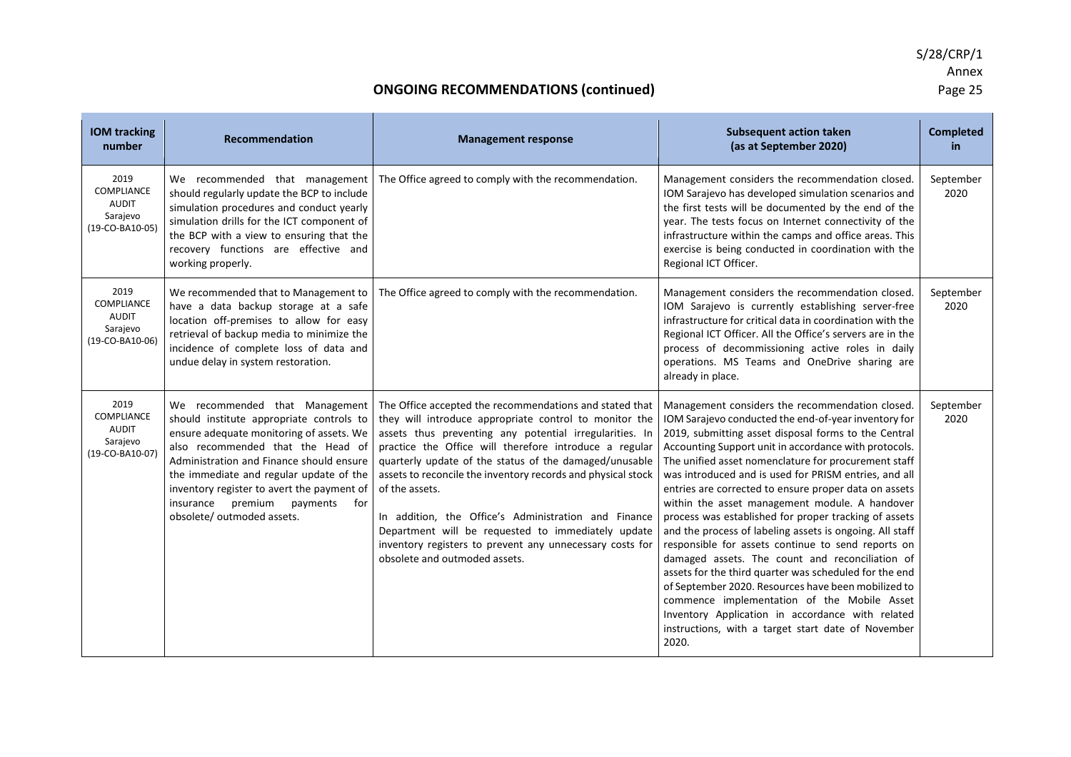## ONGOING RECOMMENDATIONS (continued)

| IOM tracking number | Recommendation | Management response | Subsequent action taken (as at September 2020) | Completed in |
|---|---|---|---|---|
| 2019 COMPLIANCE AUDIT Sarajevo (19-CO-BA10-05) | We recommended that management should regularly update the BCP to include simulation procedures and conduct yearly simulation drills for the ICT component of the BCP with a view to ensuring that the recovery functions are effective and working properly. | The Office agreed to comply with the recommendation. | Management considers the recommendation closed. IOM Sarajevo has developed simulation scenarios and the first tests will be documented by the end of the year. The tests focus on Internet connectivity of the infrastructure within the camps and office areas. This exercise is being conducted in coordination with the Regional ICT Officer. | September 2020 |
| 2019 COMPLIANCE AUDIT Sarajevo (19-CO-BA10-06) | We recommended that to Management to have a data backup storage at a safe location off-premises to allow for easy retrieval of backup media to minimize the incidence of complete loss of data and undue delay in system restoration. | The Office agreed to comply with the recommendation. | Management considers the recommendation closed. IOM Sarajevo is currently establishing server-free infrastructure for critical data in coordination with the Regional ICT Officer. All the Office's servers are in the process of decommissioning active roles in daily operations. MS Teams and OneDrive sharing are already in place. | September 2020 |
| 2019 COMPLIANCE AUDIT Sarajevo (19-CO-BA10-07) | We recommended that Management should institute appropriate controls to ensure adequate monitoring of assets. We also recommended that the Head of Administration and Finance should ensure the immediate and regular update of the inventory register to avert the payment of insurance premium payments for obsolete/ outmoded assets. | The Office accepted the recommendations and stated that they will introduce appropriate control to monitor the assets thus preventing any potential irregularities. In practice the Office will therefore introduce a regular quarterly update of the status of the damaged/unusable assets to reconcile the inventory records and physical stock of the assets.<br><br>In addition, the Office's Administration and Finance Department will be requested to immediately update inventory registers to prevent any unnecessary costs for obsolete and outmoded assets. | Management considers the recommendation closed. IOM Sarajevo conducted the end-of-year inventory for 2019, submitting asset disposal forms to the Central Accounting Support unit in accordance with protocols. The unified asset nomenclature for procurement staff was introduced and is used for PRISM entries, and all entries are corrected to ensure proper data on assets within the asset management module. A handover process was established for proper tracking of assets and the process of labeling assets is ongoing. All staff responsible for assets continue to send reports on damaged assets. The count and reconciliation of assets for the third quarter was scheduled for the end of September 2020. Resources have been mobilized to commence implementation of the Mobile Asset Inventory Application in accordance with related instructions, with a target start date of November 2020. | September 2020 |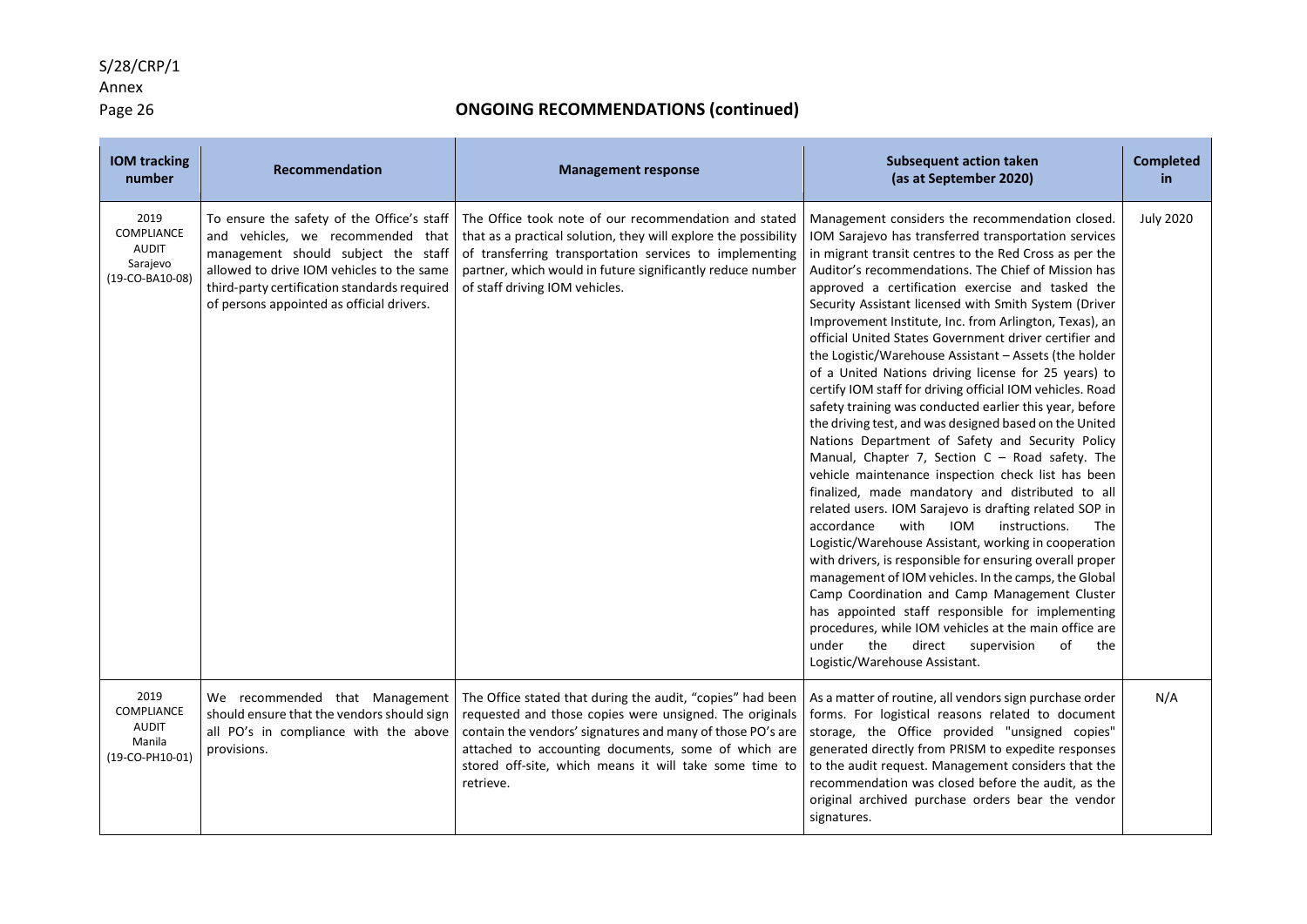## ONGOING RECOMMENDATIONS (continued)

| IOM tracking number | Recommendation | Management response | Subsequent action taken (as at September 2020) | Completed in |
|---|---|---|---|---|
| 2019 COMPLIANCE AUDIT Sarajevo (19-CO-BA10-08) | To ensure the safety of the Office's staff and vehicles, we recommended that management should subject the staff allowed to drive IOM vehicles to the same third-party certification standards required of persons appointed as official drivers. | The Office took note of our recommendation and stated that as a practical solution, they will explore the possibility of transferring transportation services to implementing partner, which would in future significantly reduce number of staff driving IOM vehicles. | Management considers the recommendation closed. IOM Sarajevo has transferred transportation services in migrant transit centres to the Red Cross as per the Auditor's recommendations. The Chief of Mission has approved a certification exercise and tasked the Security Assistant licensed with Smith System (Driver Improvement Institute, Inc. from Arlington, Texas), an official United States Government driver certifier and the Logistic/Warehouse Assistant – Assets (the holder of a United Nations driving license for 25 years) to certify IOM staff for driving official IOM vehicles. Road safety training was conducted earlier this year, before the driving test, and was designed based on the United Nations Department of Safety and Security Policy Manual, Chapter 7, Section C – Road safety. The vehicle maintenance inspection check list has been finalized, made mandatory and distributed to all related users. IOM Sarajevo is drafting related SOP in accordance with IOM instructions. The Logistic/Warehouse Assistant, working in cooperation with drivers, is responsible for ensuring overall proper management of IOM vehicles. In the camps, the Global Camp Coordination and Camp Management Cluster has appointed staff responsible for implementing procedures, while IOM vehicles at the main office are under the direct supervision of the Logistic/Warehouse Assistant. | July 2020 |
| 2019 COMPLIANCE AUDIT Manila (19-CO-PH10-01) | We recommended that Management should ensure that the vendors should sign all PO's in compliance with the above provisions. | The Office stated that during the audit, "copies" had been requested and those copies were unsigned. The originals contain the vendors' signatures and many of those PO's are attached to accounting documents, some of which are stored off-site, which means it will take some time to retrieve. | As a matter of routine, all vendors sign purchase order forms. For logistical reasons related to document storage, the Office provided "unsigned copies" generated directly from PRISM to expedite responses to the audit request. Management considers that the recommendation was closed before the audit, as the original archived purchase orders bear the vendor signatures. | N/A |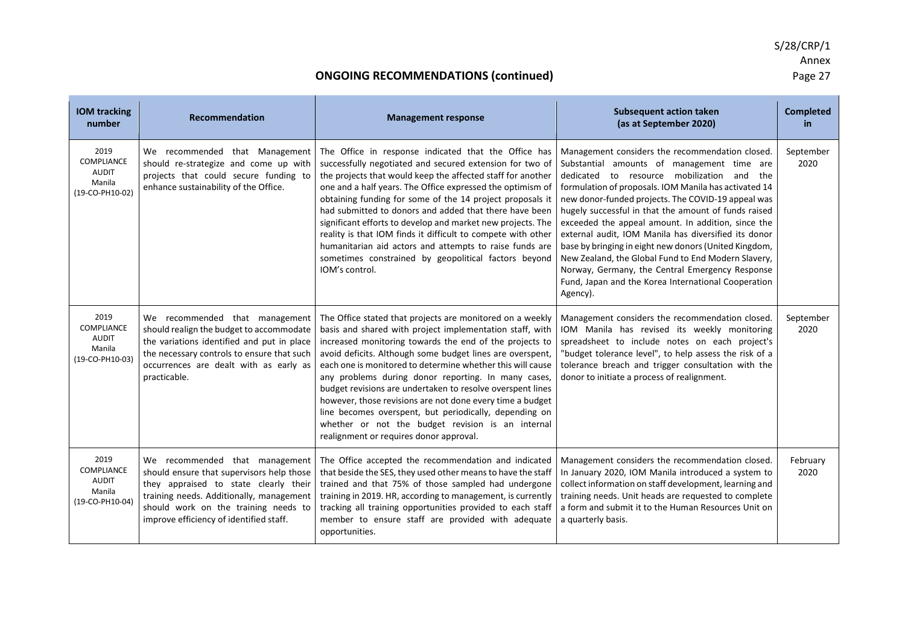## ONGOING RECOMMENDATIONS (continued)

| IOM tracking number | Recommendation | Management response | Subsequent action taken (as at September 2020) | Completed in |
|---|---|---|---|---|
| 2019 COMPLIANCE AUDIT Manila (19-CO-PH10-02) | We recommended that Management should re-strategize and come up with projects that could secure funding to enhance sustainability of the Office. | The Office in response indicated that the Office has successfully negotiated and secured extension for two of the projects that would keep the affected staff for another one and a half years. The Office expressed the optimism of obtaining funding for some of the 14 project proposals it had submitted to donors and added that there have been significant efforts to develop and market new projects. The reality is that IOM finds it difficult to compete with other humanitarian aid actors and attempts to raise funds are sometimes constrained by geopolitical factors beyond IOM's control. | Management considers the recommendation closed. Substantial amounts of management time are dedicated to resource mobilization and the formulation of proposals. IOM Manila has activated 14 new donor-funded projects. The COVID-19 appeal was hugely successful in that the amount of funds raised exceeded the appeal amount. In addition, since the external audit, IOM Manila has diversified its donor base by bringing in eight new donors (United Kingdom, New Zealand, the Global Fund to End Modern Slavery, Norway, Germany, the Central Emergency Response Fund, Japan and the Korea International Cooperation Agency). | September 2020 |
| 2019 COMPLIANCE AUDIT Manila (19-CO-PH10-03) | We recommended that management should realign the budget to accommodate the variations identified and put in place the necessary controls to ensure that such occurrences are dealt with as early as practicable. | The Office stated that projects are monitored on a weekly basis and shared with project implementation staff, with increased monitoring towards the end of the projects to avoid deficits. Although some budget lines are overspent, each one is monitored to determine whether this will cause any problems during donor reporting. In many cases, budget revisions are undertaken to resolve overspent lines however, those revisions are not done every time a budget line becomes overspent, but periodically, depending on whether or not the budget revision is an internal realignment or requires donor approval. | Management considers the recommendation closed. IOM Manila has revised its weekly monitoring spreadsheet to include notes on each project's "budget tolerance level", to help assess the risk of a tolerance breach and trigger consultation with the donor to initiate a process of realignment. | September 2020 |
| 2019 COMPLIANCE AUDIT Manila (19-CO-PH10-04) | We recommended that management should ensure that supervisors help those they appraised to state clearly their training needs. Additionally, management should work on the training needs to improve efficiency of identified staff. | The Office accepted the recommendation and indicated that beside the SES, they used other means to have the staff trained and that 75% of those sampled had undergone training in 2019. HR, according to management, is currently tracking all training opportunities provided to each staff member to ensure staff are provided with adequate opportunities. | Management considers the recommendation closed. In January 2020, IOM Manila introduced a system to collect information on staff development, learning and training needs. Unit heads are requested to complete a form and submit it to the Human Resources Unit on a quarterly basis. | February 2020 |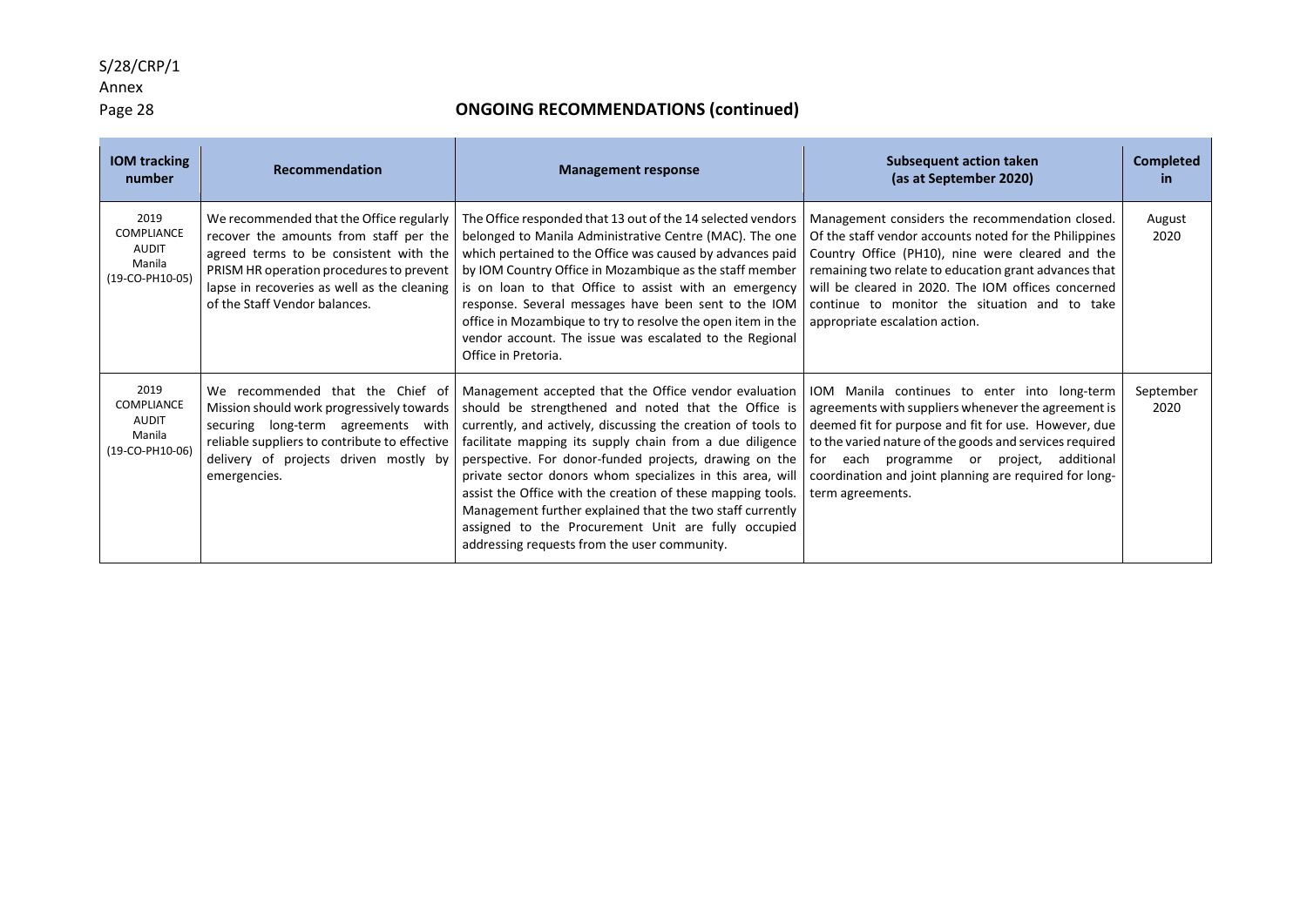## ONGOING RECOMMENDATIONS (continued)

| IOM tracking number | Recommendation | Management response | Subsequent action taken (as at September 2020) | Completed in |
|---|---|---|---|---|
| 2019 COMPLIANCE AUDIT Manila (19-CO-PH10-05) | We recommended that the Office regularly recover the amounts from staff per the agreed terms to be consistent with the PRISM HR operation procedures to prevent lapse in recoveries as well as the cleaning of the Staff Vendor balances. | The Office responded that 13 out of the 14 selected vendors belonged to Manila Administrative Centre (MAC). The one which pertained to the Office was caused by advances paid by IOM Country Office in Mozambique as the staff member is on loan to that Office to assist with an emergency response. Several messages have been sent to the IOM office in Mozambique to try to resolve the open item in the vendor account. The issue was escalated to the Regional Office in Pretoria. | Management considers the recommendation closed. Of the staff vendor accounts noted for the Philippines Country Office (PH10), nine were cleared and the remaining two relate to education grant advances that will be cleared in 2020. The IOM offices concerned continue to monitor the situation and to take appropriate escalation action. | August 2020 |
| 2019 COMPLIANCE AUDIT Manila (19-CO-PH10-06) | We recommended that the Chief of Mission should work progressively towards securing long-term agreements with reliable suppliers to contribute to effective delivery of projects driven mostly by emergencies. | Management accepted that the Office vendor evaluation should be strengthened and noted that the Office is currently, and actively, discussing the creation of tools to facilitate mapping its supply chain from a due diligence perspective. For donor-funded projects, drawing on the private sector donors whom specializes in this area, will assist the Office with the creation of these mapping tools. Management further explained that the two staff currently assigned to the Procurement Unit are fully occupied addressing requests from the user community. | IOM Manila continues to enter into long-term agreements with suppliers whenever the agreement is deemed fit for purpose and fit for use. However, due to the varied nature of the goods and services required for each programme or project, additional coordination and joint planning are required for long-term agreements. | September 2020 |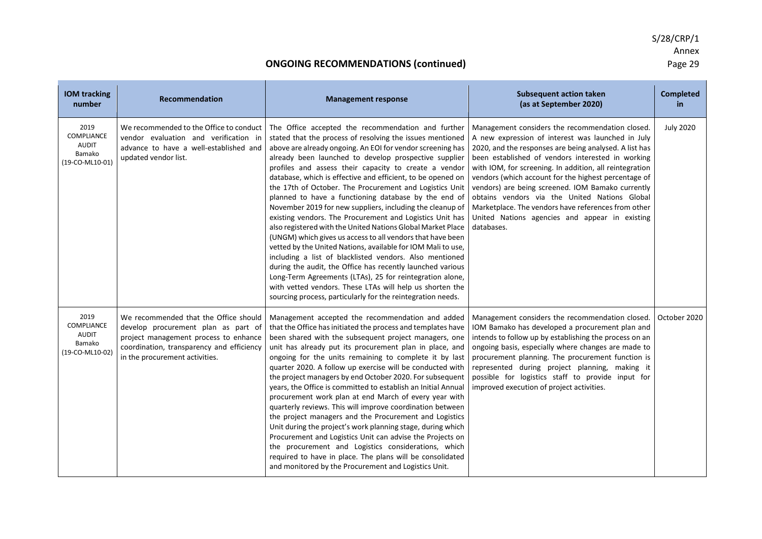## ONGOING RECOMMENDATIONS (continued)

| IOM tracking number | Recommendation | Management response | Subsequent action taken (as at September 2020) | Completed in |
|---|---|---|---|---|
| 2019 COMPLIANCE AUDIT Bamako (19-CO-ML10-01) | We recommended to the Office to conduct vendor evaluation and verification in advance to have a well-established and updated vendor list. | The Office accepted the recommendation and further stated that the process of resolving the issues mentioned above are already ongoing. An EOI for vendor screening has already been launched to develop prospective supplier profiles and assess their capacity to create a vendor database, which is effective and efficient, to be opened on the 17th of October. The Procurement and Logistics Unit planned to have a functioning database by the end of November 2019 for new suppliers, including the cleanup of existing vendors. The Procurement and Logistics Unit has also registered with the United Nations Global Market Place (UNGM) which gives us access to all vendors that have been vetted by the United Nations, available for IOM Mali to use, including a list of blacklisted vendors. Also mentioned during the audit, the Office has recently launched various Long-Term Agreements (LTAs), 25 for reintegration alone, with vetted vendors. These LTAs will help us shorten the sourcing process, particularly for the reintegration needs. | Management considers the recommendation closed. A new expression of interest was launched in July 2020, and the responses are being analysed. A list has been established of vendors interested in working with IOM, for screening. In addition, all reintegration vendors (which account for the highest percentage of vendors) are being screened. IOM Bamako currently obtains vendors via the United Nations Global Marketplace. The vendors have references from other United Nations agencies and appear in existing databases. | July 2020 |
| 2019 COMPLIANCE AUDIT Bamako (19-CO-ML10-02) | We recommended that the Office should develop procurement plan as part of project management process to enhance coordination, transparency and efficiency in the procurement activities. | Management accepted the recommendation and added that the Office has initiated the process and templates have been shared with the subsequent project managers, one unit has already put its procurement plan in place, and ongoing for the units remaining to complete it by last quarter 2020. A follow up exercise will be conducted with the project managers by end October 2020. For subsequent years, the Office is committed to establish an Initial Annual procurement work plan at end March of every year with quarterly reviews. This will improve coordination between the project managers and the Procurement and Logistics Unit during the project's work planning stage, during which Procurement and Logistics Unit can advise the Projects on the procurement and Logistics considerations, which required to have in place. The plans will be consolidated and monitored by the Procurement and Logistics Unit. | Management considers the recommendation closed. IOM Bamako has developed a procurement plan and intends to follow up by establishing the process on an ongoing basis, especially where changes are made to procurement planning. The procurement function is represented during project planning, making it possible for logistics staff to provide input for improved execution of project activities. | October 2020 |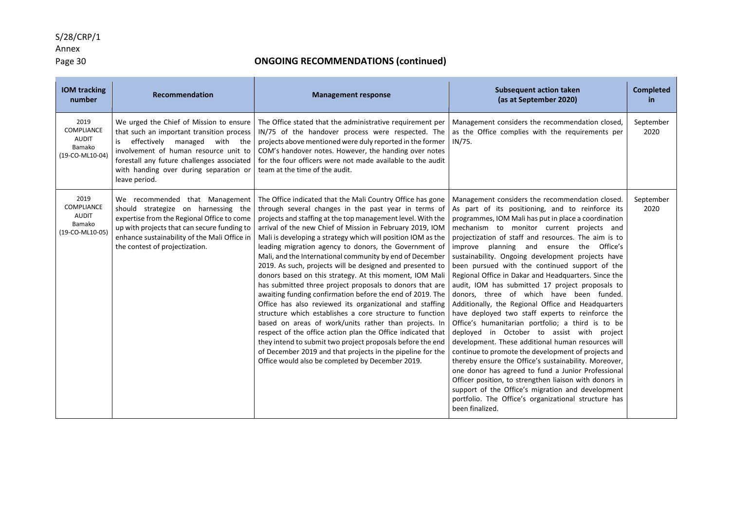## ONGOING RECOMMENDATIONS (continued)

| IOM tracking number | Recommendation | Management response | Subsequent action taken (as at September 2020) | Completed in |
|---|---|---|---|---|
| 2019 COMPLIANCE AUDIT Bamako (19-CO-ML10-04) | We urged the Chief of Mission to ensure that such an important transition process is effectively managed with the involvement of human resource unit to forestall any future challenges associated with handing over during separation or leave period. | The Office stated that the administrative requirement per IN/75 of the handover process were respected. The projects above mentioned were duly reported in the former COM's handover notes. However, the handing over notes for the four officers were not made available to the audit team at the time of the audit. | Management considers the recommendation closed, as the Office complies with the requirements per IN/75. | September 2020 |
| 2019 COMPLIANCE AUDIT Bamako (19-CO-ML10-05) | We recommended that Management should strategize on harnessing the expertise from the Regional Office to come up with projects that can secure funding to enhance sustainability of the Mali Office in the contest of projectization. | The Office indicated that the Mali Country Office has gone through several changes in the past year in terms of projects and staffing at the top management level. With the arrival of the new Chief of Mission in February 2019, IOM Mali is developing a strategy which will position IOM as the leading migration agency to donors, the Government of Mali, and the International community by end of December 2019. As such, projects will be designed and presented to donors based on this strategy. At this moment, IOM Mali has submitted three project proposals to donors that are awaiting funding confirmation before the end of 2019. The Office has also reviewed its organizational and staffing structure which establishes a core structure to function based on areas of work/units rather than projects. In respect of the office action plan the Office indicated that they intend to submit two project proposals before the end of December 2019 and that projects in the pipeline for the Office would also be completed by December 2019. | Management considers the recommendation closed. As part of its positioning, and to reinforce its programmes, IOM Mali has put in place a coordination mechanism to monitor current projects and projectization of staff and resources. The aim is to improve planning and ensure the Office's sustainability. Ongoing development projects have been pursued with the continued support of the Regional Office in Dakar and Headquarters. Since the audit, IOM has submitted 17 project proposals to donors, three of which have been funded. Additionally, the Regional Office and Headquarters have deployed two staff experts to reinforce the Office's humanitarian portfolio; a third is to be deployed in October to assist with project development. These additional human resources will continue to promote the development of projects and thereby ensure the Office's sustainability. Moreover, one donor has agreed to fund a Junior Professional Officer position, to strengthen liaison with donors in support of the Office's migration and development portfolio. The Office's organizational structure has been finalized. | September 2020 |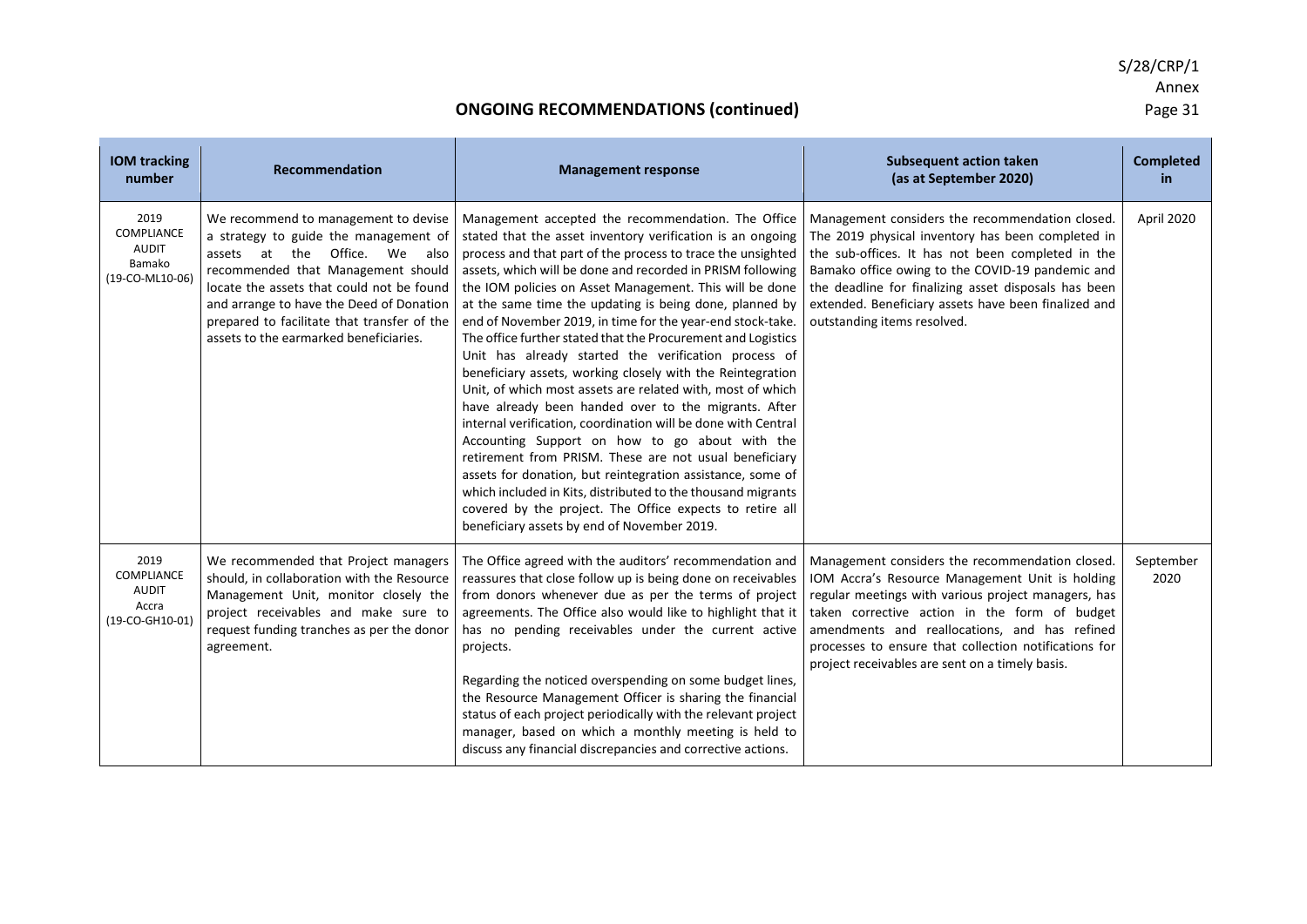## ONGOING RECOMMENDATIONS (continued)

| IOM tracking number | Recommendation | Management response | Subsequent action taken (as at September 2020) | Completed in |
|---|---|---|---|---|
| 2019 COMPLIANCE AUDIT Bamako (19-CO-ML10-06) | We recommend to management to devise a strategy to guide the management of assets at the Office. We also recommended that Management should locate the assets that could not be found and arrange to have the Deed of Donation prepared to facilitate that transfer of the assets to the earmarked beneficiaries. | Management accepted the recommendation. The Office stated that the asset inventory verification is an ongoing process and that part of the process to trace the unsighted assets, which will be done and recorded in PRISM following the IOM policies on Asset Management. This will be done at the same time the updating is being done, planned by end of November 2019, in time for the year-end stock-take. The office further stated that the Procurement and Logistics Unit has already started the verification process of beneficiary assets, working closely with the Reintegration Unit, of which most assets are related with, most of which have already been handed over to the migrants. After internal verification, coordination will be done with Central Accounting Support on how to go about with the retirement from PRISM. These are not usual beneficiary assets for donation, but reintegration assistance, some of which included in Kits, distributed to the thousand migrants covered by the project. The Office expects to retire all beneficiary assets by end of November 2019. | Management considers the recommendation closed. The 2019 physical inventory has been completed in the sub-offices. It has not been completed in the Bamako office owing to the COVID-19 pandemic and the deadline for finalizing asset disposals has been extended. Beneficiary assets have been finalized and outstanding items resolved. | April 2020 |
| 2019 COMPLIANCE AUDIT Accra (19-CO-GH10-01) | We recommended that Project managers should, in collaboration with the Resource Management Unit, monitor closely the project receivables and make sure to request funding tranches as per the donor agreement. | The Office agreed with the auditors' recommendation and reassures that close follow up is being done on receivables from donors whenever due as per the terms of project agreements. The Office also would like to highlight that it has no pending receivables under the current active projects.<br><br>Regarding the noticed overspending on some budget lines, the Resource Management Officer is sharing the financial status of each project periodically with the relevant project manager, based on which a monthly meeting is held to discuss any financial discrepancies and corrective actions. | Management considers the recommendation closed. IOM Accra's Resource Management Unit is holding regular meetings with various project managers, has taken corrective action in the form of budget amendments and reallocations, and has refined processes to ensure that collection notifications for project receivables are sent on a timely basis. | September 2020 |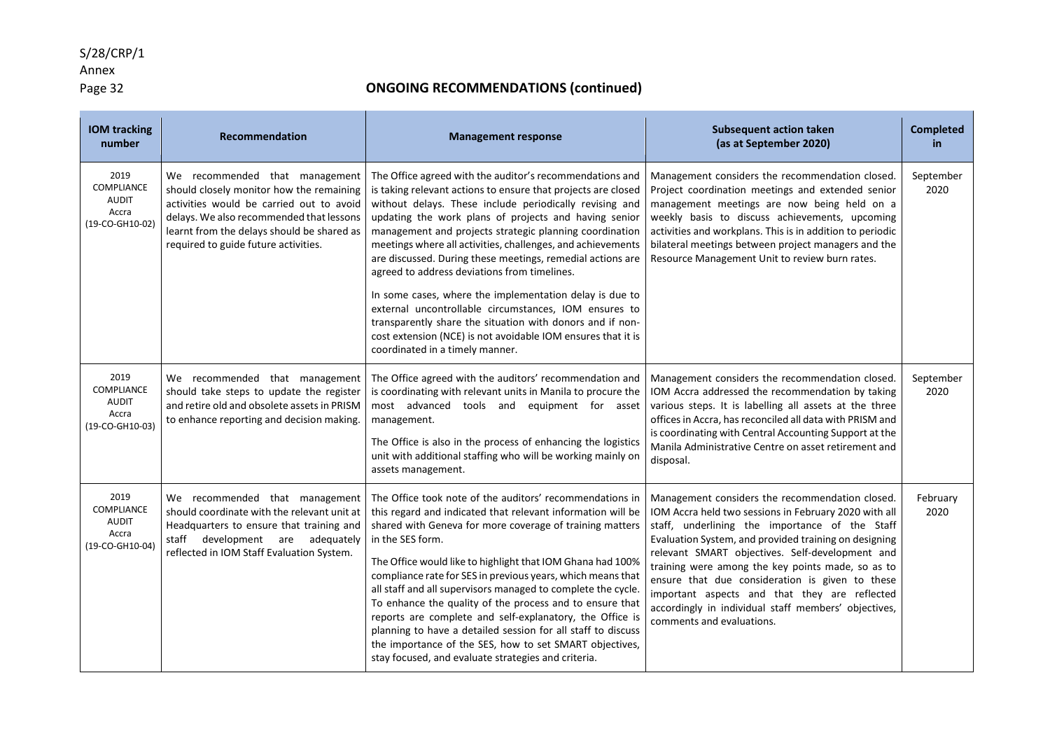## ONGOING RECOMMENDATIONS (continued)

| IOM tracking number | Recommendation | Management response | Subsequent action taken (as at September 2020) | Completed in |
|---|---|---|---|---|
| 2019 COMPLIANCE AUDIT Accra (19-CO-GH10-02) | We recommended that management should closely monitor how the remaining activities would be carried out to avoid delays. We also recommended that lessons learnt from the delays should be shared as required to guide future activities. | The Office agreed with the auditor's recommendations and is taking relevant actions to ensure that projects are closed without delays. These include periodically revising and updating the work plans of projects and having senior management and projects strategic planning coordination meetings where all activities, challenges, and achievements are discussed. During these meetings, remedial actions are agreed to address deviations from timelines.<br><br>In some cases, where the implementation delay is due to external uncontrollable circumstances, IOM ensures to transparently share the situation with donors and if non-cost extension (NCE) is not avoidable IOM ensures that it is coordinated in a timely manner. | Management considers the recommendation closed. Project coordination meetings and extended senior management meetings are now being held on a weekly basis to discuss achievements, upcoming activities and workplans. This is in addition to periodic bilateral meetings between project managers and the Resource Management Unit to review burn rates. | September 2020 |
| 2019 COMPLIANCE AUDIT Accra (19-CO-GH10-03) | We recommended that management should take steps to update the register and retire old and obsolete assets in PRISM to enhance reporting and decision making. | The Office agreed with the auditors' recommendation and is coordinating with relevant units in Manila to procure the most advanced tools and equipment for asset management.<br><br>The Office is also in the process of enhancing the logistics unit with additional staffing who will be working mainly on assets management. | Management considers the recommendation closed. IOM Accra addressed the recommendation by taking various steps. It is labelling all assets at the three offices in Accra, has reconciled all data with PRISM and is coordinating with Central Accounting Support at the Manila Administrative Centre on asset retirement and disposal. | September 2020 |
| 2019 COMPLIANCE AUDIT Accra (19-CO-GH10-04) | We recommended that management should coordinate with the relevant unit at Headquarters to ensure that training and staff development are adequately reflected in IOM Staff Evaluation System. | The Office took note of the auditors' recommendations in this regard and indicated that relevant information will be shared with Geneva for more coverage of training matters in the SES form.<br><br>The Office would like to highlight that IOM Ghana had 100% compliance rate for SES in previous years, which means that all staff and all supervisors managed to complete the cycle. To enhance the quality of the process and to ensure that reports are complete and self-explanatory, the Office is planning to have a detailed session for all staff to discuss the importance of the SES, how to set SMART objectives, stay focused, and evaluate strategies and criteria. | Management considers the recommendation closed. IOM Accra held two sessions in February 2020 with all staff, underlining the importance of the Staff Evaluation System, and provided training on designing relevant SMART objectives. Self-development and training were among the key points made, so as to ensure that due consideration is given to these important aspects and that they are reflected accordingly in individual staff members' objectives, comments and evaluations. | February 2020 |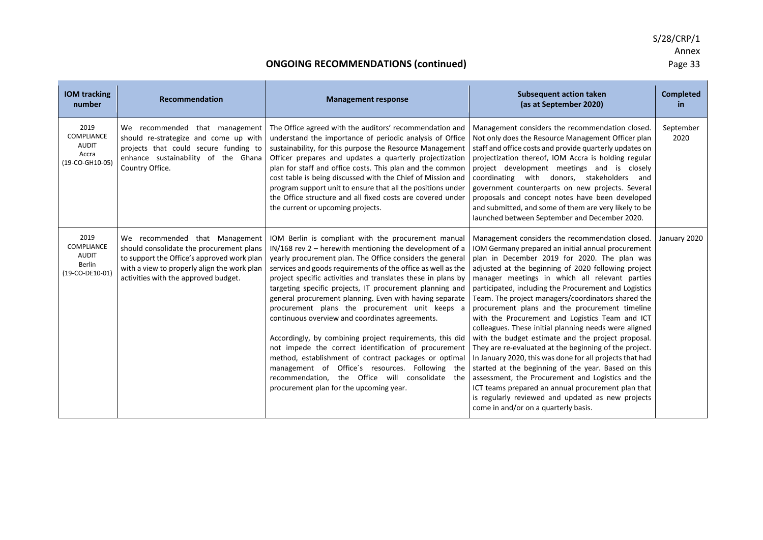## ONGOING RECOMMENDATIONS (continued)

| IOM tracking number | Recommendation | Management response | Subsequent action taken (as at September 2020) | Completed in |
|---|---|---|---|---|
| 2019 COMPLIANCE AUDIT Accra (19-CO-GH10-05) | We recommended that management should re-strategize and come up with projects that could secure funding to enhance sustainability of the Ghana Country Office. | The Office agreed with the auditors' recommendation and understand the importance of periodic analysis of Office sustainability, for this purpose the Resource Management Officer prepares and updates a quarterly projectization plan for staff and office costs. This plan and the common cost table is being discussed with the Chief of Mission and program support unit to ensure that all the positions under the Office structure and all fixed costs are covered under the current or upcoming projects. | Management considers the recommendation closed. Not only does the Resource Management Officer plan staff and office costs and provide quarterly updates on projectization thereof, IOM Accra is holding regular project development meetings and is closely coordinating with donors, stakeholders and government counterparts on new projects. Several proposals and concept notes have been developed and submitted, and some of them are very likely to be launched between September and December 2020. | September 2020 |
| 2019 COMPLIANCE AUDIT Berlin (19-CO-DE10-01) | We recommended that Management should consolidate the procurement plans to support the Office's approved work plan with a view to properly align the work plan activities with the approved budget. | IOM Berlin is compliant with the procurement manual IN/168 rev 2 – herewith mentioning the development of a yearly procurement plan. The Office considers the general services and goods requirements of the office as well as the project specific activities and translates these in plans by targeting specific projects, IT procurement planning and general procurement planning. Even with having separate procurement plans the procurement unit keeps a continuous overview and coordinates agreements.<br><br>Accordingly, by combining project requirements, this did not impede the correct identification of procurement method, establishment of contract packages or optimal management of Office´s resources. Following the recommendation, the Office will consolidate the procurement plan for the upcoming year. | Management considers the recommendation closed. IOM Germany prepared an initial annual procurement plan in December 2019 for 2020. The plan was adjusted at the beginning of 2020 following project manager meetings in which all relevant parties participated, including the Procurement and Logistics Team. The project managers/coordinators shared the procurement plans and the procurement timeline with the Procurement and Logistics Team and ICT colleagues. These initial planning needs were aligned with the budget estimate and the project proposal. They are re-evaluated at the beginning of the project. In January 2020, this was done for all projects that had started at the beginning of the year. Based on this assessment, the Procurement and Logistics and the ICT teams prepared an annual procurement plan that is regularly reviewed and updated as new projects come in and/or on a quarterly basis. | January 2020 |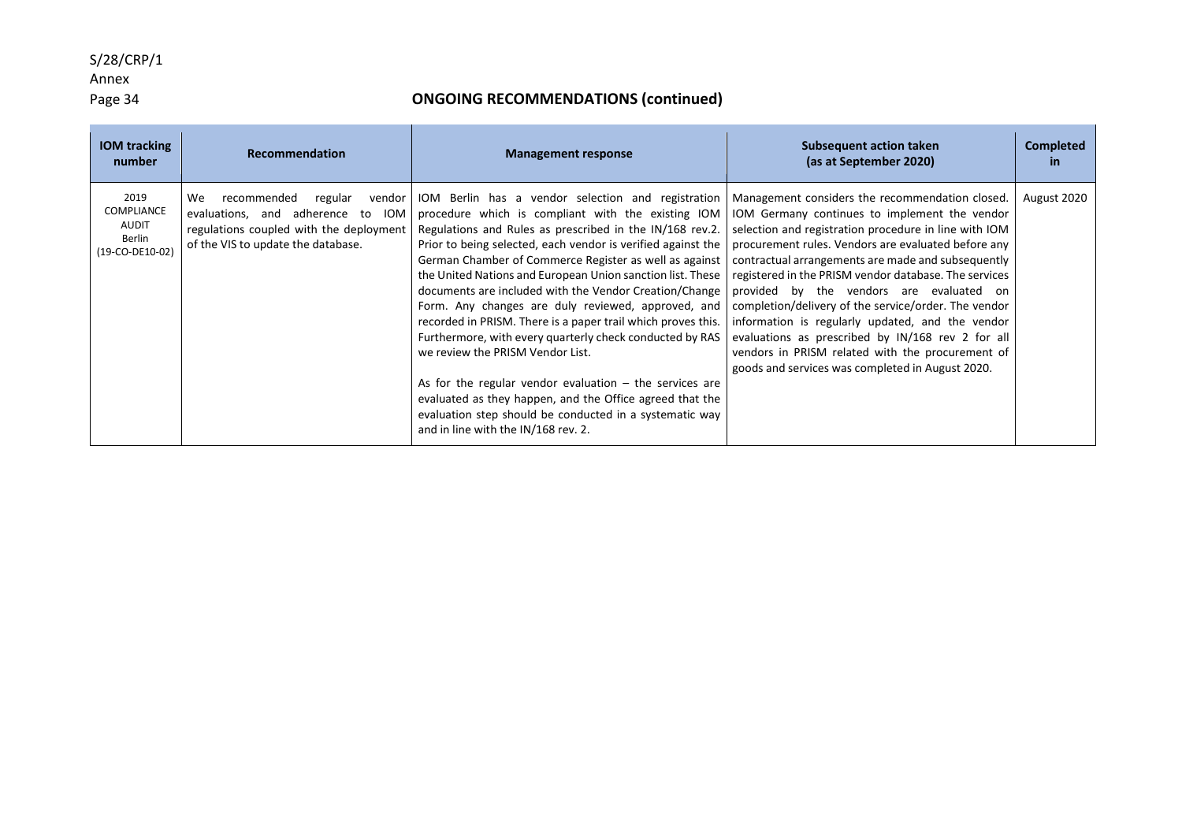## ONGOING RECOMMENDATIONS (continued)

| IOM tracking number | Recommendation | Management response | Subsequent action taken (as at September 2020) | Completed in |
|---|---|---|---|---|
| 2019 COMPLIANCE AUDIT Berlin (19-CO-DE10-02) | We recommended regular vendor evaluations, and adherence to IOM regulations coupled with the deployment of the VIS to update the database. | IOM Berlin has a vendor selection and registration procedure which is compliant with the existing IOM Regulations and Rules as prescribed in the IN/168 rev.2. Prior to being selected, each vendor is verified against the German Chamber of Commerce Register as well as against the United Nations and European Union sanction list. These documents are included with the Vendor Creation/Change Form. Any changes are duly reviewed, approved, and recorded in PRISM. There is a paper trail which proves this. Furthermore, with every quarterly check conducted by RAS we review the PRISM Vendor List.<br><br>As for the regular vendor evaluation – the services are evaluated as they happen, and the Office agreed that the evaluation step should be conducted in a systematic way and in line with the IN/168 rev. 2. | Management considers the recommendation closed. IOM Germany continues to implement the vendor selection and registration procedure in line with IOM procurement rules. Vendors are evaluated before any contractual arrangements are made and subsequently registered in the PRISM vendor database. The services provided by the vendors are evaluated on completion/delivery of the service/order. The vendor information is regularly updated, and the vendor evaluations as prescribed by IN/168 rev 2 for all vendors in PRISM related with the procurement of goods and services was completed in August 2020. | August 2020 |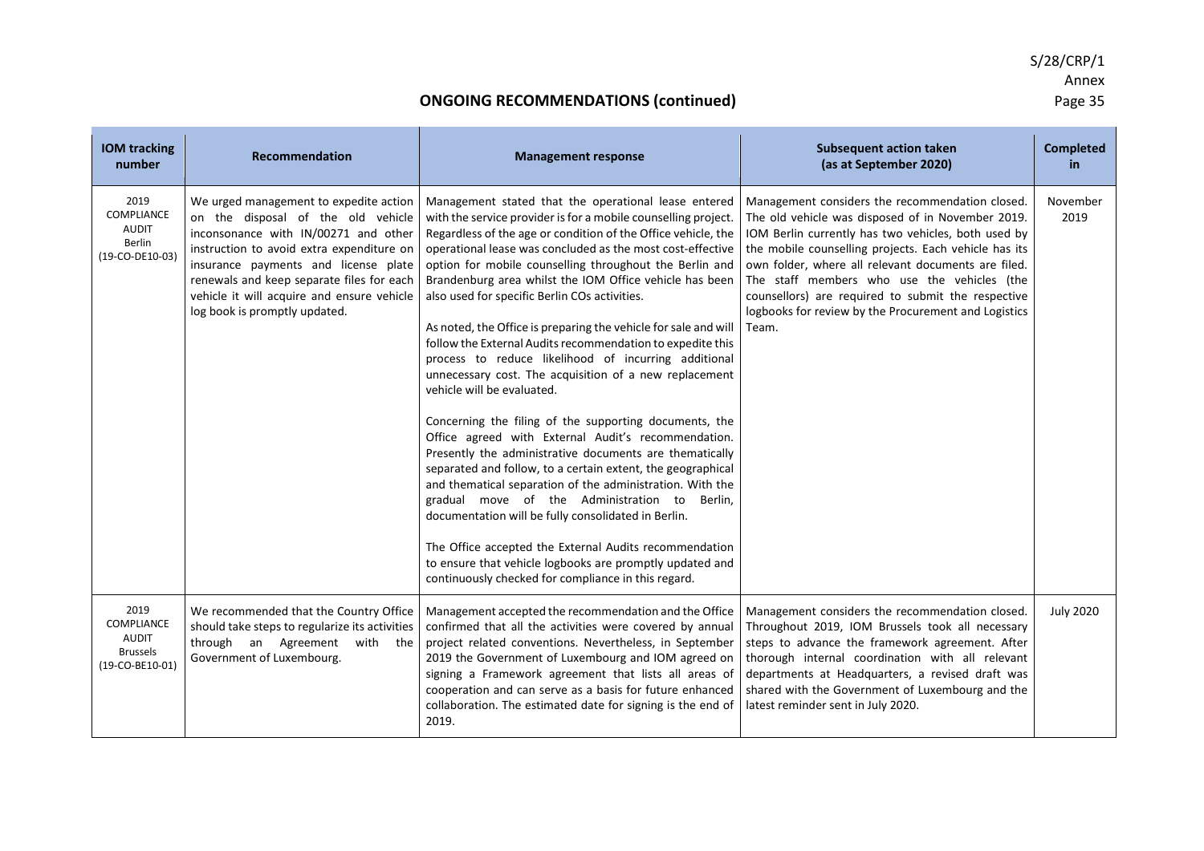## ONGOING RECOMMENDATIONS (continued)

| IOM tracking number | Recommendation | Management response | Subsequent action taken (as at September 2020) | Completed in |
|---|---|---|---|---|
| 2019 COMPLIANCE AUDIT Berlin (19-CO-DE10-03) | We urged management to expedite action on the disposal of the old vehicle inconsonance with IN/00271 and other instruction to avoid extra expenditure on insurance payments and license plate renewals and keep separate files for each vehicle it will acquire and ensure vehicle log book is promptly updated. | Management stated that the operational lease entered with the service provider is for a mobile counselling project. Regardless of the age or condition of the Office vehicle, the operational lease was concluded as the most cost-effective option for mobile counselling throughout the Berlin and Brandenburg area whilst the IOM Office vehicle has been also used for specific Berlin COs activities.<br><br>As noted, the Office is preparing the vehicle for sale and will follow the External Audits recommendation to expedite this process to reduce likelihood of incurring additional unnecessary cost. The acquisition of a new replacement vehicle will be evaluated.<br><br>Concerning the filing of the supporting documents, the Office agreed with External Audit's recommendation. Presently the administrative documents are thematically separated and follow, to a certain extent, the geographical and thematical separation of the administration. With the gradual move of the Administration to Berlin, documentation will be fully consolidated in Berlin.<br><br>The Office accepted the External Audits recommendation to ensure that vehicle logbooks are promptly updated and continuously checked for compliance in this regard. | Management considers the recommendation closed. The old vehicle was disposed of in November 2019. IOM Berlin currently has two vehicles, both used by the mobile counselling projects. Each vehicle has its own folder, where all relevant documents are filed. The staff members who use the vehicles (the counsellors) are required to submit the respective logbooks for review by the Procurement and Logistics Team. | November 2019 |
| 2019 COMPLIANCE AUDIT Brussels (19-CO-BE10-01) | We recommended that the Country Office should take steps to regularize its activities through an Agreement with the Government of Luxembourg. | Management accepted the recommendation and the Office confirmed that all the activities were covered by annual project related conventions. Nevertheless, in September 2019 the Government of Luxembourg and IOM agreed on signing a Framework agreement that lists all areas of cooperation and can serve as a basis for future enhanced collaboration. The estimated date for signing is the end of 2019. | Management considers the recommendation closed. Throughout 2019, IOM Brussels took all necessary steps to advance the framework agreement. After thorough internal coordination with all relevant departments at Headquarters, a revised draft was shared with the Government of Luxembourg and the latest reminder sent in July 2020. | July 2020 |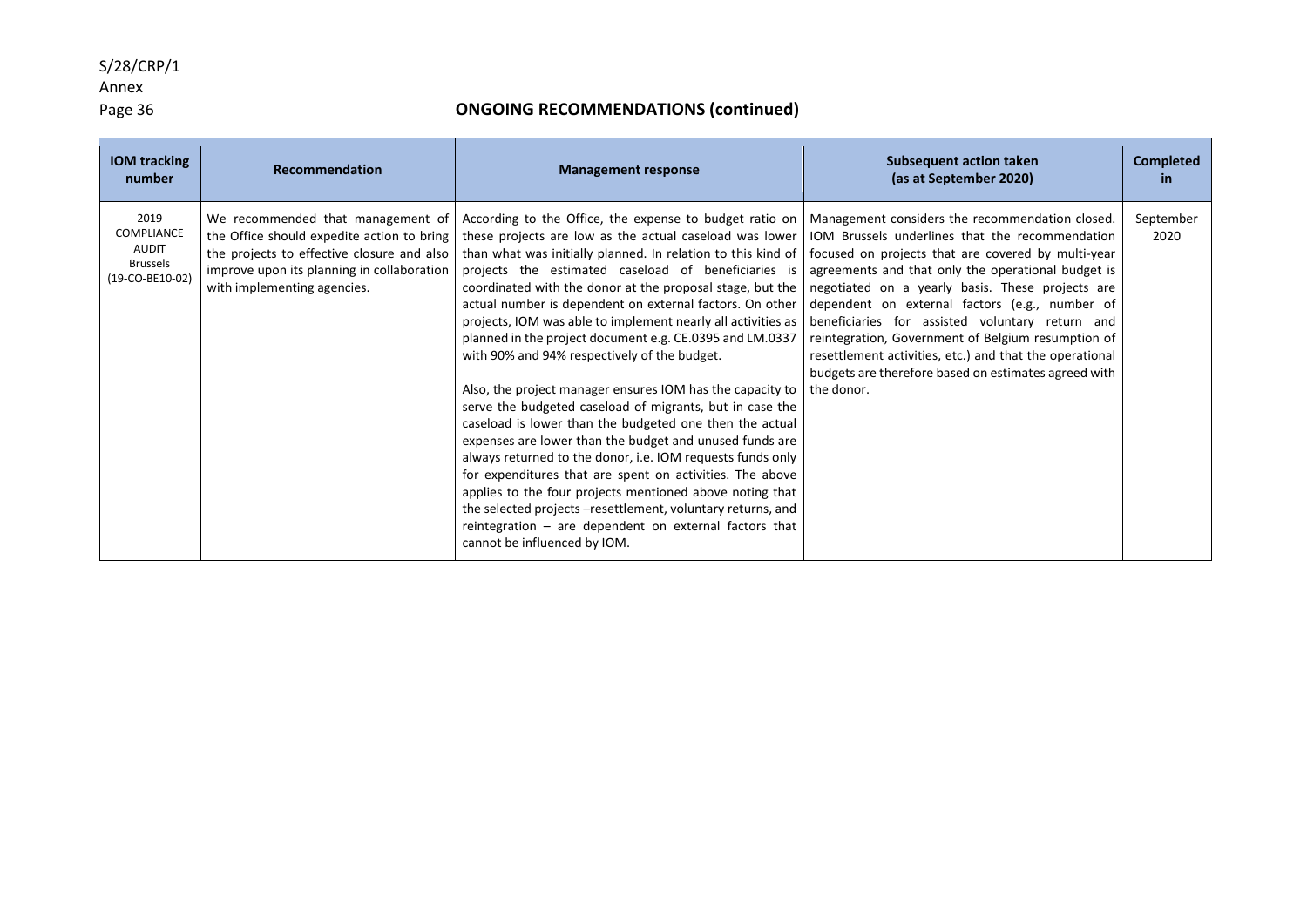## ONGOING RECOMMENDATIONS (continued)

| IOM tracking number | Recommendation | Management response | Subsequent action taken (as at September 2020) | Completed in |
|---|---|---|---|---|
| 2019 COMPLIANCE AUDIT Brussels (19-CO-BE10-02) | We recommended that management of the Office should expedite action to bring the projects to effective closure and also improve upon its planning in collaboration with implementing agencies. | According to the Office, the expense to budget ratio on these projects are low as the actual caseload was lower than what was initially planned. In relation to this kind of projects the estimated caseload of beneficiaries is coordinated with the donor at the proposal stage, but the actual number is dependent on external factors. On other projects, IOM was able to implement nearly all activities as planned in the project document e.g. CE.0395 and LM.0337 with 90% and 94% respectively of the budget.<br><br>Also, the project manager ensures IOM has the capacity to serve the budgeted caseload of migrants, but in case the caseload is lower than the budgeted one then the actual expenses are lower than the budget and unused funds are always returned to the donor, i.e. IOM requests funds only for expenditures that are spent on activities. The above applies to the four projects mentioned above noting that the selected projects –resettlement, voluntary returns, and reintegration – are dependent on external factors that cannot be influenced by IOM. | Management considers the recommendation closed. IOM Brussels underlines that the recommendation focused on projects that are covered by multi-year agreements and that only the operational budget is negotiated on a yearly basis. These projects are dependent on external factors (e.g., number of beneficiaries for assisted voluntary return and reintegration, Government of Belgium resumption of resettlement activities, etc.) and that the operational budgets are therefore based on estimates agreed with the donor. | September 2020 |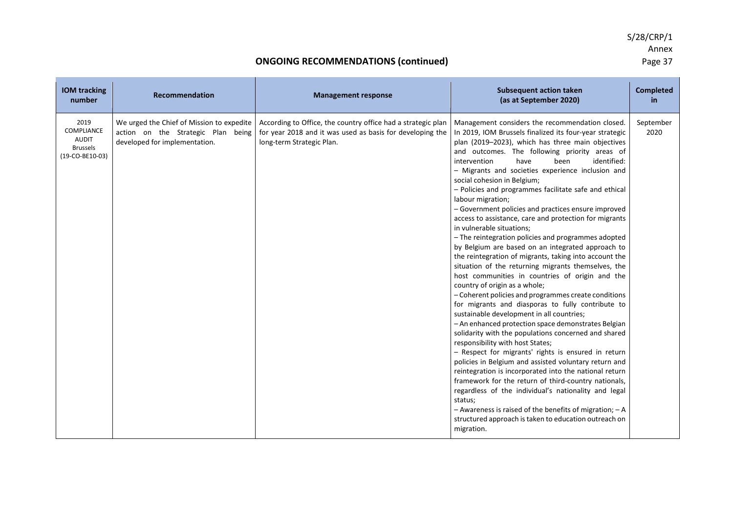## ONGOING RECOMMENDATIONS (continued)

| IOM tracking number | Recommendation | Management response | Subsequent action taken (as at September 2020) | Completed in |
|---|---|---|---|---|
| 2019 COMPLIANCE AUDIT Brussels (19-CO-BE10-03) | We urged the Chief of Mission to expedite action on the Strategic Plan being developed for implementation. | According to Office, the country office had a strategic plan for year 2018 and it was used as basis for developing the long-term Strategic Plan. | Management considers the recommendation closed. In 2019, IOM Brussels finalized its four-year strategic plan (2019–2023), which has three main objectives and outcomes. The following priority areas of intervention have been identified:<br>– Migrants and societies experience inclusion and social cohesion in Belgium;<br>– Policies and programmes facilitate safe and ethical labour migration;<br>– Government policies and practices ensure improved access to assistance, care and protection for migrants in vulnerable situations;<br>– The reintegration policies and programmes adopted by Belgium are based on an integrated approach to the reintegration of migrants, taking into account the situation of the returning migrants themselves, the host communities in countries of origin and the country of origin as a whole;<br>– Coherent policies and programmes create conditions for migrants and diasporas to fully contribute to sustainable development in all countries;<br>– An enhanced protection space demonstrates Belgian solidarity with the populations concerned and shared responsibility with host States;<br>– Respect for migrants' rights is ensured in return policies in Belgium and assisted voluntary return and reintegration is incorporated into the national return framework for the return of third-country nationals, regardless of the individual's nationality and legal status;<br>– Awareness is raised of the benefits of migration; – A structured approach is taken to education outreach on migration. | September 2020 |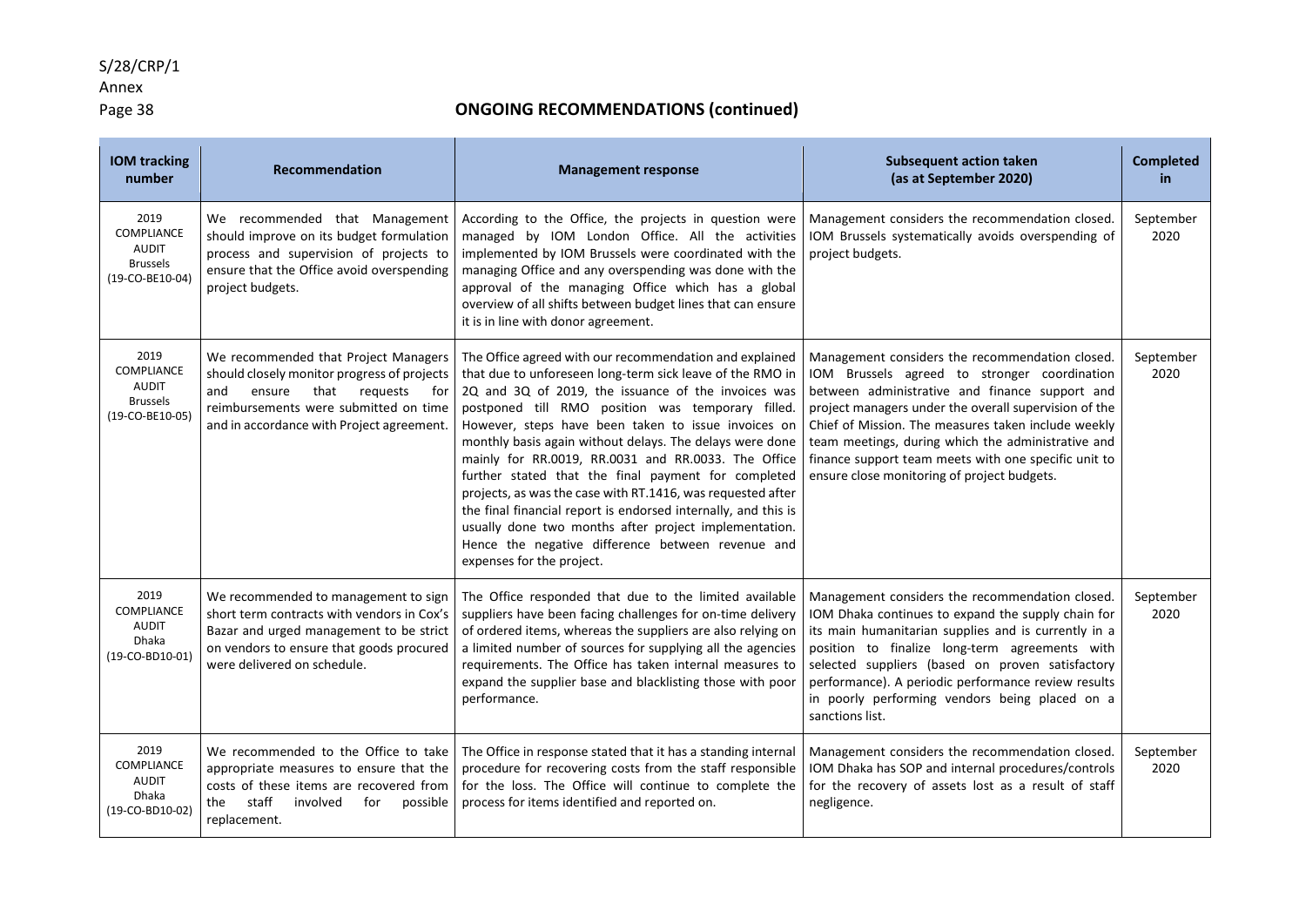## ONGOING RECOMMENDATIONS (continued)

| IOM tracking number | Recommendation | Management response | Subsequent action taken (as at September 2020) | Completed in |
|---|---|---|---|---|
| 2019 COMPLIANCE AUDIT Brussels (19-CO-BE10-04) | We recommended that Management should improve on its budget formulation process and supervision of projects to ensure that the Office avoid overspending project budgets. | According to the Office, the projects in question were managed by IOM London Office. All the activities implemented by IOM Brussels were coordinated with the managing Office and any overspending was done with the approval of the managing Office which has a global overview of all shifts between budget lines that can ensure it is in line with donor agreement. | Management considers the recommendation closed. IOM Brussels systematically avoids overspending of project budgets. | September 2020 |
| 2019 COMPLIANCE AUDIT Brussels (19-CO-BE10-05) | We recommended that Project Managers should closely monitor progress of projects and ensure that requests for reimbursements were submitted on time and in accordance with Project agreement. | The Office agreed with our recommendation and explained that due to unforeseen long-term sick leave of the RMO in 2Q and 3Q of 2019, the issuance of the invoices was postponed till RMO position was temporary filled. However, steps have been taken to issue invoices on monthly basis again without delays. The delays were done mainly for RR.0019, RR.0031 and RR.0033. The Office further stated that the final payment for completed projects, as was the case with RT.1416, was requested after the final financial report is endorsed internally, and this is usually done two months after project implementation. Hence the negative difference between revenue and expenses for the project. | Management considers the recommendation closed. IOM Brussels agreed to stronger coordination between administrative and finance support and project managers under the overall supervision of the Chief of Mission. The measures taken include weekly team meetings, during which the administrative and finance support team meets with one specific unit to ensure close monitoring of project budgets. | September 2020 |
| 2019 COMPLIANCE AUDIT Dhaka (19-CO-BD10-01) | We recommended to management to sign short term contracts with vendors in Cox's Bazar and urged management to be strict on vendors to ensure that goods procured were delivered on schedule. | The Office responded that due to the limited available suppliers have been facing challenges for on-time delivery of ordered items, whereas the suppliers are also relying on a limited number of sources for supplying all the agencies requirements. The Office has taken internal measures to expand the supplier base and blacklisting those with poor performance. | Management considers the recommendation closed. IOM Dhaka continues to expand the supply chain for its main humanitarian supplies and is currently in a position to finalize long-term agreements with selected suppliers (based on proven satisfactory performance). A periodic performance review results in poorly performing vendors being placed on a sanctions list. | September 2020 |
| 2019 COMPLIANCE AUDIT Dhaka (19-CO-BD10-02) | We recommended to the Office to take appropriate measures to ensure that the costs of these items are recovered from the staff involved for possible replacement. | The Office in response stated that it has a standing internal procedure for recovering costs from the staff responsible for the loss. The Office will continue to complete the process for items identified and reported on. | Management considers the recommendation closed. IOM Dhaka has SOP and internal procedures/controls for the recovery of assets lost as a result of staff negligence. | September 2020 |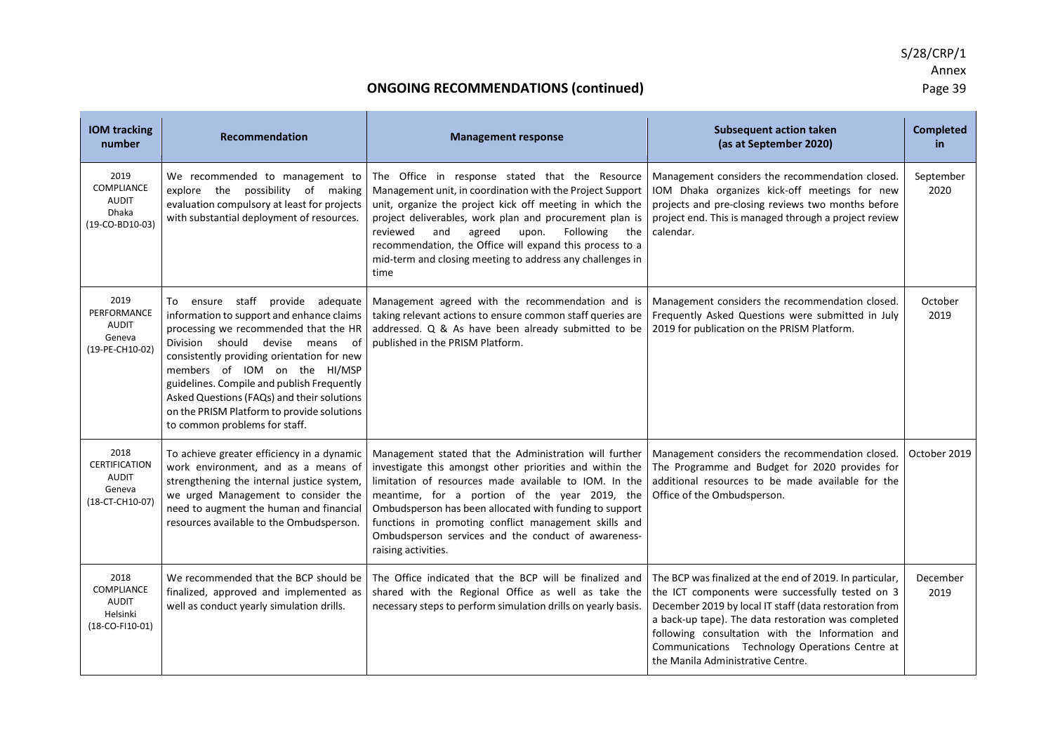## ONGOING RECOMMENDATIONS (continued)

| IOM tracking number | Recommendation | Management response | Subsequent action taken (as at September 2020) | Completed in |
|---|---|---|---|---|
| 2019 COMPLIANCE AUDIT Dhaka (19-CO-BD10-03) | We recommended to management to explore the possibility of making evaluation compulsory at least for projects with substantial deployment of resources. | The Office in response stated that the Resource Management unit, in coordination with the Project Support unit, organize the project kick off meeting in which the project deliverables, work plan and procurement plan is reviewed and agreed upon. Following the recommendation, the Office will expand this process to a mid-term and closing meeting to address any challenges in time | Management considers the recommendation closed. IOM Dhaka organizes kick-off meetings for new projects and pre-closing reviews two months before project end. This is managed through a project review calendar. | September 2020 |
| 2019 PERFORMANCE AUDIT Geneva (19-PE-CH10-02) | To ensure staff provide adequate information to support and enhance claims processing we recommended that the HR Division should devise means of consistently providing orientation for new members of IOM on the HI/MSP guidelines. Compile and publish Frequently Asked Questions (FAQs) and their solutions on the PRISM Platform to provide solutions to common problems for staff. | Management agreed with the recommendation and is taking relevant actions to ensure common staff queries are addressed. Q & As have been already submitted to be published in the PRISM Platform. | Management considers the recommendation closed. Frequently Asked Questions were submitted in July 2019 for publication on the PRISM Platform. | October 2019 |
| 2018 CERTIFICATION AUDIT Geneva (18-CT-CH10-07) | To achieve greater efficiency in a dynamic work environment, and as a means of strengthening the internal justice system, we urged Management to consider the need to augment the human and financial resources available to the Ombudsperson. | Management stated that the Administration will further investigate this amongst other priorities and within the limitation of resources made available to IOM. In the meantime, for a portion of the year 2019, the Ombudsperson has been allocated with funding to support functions in promoting conflict management skills and Ombudsperson services and the conduct of awareness-raising activities. | Management considers the recommendation closed. The Programme and Budget for 2020 provides for additional resources to be made available for the Office of the Ombudsperson. | October 2019 |
| 2018 COMPLIANCE AUDIT Helsinki (18-CO-FI10-01) | We recommended that the BCP should be finalized, approved and implemented as well as conduct yearly simulation drills. | The Office indicated that the BCP will be finalized and shared with the Regional Office as well as take the necessary steps to perform simulation drills on yearly basis. | The BCP was finalized at the end of 2019. In particular, the ICT components were successfully tested on 3 December 2019 by local IT staff (data restoration from a back-up tape). The data restoration was completed following consultation with the Information and Communications Technology Operations Centre at the Manila Administrative Centre. | December 2019 |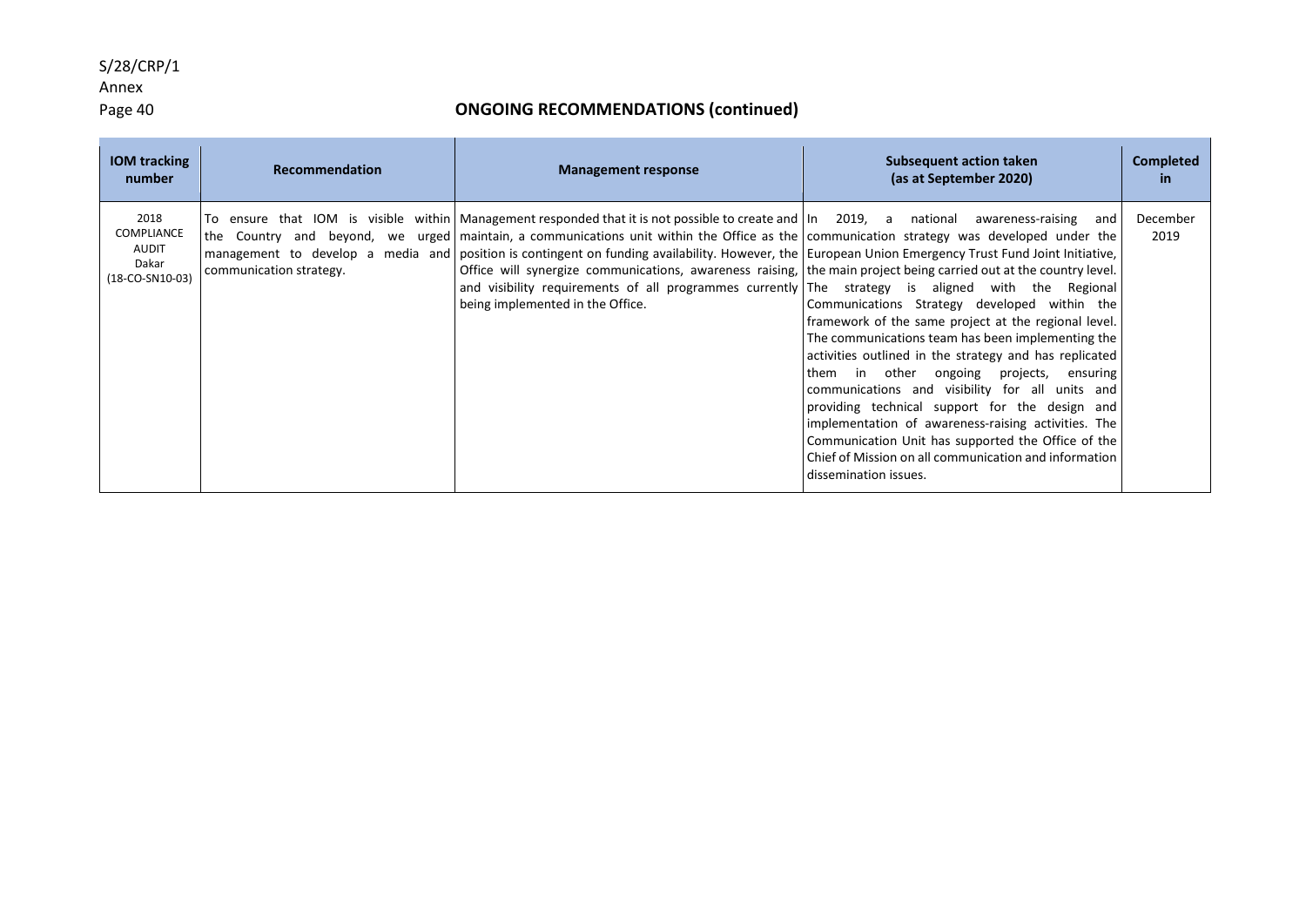## ONGOING RECOMMENDATIONS (continued)

| IOM tracking number | Recommendation | Management response | Subsequent action taken (as at September 2020) | Completed in |
|---|---|---|---|---|
| 2018 COMPLIANCE AUDIT Dakar (18-CO-SN10-03) | To ensure that IOM is visible within the Country and beyond, we urged management to develop a media and communication strategy. | Management responded that it is not possible to create and maintain, a communications unit within the Office as the position is contingent on funding availability. However, the Office will synergize communications, awareness raising, and visibility requirements of all programmes currently being implemented in the Office. | In 2019, a national awareness-raising and communication strategy was developed under the European Union Emergency Trust Fund Joint Initiative, the main project being carried out at the country level. The strategy is aligned with the Regional Communications Strategy developed within the framework of the same project at the regional level. The communications team has been implementing the activities outlined in the strategy and has replicated them in other ongoing projects, ensuring communications and visibility for all units and providing technical support for the design and implementation of awareness-raising activities. The Communication Unit has supported the Office of the Chief of Mission on all communication and information dissemination issues. | December 2019 |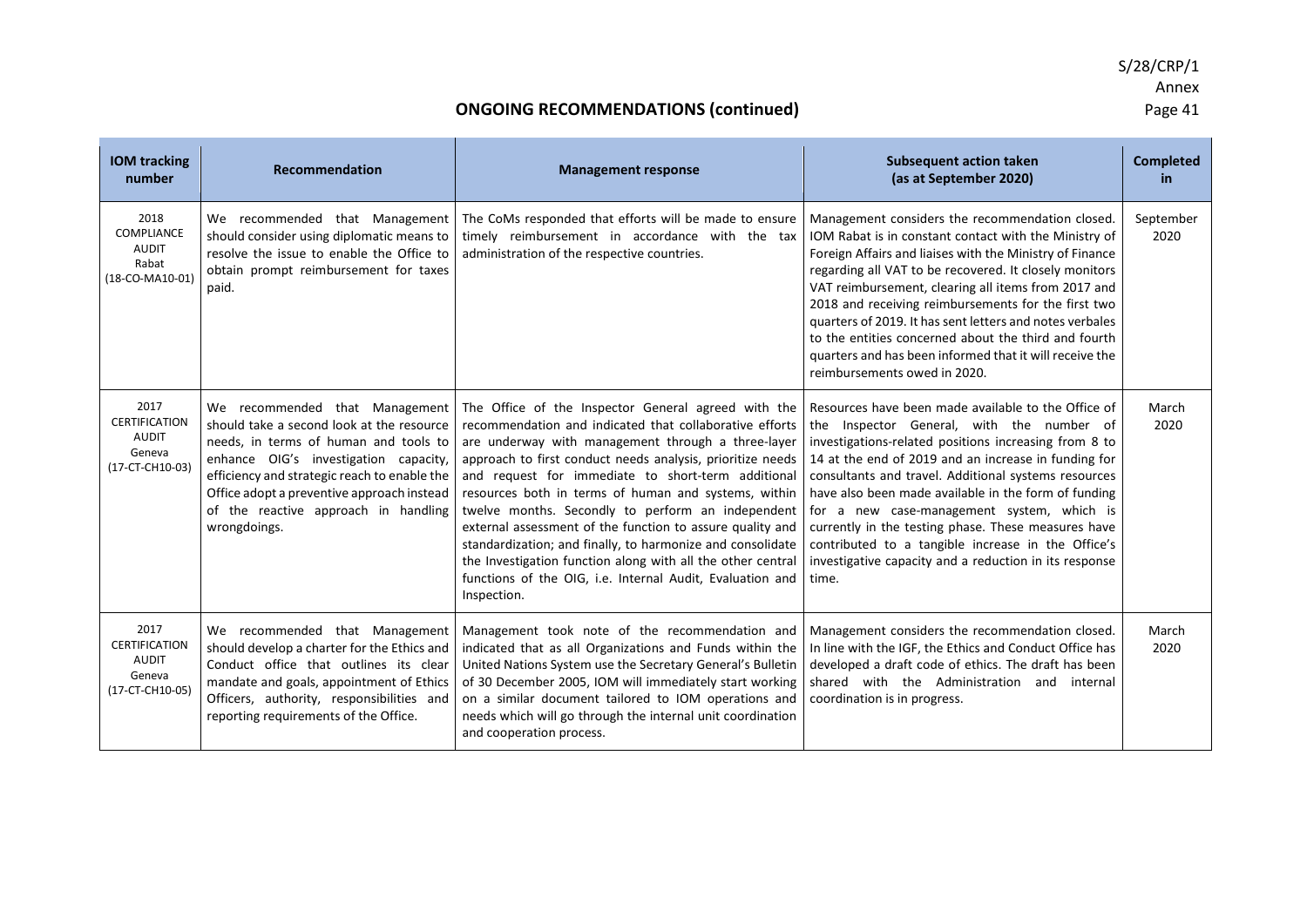## ONGOING RECOMMENDATIONS (continued)

| IOM tracking number | Recommendation | Management response | Subsequent action taken (as at September 2020) | Completed in |
|---|---|---|---|---|
| 2018 COMPLIANCE AUDIT Rabat (18-CO-MA10-01) | We recommended that Management should consider using diplomatic means to resolve the issue to enable the Office to obtain prompt reimbursement for taxes paid. | The CoMs responded that efforts will be made to ensure timely reimbursement in accordance with the tax administration of the respective countries. | Management considers the recommendation closed. IOM Rabat is in constant contact with the Ministry of Foreign Affairs and liaises with the Ministry of Finance regarding all VAT to be recovered. It closely monitors VAT reimbursement, clearing all items from 2017 and 2018 and receiving reimbursements for the first two quarters of 2019. It has sent letters and notes verbales to the entities concerned about the third and fourth quarters and has been informed that it will receive the reimbursements owed in 2020. | September 2020 |
| 2017 CERTIFICATION AUDIT Geneva (17-CT-CH10-03) | We recommended that Management should take a second look at the resource needs, in terms of human and tools to enhance OIG's investigation capacity, efficiency and strategic reach to enable the Office adopt a preventive approach instead of the reactive approach in handling wrongdoings. | The Office of the Inspector General agreed with the recommendation and indicated that collaborative efforts are underway with management through a three-layer approach to first conduct needs analysis, prioritize needs and request for immediate to short-term additional resources both in terms of human and systems, within twelve months. Secondly to perform an independent external assessment of the function to assure quality and standardization; and finally, to harmonize and consolidate the Investigation function along with all the other central functions of the OIG, i.e. Internal Audit, Evaluation and Inspection. | Resources have been made available to the Office of the Inspector General, with the number of investigations-related positions increasing from 8 to 14 at the end of 2019 and an increase in funding for consultants and travel. Additional systems resources have also been made available in the form of funding for a new case-management system, which is currently in the testing phase. These measures have contributed to a tangible increase in the Office's investigative capacity and a reduction in its response time. | March 2020 |
| 2017 CERTIFICATION AUDIT Geneva (17-CT-CH10-05) | We recommended that Management should develop a charter for the Ethics and Conduct office that outlines its clear mandate and goals, appointment of Ethics Officers, authority, responsibilities and reporting requirements of the Office. | Management took note of the recommendation and indicated that as all Organizations and Funds within the United Nations System use the Secretary General's Bulletin of 30 December 2005, IOM will immediately start working on a similar document tailored to IOM operations and needs which will go through the internal unit coordination and cooperation process. | Management considers the recommendation closed. In line with the IGF, the Ethics and Conduct Office has developed a draft code of ethics. The draft has been shared with the Administration and internal coordination is in progress. | March 2020 |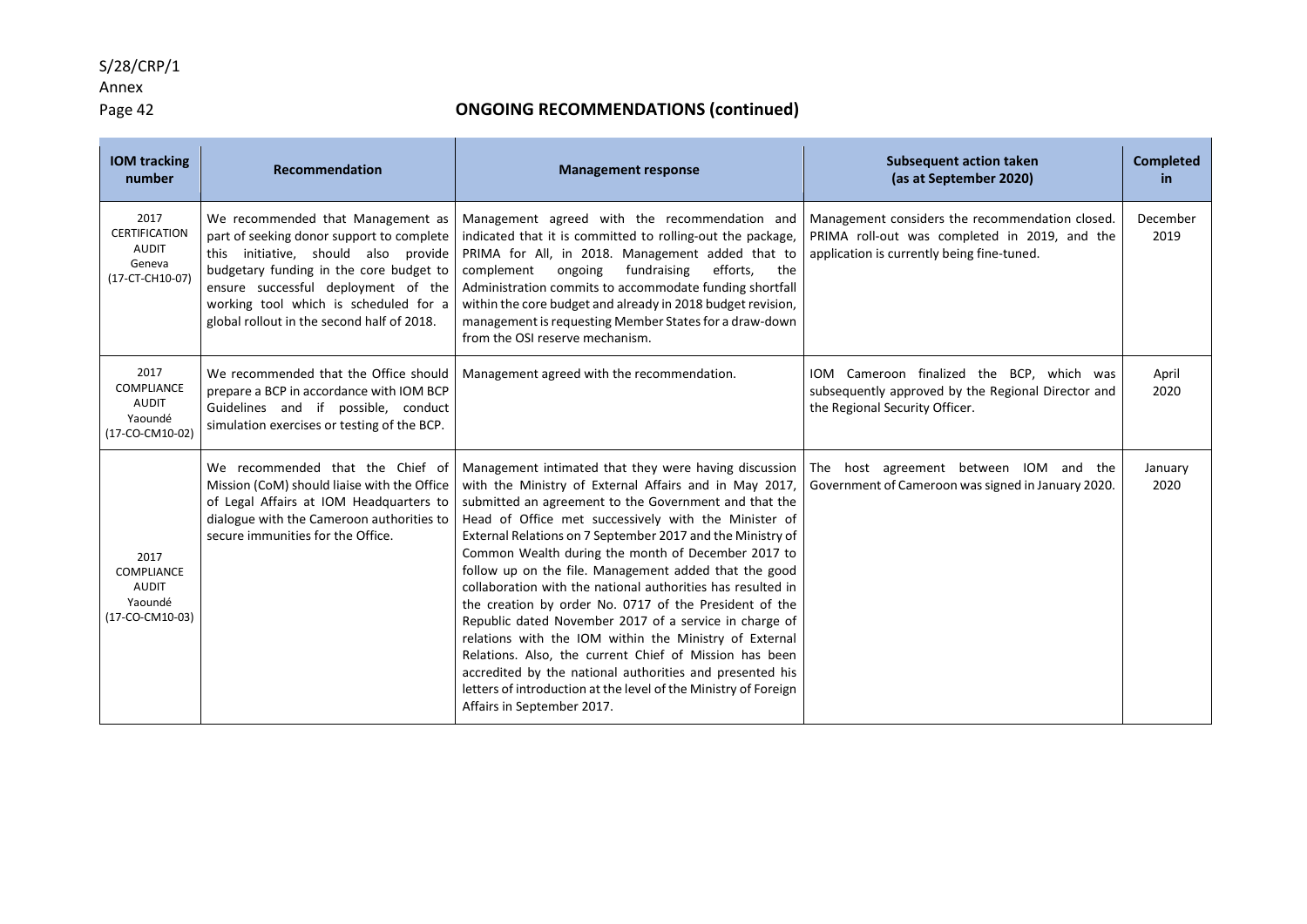## ONGOING RECOMMENDATIONS (continued)

| IOM tracking number | Recommendation | Management response | Subsequent action taken (as at September 2020) | Completed in |
|---|---|---|---|---|
| 2017 CERTIFICATION AUDIT Geneva (17-CT-CH10-07) | We recommended that Management as part of seeking donor support to complete this initiative, should also provide budgetary funding in the core budget to ensure successful deployment of the working tool which is scheduled for a global rollout in the second half of 2018. | Management agreed with the recommendation and indicated that it is committed to rolling-out the package, PRIMA for All, in 2018. Management added that to complement ongoing fundraising efforts, the Administration commits to accommodate funding shortfall within the core budget and already in 2018 budget revision, management is requesting Member States for a draw-down from the OSI reserve mechanism. | Management considers the recommendation closed. PRIMA roll-out was completed in 2019, and the application is currently being fine-tuned. | December 2019 |
| 2017 COMPLIANCE AUDIT Yaoundé (17-CO-CM10-02) | We recommended that the Office should prepare a BCP in accordance with IOM BCP Guidelines and if possible, conduct simulation exercises or testing of the BCP. | Management agreed with the recommendation. | IOM Cameroon finalized the BCP, which was subsequently approved by the Regional Director and the Regional Security Officer. | April 2020 |
| 2017 COMPLIANCE AUDIT Yaoundé (17-CO-CM10-03) | We recommended that the Chief of Mission (CoM) should liaise with the Office of Legal Affairs at IOM Headquarters to dialogue with the Cameroon authorities to secure immunities for the Office. | Management intimated that they were having discussion with the Ministry of External Affairs and in May 2017, submitted an agreement to the Government and that the Head of Office met successively with the Minister of External Relations on 7 September 2017 and the Ministry of Common Wealth during the month of December 2017 to follow up on the file. Management added that the good collaboration with the national authorities has resulted in the creation by order No. 0717 of the President of the Republic dated November 2017 of a service in charge of relations with the IOM within the Ministry of External Relations. Also, the current Chief of Mission has been accredited by the national authorities and presented his letters of introduction at the level of the Ministry of Foreign Affairs in September 2017. | The host agreement between IOM and the Government of Cameroon was signed in January 2020. | January 2020 |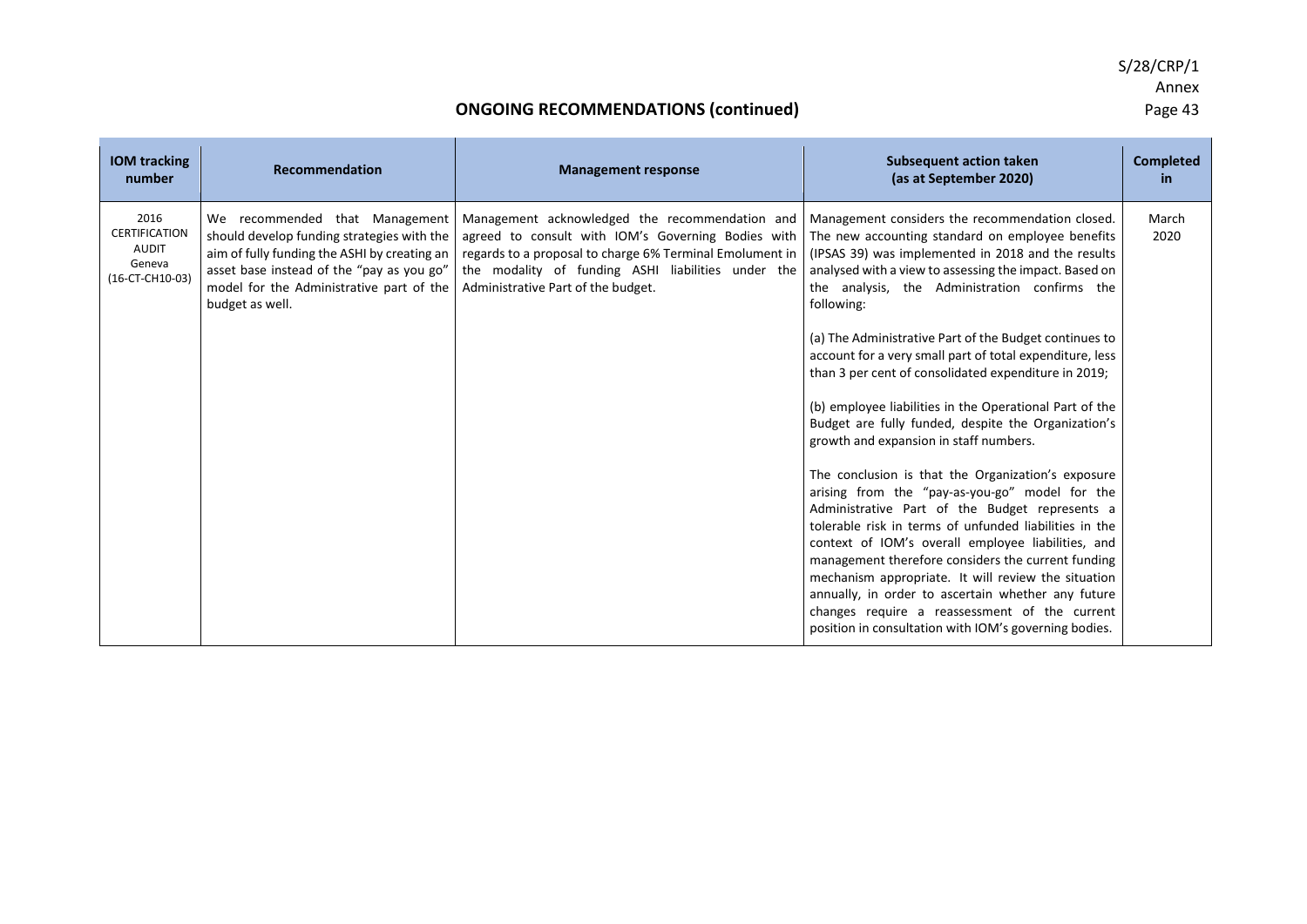## ONGOING RECOMMENDATIONS (continued)

| IOM tracking number | Recommendation | Management response | Subsequent action taken (as at September 2020) | Completed in |
|---|---|---|---|---|
| 2016 CERTIFICATION AUDIT Geneva (16-CT-CH10-03) | We recommended that Management should develop funding strategies with the aim of fully funding the ASHI by creating an asset base instead of the "pay as you go" model for the Administrative part of the budget as well. | Management acknowledged the recommendation and agreed to consult with IOM's Governing Bodies with regards to a proposal to charge 6% Terminal Emolument in the modality of funding ASHI liabilities under the Administrative Part of the budget. | Management considers the recommendation closed. The new accounting standard on employee benefits (IPSAS 39) was implemented in 2018 and the results analysed with a view to assessing the impact. Based on the analysis, the Administration confirms the following:<br><br>(a) The Administrative Part of the Budget continues to account for a very small part of total expenditure, less than 3 per cent of consolidated expenditure in 2019;<br><br>(b) employee liabilities in the Operational Part of the Budget are fully funded, despite the Organization's growth and expansion in staff numbers.<br><br>The conclusion is that the Organization's exposure arising from the "pay-as-you-go" model for the Administrative Part of the Budget represents a tolerable risk in terms of unfunded liabilities in the context of IOM's overall employee liabilities, and management therefore considers the current funding mechanism appropriate. It will review the situation annually, in order to ascertain whether any future changes require a reassessment of the current position in consultation with IOM's governing bodies. | March 2020 |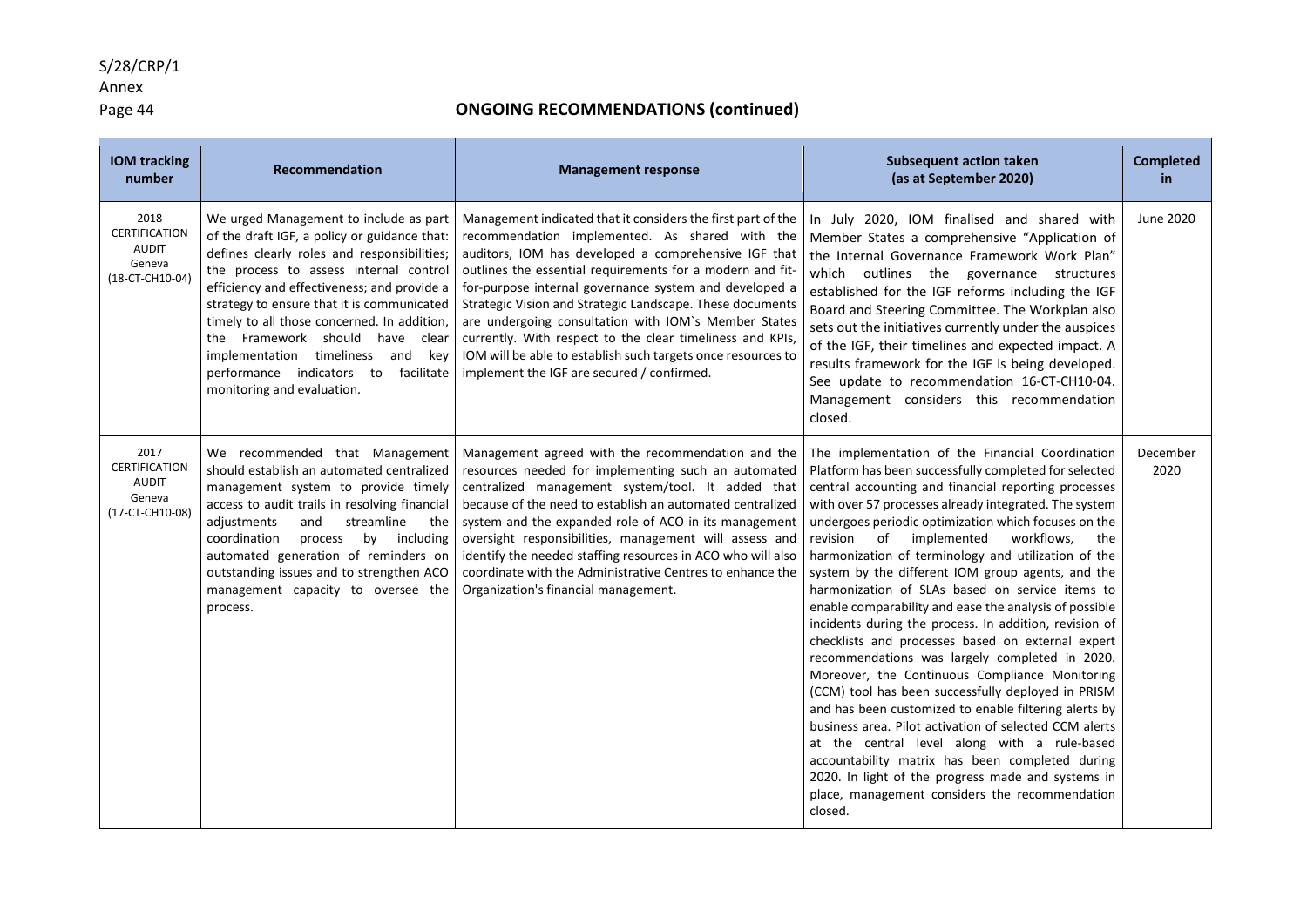## ONGOING RECOMMENDATIONS (continued)

| IOM tracking number | Recommendation | Management response | Subsequent action taken (as at September 2020) | Completed in |
|---|---|---|---|---|
| 2018 CERTIFICATION AUDIT Geneva (18-CT-CH10-04) | We urged Management to include as part of the draft IGF, a policy or guidance that: defines clearly roles and responsibilities; the process to assess internal control efficiency and effectiveness; and provide a strategy to ensure that it is communicated timely to all those concerned. In addition, the Framework should have clear implementation timeliness and key performance indicators to facilitate monitoring and evaluation. | Management indicated that it considers the first part of the recommendation implemented. As shared with the auditors, IOM has developed a comprehensive IGF that outlines the essential requirements for a modern and fit-for-purpose internal governance system and developed a Strategic Vision and Strategic Landscape. These documents are undergoing consultation with IOM`s Member States currently. With respect to the clear timeliness and KPIs, IOM will be able to establish such targets once resources to implement the IGF are secured / confirmed. | In July 2020, IOM finalised and shared with Member States a comprehensive "Application of the Internal Governance Framework Work Plan" which outlines the governance structures established for the IGF reforms including the IGF Board and Steering Committee. The Workplan also sets out the initiatives currently under the auspices of the IGF, their timelines and expected impact. A results framework for the IGF is being developed. See update to recommendation 16-CT-CH10-04. Management considers this recommendation closed. | June 2020 |
| 2017 CERTIFICATION AUDIT Geneva (17-CT-CH10-08) | We recommended that Management should establish an automated centralized management system to provide timely access to audit trails in resolving financial adjustments and streamline the coordination process by including automated generation of reminders on outstanding issues and to strengthen ACO management capacity to oversee the process. | Management agreed with the recommendation and the resources needed for implementing such an automated centralized management system/tool. It added that because of the need to establish an automated centralized system and the expanded role of ACO in its management oversight responsibilities, management will assess and identify the needed staffing resources in ACO who will also coordinate with the Administrative Centres to enhance the Organization's financial management. | The implementation of the Financial Coordination Platform has been successfully completed for selected central accounting and financial reporting processes with over 57 processes already integrated. The system undergoes periodic optimization which focuses on the revision of implemented workflows, the harmonization of terminology and utilization of the system by the different IOM group agents, and the harmonization of SLAs based on service items to enable comparability and ease the analysis of possible incidents during the process. In addition, revision of checklists and processes based on external expert recommendations was largely completed in 2020. Moreover, the Continuous Compliance Monitoring (CCM) tool has been successfully deployed in PRISM and has been customized to enable filtering alerts by business area. Pilot activation of selected CCM alerts at the central level along with a rule-based accountability matrix has been completed during 2020. In light of the progress made and systems in place, management considers the recommendation closed. | December 2020 |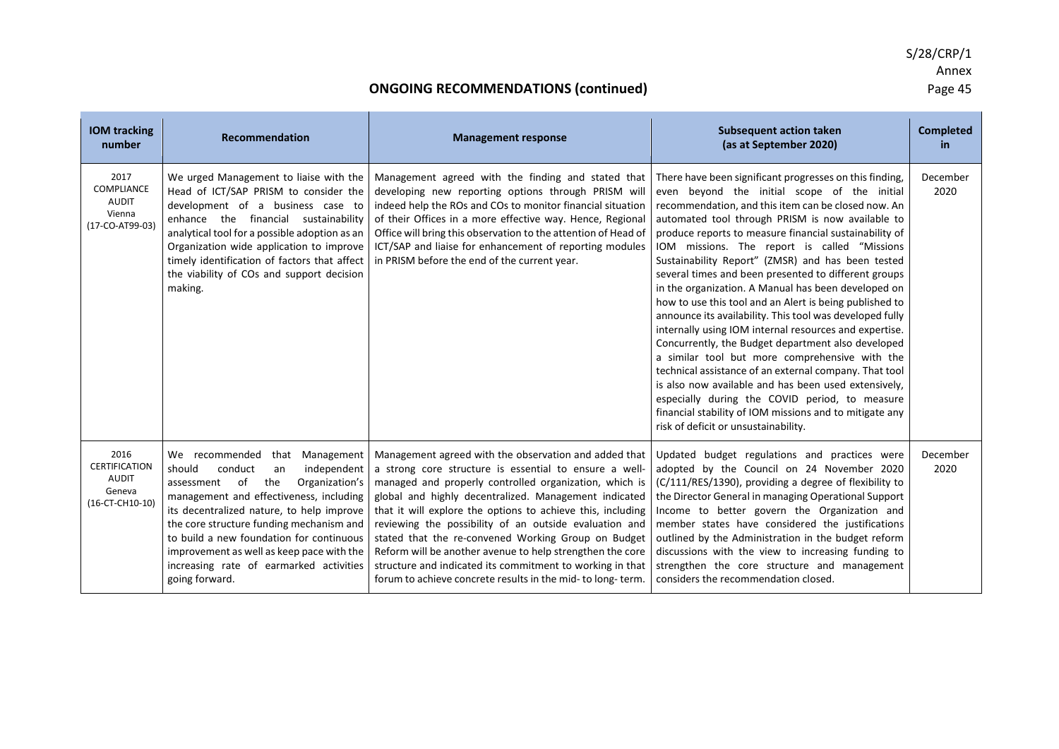## ONGOING RECOMMENDATIONS (continued)

| IOM tracking number | Recommendation | Management response | Subsequent action taken (as at September 2020) | Completed in |
|---|---|---|---|---|
| 2017 COMPLIANCE AUDIT Vienna (17-CO-AT99-03) | We urged Management to liaise with the Head of ICT/SAP PRISM to consider the development of a business case to enhance the financial sustainability analytical tool for a possible adoption as an Organization wide application to improve timely identification of factors that affect the viability of COs and support decision making. | Management agreed with the finding and stated that developing new reporting options through PRISM will indeed help the ROs and COs to monitor financial situation of their Offices in a more effective way. Hence, Regional Office will bring this observation to the attention of Head of ICT/SAP and liaise for enhancement of reporting modules in PRISM before the end of the current year. | There have been significant progresses on this finding, even beyond the initial scope of the initial recommendation, and this item can be closed now. An automated tool through PRISM is now available to produce reports to measure financial sustainability of IOM missions. The report is called "Missions Sustainability Report" (ZMSR) and has been tested several times and been presented to different groups in the organization. A Manual has been developed on how to use this tool and an Alert is being published to announce its availability. This tool was developed fully internally using IOM internal resources and expertise. Concurrently, the Budget department also developed a similar tool but more comprehensive with the technical assistance of an external company. That tool is also now available and has been used extensively, especially during the COVID period, to measure financial stability of IOM missions and to mitigate any risk of deficit or unsustainability. | December 2020 |
| 2016 CERTIFICATION AUDIT Geneva (16-CT-CH10-10) | We recommended that Management should conduct an independent assessment of the Organization's management and effectiveness, including its decentralized nature, to help improve the core structure funding mechanism and to build a new foundation for continuous improvement as well as keep pace with the increasing rate of earmarked activities going forward. | Management agreed with the observation and added that a strong core structure is essential to ensure a well-managed and properly controlled organization, which is global and highly decentralized. Management indicated that it will explore the options to achieve this, including reviewing the possibility of an outside evaluation and stated that the re-convened Working Group on Budget Reform will be another avenue to help strengthen the core structure and indicated its commitment to working in that forum to achieve concrete results in the mid- to long- term. | Updated budget regulations and practices were adopted by the Council on 24 November 2020 (C/111/RES/1390), providing a degree of flexibility to the Director General in managing Operational Support Income to better govern the Organization and member states have considered the justifications outlined by the Administration in the budget reform discussions with the view to increasing funding to strengthen the core structure and management considers the recommendation closed. | December 2020 |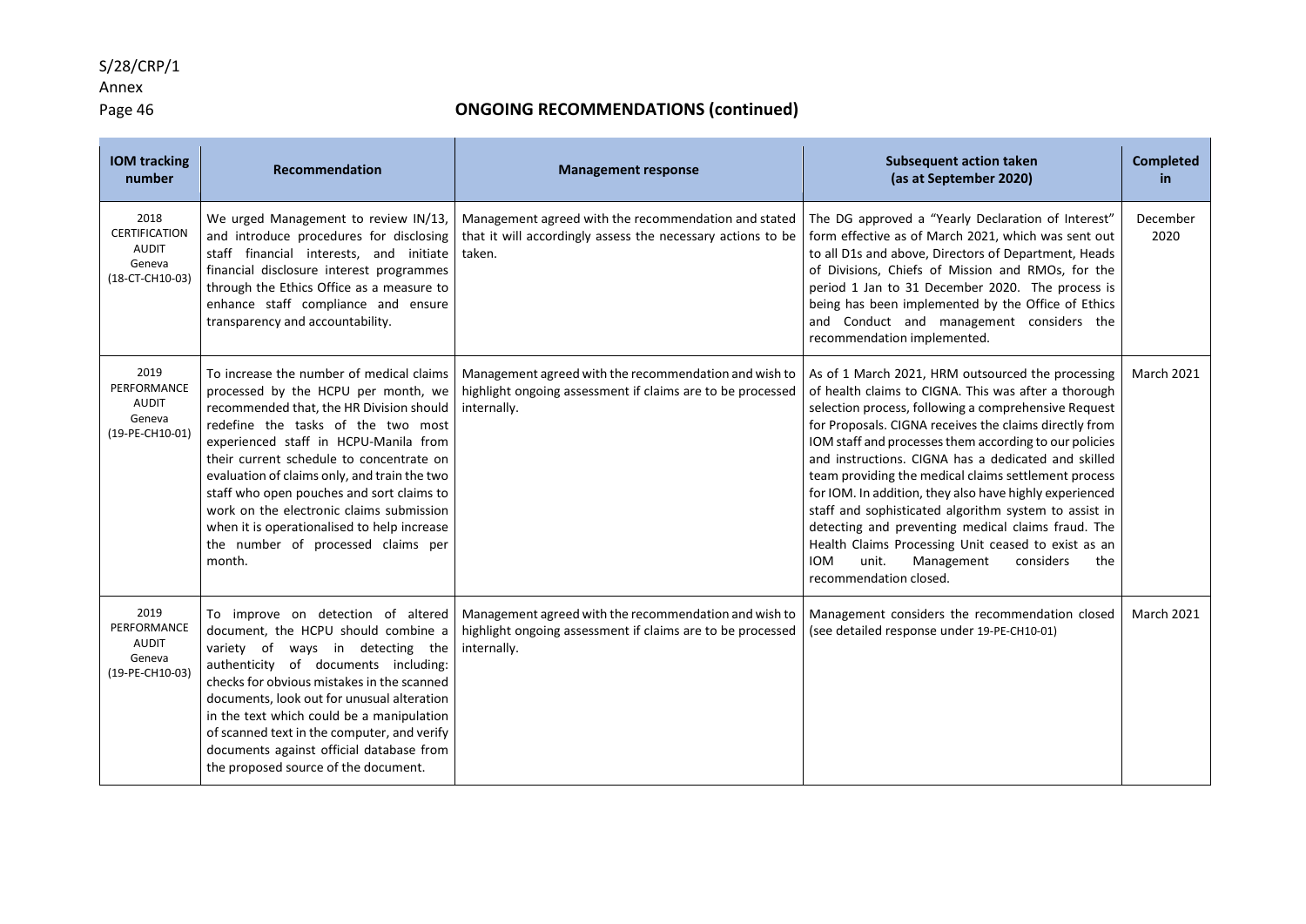## ONGOING RECOMMENDATIONS (continued)

| IOM tracking number | Recommendation | Management response | Subsequent action taken (as at September 2020) | Completed in |
|---|---|---|---|---|
| 2018 CERTIFICATION AUDIT Geneva (18-CT-CH10-03) | We urged Management to review IN/13, and introduce procedures for disclosing staff financial interests, and initiate financial disclosure interest programmes through the Ethics Office as a measure to enhance staff compliance and ensure transparency and accountability. | Management agreed with the recommendation and stated that it will accordingly assess the necessary actions to be taken. | The DG approved a "Yearly Declaration of Interest" form effective as of March 2021, which was sent out to all D1s and above, Directors of Department, Heads of Divisions, Chiefs of Mission and RMOs, for the period 1 Jan to 31 December 2020. The process is being has been implemented by the Office of Ethics and Conduct and management considers the recommendation implemented. | December 2020 |
| 2019 PERFORMANCE AUDIT Geneva (19-PE-CH10-01) | To increase the number of medical claims processed by the HCPU per month, we recommended that, the HR Division should redefine the tasks of the two most experienced staff in HCPU-Manila from their current schedule to concentrate on evaluation of claims only, and train the two staff who open pouches and sort claims to work on the electronic claims submission when it is operationalised to help increase the number of processed claims per month. | Management agreed with the recommendation and wish to highlight ongoing assessment if claims are to be processed internally. | As of 1 March 2021, HRM outsourced the processing of health claims to CIGNA. This was after a thorough selection process, following a comprehensive Request for Proposals. CIGNA receives the claims directly from IOM staff and processes them according to our policies and instructions. CIGNA has a dedicated and skilled team providing the medical claims settlement process for IOM. In addition, they also have highly experienced staff and sophisticated algorithm system to assist in detecting and preventing medical claims fraud. The Health Claims Processing Unit ceased to exist as an IOM unit. Management considers the recommendation closed. | March 2021 |
| 2019 PERFORMANCE AUDIT Geneva (19-PE-CH10-03) | To improve on detection of altered document, the HCPU should combine a variety of ways in detecting the authenticity of documents including: checks for obvious mistakes in the scanned documents, look out for unusual alteration in the text which could be a manipulation of scanned text in the computer, and verify documents against official database from the proposed source of the document. | Management agreed with the recommendation and wish to highlight ongoing assessment if claims are to be processed internally. | Management considers the recommendation closed (see detailed response under 19-PE-CH10-01) | March 2021 |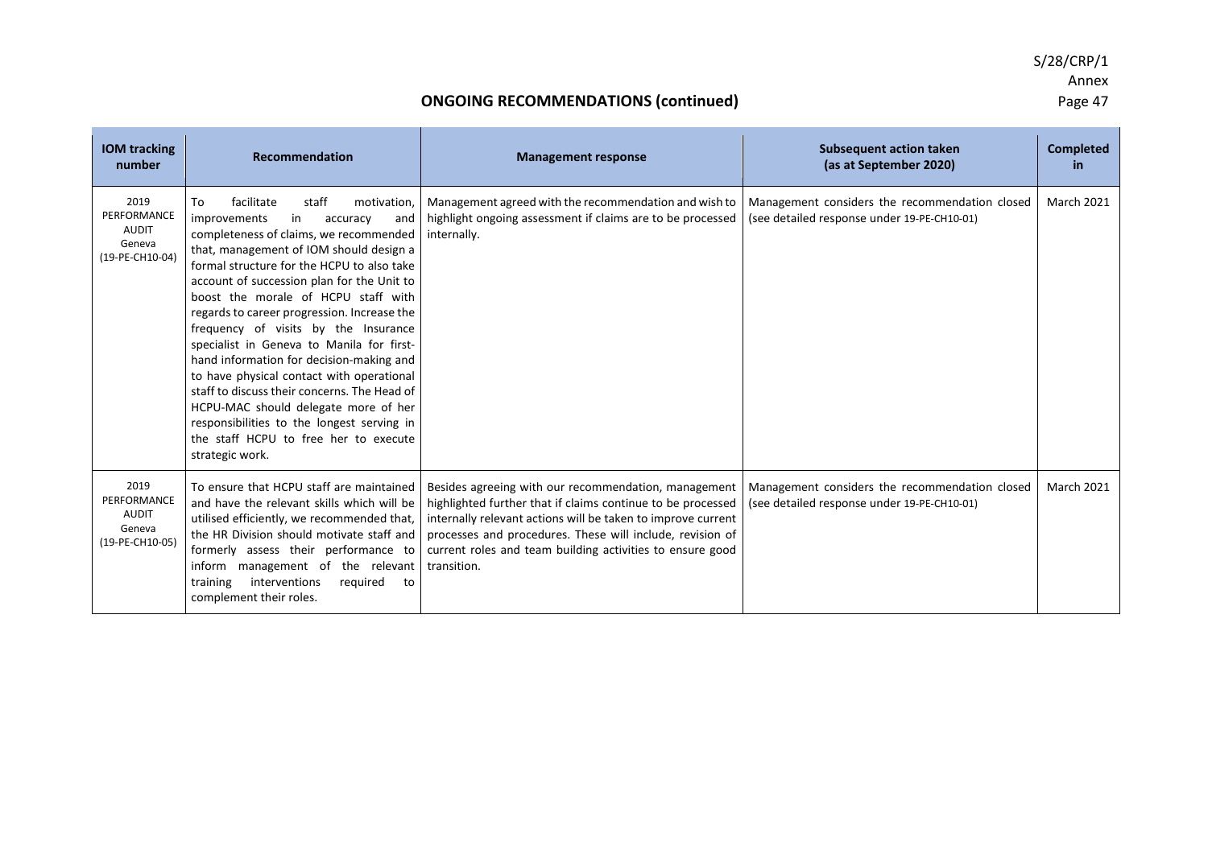## ONGOING RECOMMENDATIONS (continued)

| IOM tracking number | Recommendation | Management response | Subsequent action taken (as at September 2020) | Completed in |
|---|---|---|---|---|
| 2019 PERFORMANCE AUDIT Geneva (19-PE-CH10-04) | To facilitate staff motivation, improvements in accuracy and completeness of claims, we recommended that, management of IOM should design a formal structure for the HCPU to also take account of succession plan for the Unit to boost the morale of HCPU staff with regards to career progression. Increase the frequency of visits by the Insurance specialist in Geneva to Manila for first-hand information for decision-making and to have physical contact with operational staff to discuss their concerns. The Head of HCPU-MAC should delegate more of her responsibilities to the longest serving in the staff HCPU to free her to execute strategic work. | Management agreed with the recommendation and wish to highlight ongoing assessment if claims are to be processed internally. | Management considers the recommendation closed (see detailed response under 19-PE-CH10-01) | March 2021 |
| 2019 PERFORMANCE AUDIT Geneva (19-PE-CH10-05) | To ensure that HCPU staff are maintained and have the relevant skills which will be utilised efficiently, we recommended that, the HR Division should motivate staff and formerly assess their performance to inform management of the relevant training interventions required to complement their roles. | Besides agreeing with our recommendation, management highlighted further that if claims continue to be processed internally relevant actions will be taken to improve current processes and procedures. These will include, revision of current roles and team building activities to ensure good transition. | Management considers the recommendation closed (see detailed response under 19-PE-CH10-01) | March 2021 |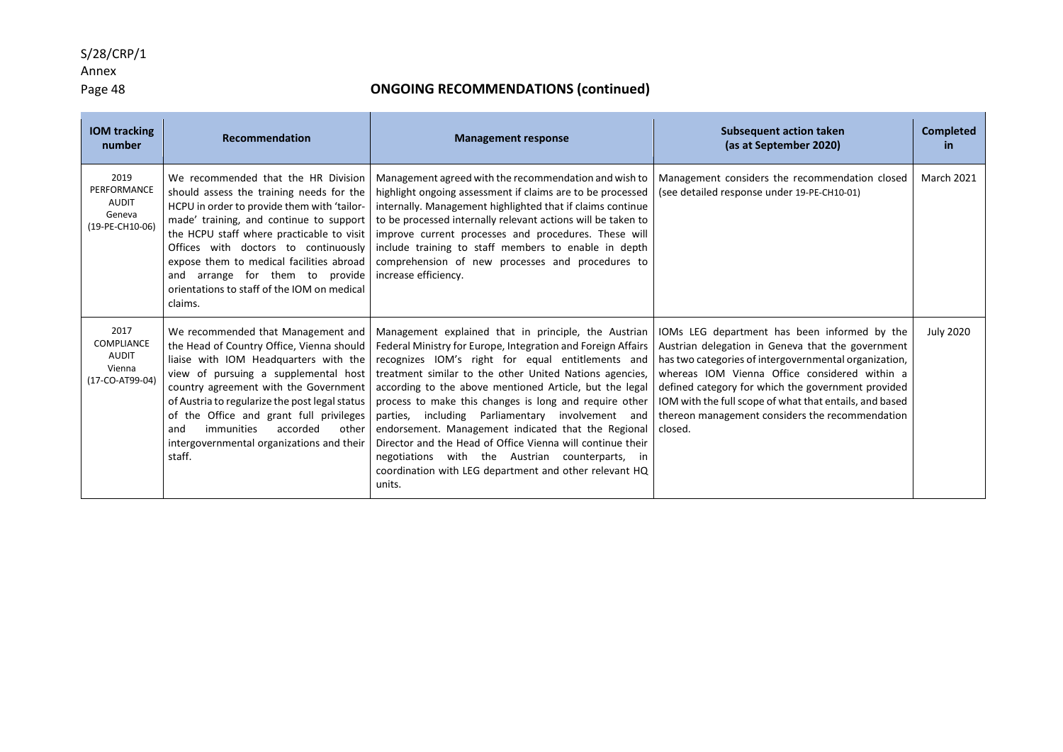## ONGOING RECOMMENDATIONS (continued)

| IOM tracking number | Recommendation | Management response | Subsequent action taken (as at September 2020) | Completed in |
|---|---|---|---|---|
| 2019 PERFORMANCE AUDIT Geneva (19-PE-CH10-06) | We recommended that the HR Division should assess the training needs for the HCPU in order to provide them with 'tailor-made' training, and continue to support the HCPU staff where practicable to visit Offices with doctors to continuously expose them to medical facilities abroad and arrange for them to provide orientations to staff of the IOM on medical claims. | Management agreed with the recommendation and wish to highlight ongoing assessment if claims are to be processed internally. Management highlighted that if claims continue to be processed internally relevant actions will be taken to improve current processes and procedures. These will include training to staff members to enable in depth comprehension of new processes and procedures to increase efficiency. | Management considers the recommendation closed (see detailed response under 19-PE-CH10-01) | March 2021 |
| 2017 COMPLIANCE AUDIT Vienna (17-CO-AT99-04) | We recommended that Management and the Head of Country Office, Vienna should liaise with IOM Headquarters with the view of pursuing a supplemental host country agreement with the Government of Austria to regularize the post legal status of the Office and grant full privileges and immunities accorded other intergovernmental organizations and their staff. | Management explained that in principle, the Austrian Federal Ministry for Europe, Integration and Foreign Affairs recognizes IOM's right for equal entitlements and treatment similar to the other United Nations agencies, according to the above mentioned Article, but the legal process to make this changes is long and require other parties, including Parliamentary involvement and endorsement. Management indicated that the Regional Director and the Head of Office Vienna will continue their negotiations with the Austrian counterparts, in coordination with LEG department and other relevant HQ units. | IOMs LEG department has been informed by the Austrian delegation in Geneva that the government has two categories of intergovernmental organization, whereas IOM Vienna Office considered within a defined category for which the government provided IOM with the full scope of what that entails, and based thereon management considers the recommendation closed. | July 2020 |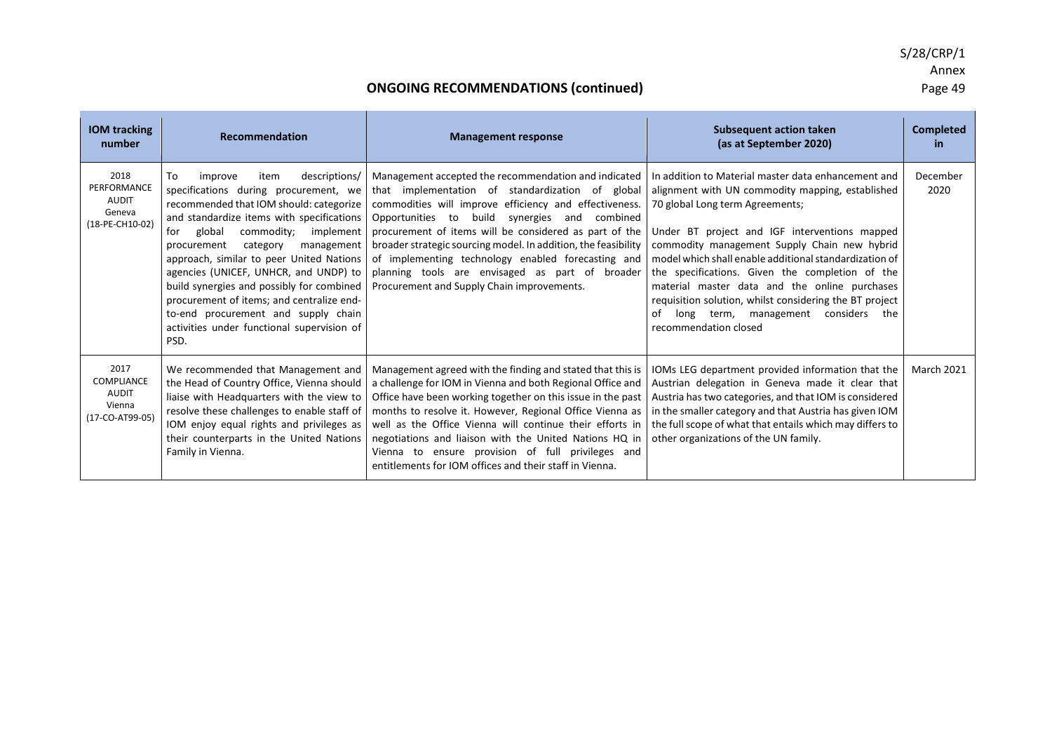## ONGOING RECOMMENDATIONS (continued)

| IOM tracking number | Recommendation | Management response | Subsequent action taken (as at September 2020) | Completed in |
|---|---|---|---|---|
| 2018 PERFORMANCE AUDIT Geneva (18-PE-CH10-02) | To improve item descriptions/ specifications during procurement, we recommended that IOM should: categorize and standardize items with specifications for global commodity; implement procurement category management approach, similar to peer United Nations agencies (UNICEF, UNHCR, and UNDP) to build synergies and possibly for combined procurement of items; and centralize end-to-end procurement and supply chain activities under functional supervision of PSD. | Management accepted the recommendation and indicated that implementation of standardization of global commodities will improve efficiency and effectiveness. Opportunities to build synergies and combined procurement of items will be considered as part of the broader strategic sourcing model. In addition, the feasibility of implementing technology enabled forecasting and planning tools are envisaged as part of broader Procurement and Supply Chain improvements. | In addition to Material master data enhancement and alignment with UN commodity mapping, established 70 global Long term Agreements;<br><br>Under BT project and IGF interventions mapped commodity management Supply Chain new hybrid model which shall enable additional standardization of the specifications. Given the completion of the material master data and the online purchases requisition solution, whilst considering the BT project of long term, management considers the recommendation closed | December 2020 |
| 2017 COMPLIANCE AUDIT Vienna (17-CO-AT99-05) | We recommended that Management and the Head of Country Office, Vienna should liaise with Headquarters with the view to resolve these challenges to enable staff of IOM enjoy equal rights and privileges as their counterparts in the United Nations Family in Vienna. | Management agreed with the finding and stated that this is a challenge for IOM in Vienna and both Regional Office and Office have been working together on this issue in the past months to resolve it. However, Regional Office Vienna as well as the Office Vienna will continue their efforts in negotiations and liaison with the United Nations HQ in Vienna to ensure provision of full privileges and entitlements for IOM offices and their staff in Vienna. | IOMs LEG department provided information that the Austrian delegation in Geneva made it clear that Austria has two categories, and that IOM is considered in the smaller category and that Austria has given IOM the full scope of what that entails which may differs to other organizations of the UN family. | March 2021 |